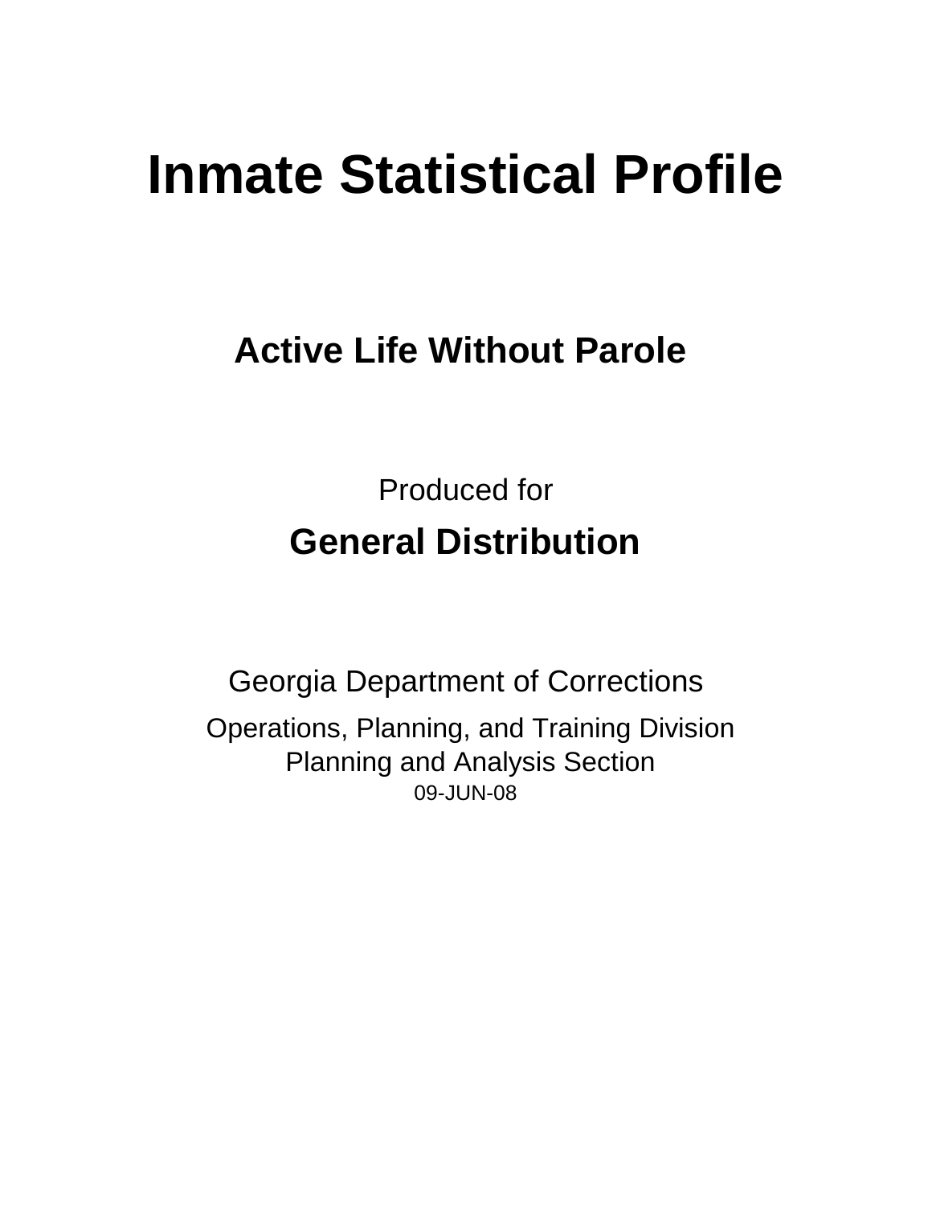# Inmate Statistical Profile

## Active Life Without Parole

Produced for

## General Distribution

Georgia Department of Corrections

Operations, Planning, and Training Division
Planning and Analysis Section
09-JUN-08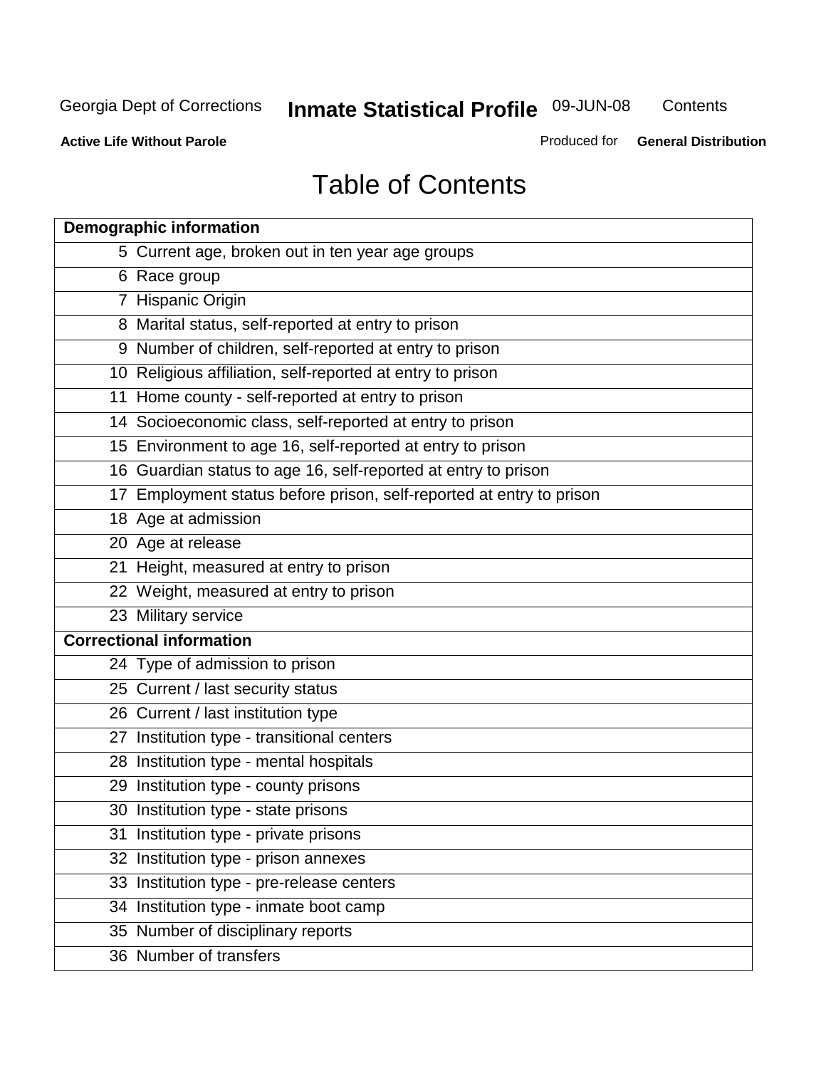# Table of Contents

| Demographic information | |
|---|---|
| 5 | Current age, broken out in ten year age groups |
| 6 | Race group |
| 7 | Hispanic Origin |
| 8 | Marital status, self-reported at entry to prison |
| 9 | Number of children, self-reported at entry to prison |
| 10 | Religious affiliation, self-reported at entry to prison |
| 11 | Home county - self-reported at entry to prison |
| 14 | Socioeconomic class, self-reported at entry to prison |
| 15 | Environment to age 16, self-reported at entry to prison |
| 16 | Guardian status to age 16, self-reported at entry to prison |
| 17 | Employment status before prison, self-reported at entry to prison |
| 18 | Age at admission |
| 20 | Age at release |
| 21 | Height, measured at entry to prison |
| 22 | Weight, measured at entry to prison |
| 23 | Military service |
| **Correctional information** | |
| 24 | Type of admission to prison |
| 25 | Current / last security status |
| 26 | Current / last institution type |
| 27 | Institution type - transitional centers |
| 28 | Institution type - mental hospitals |
| 29 | Institution type - county prisons |
| 30 | Institution type - state prisons |
| 31 | Institution type - private prisons |
| 32 | Institution type - prison annexes |
| 33 | Institution type - pre-release centers |
| 34 | Institution type - inmate boot camp |
| 35 | Number of disciplinary reports |
| 36 | Number of transfers |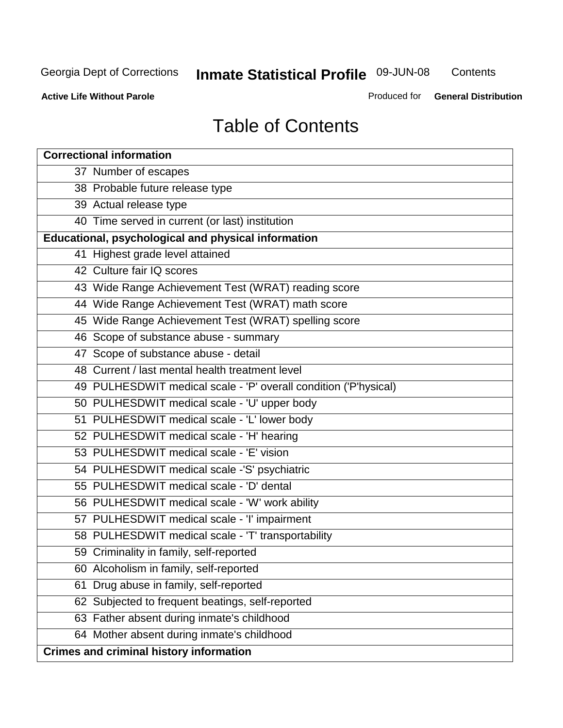# Table of Contents

| Correctional information |
|---|
| 37 Number of escapes |
| 38 Probable future release type |
| 39 Actual release type |
| 40 Time served in current (or last) institution |
| **Educational, psychological and physical information** |
| 41 Highest grade level attained |
| 42 Culture fair IQ scores |
| 43 Wide Range Achievement Test (WRAT) reading score |
| 44 Wide Range Achievement Test (WRAT) math score |
| 45 Wide Range Achievement Test (WRAT) spelling score |
| 46 Scope of substance abuse - summary |
| 47 Scope of substance abuse - detail |
| 48 Current / last mental health treatment level |
| 49 PULHESDWIT medical scale - 'P' overall condition ('P'hysical) |
| 50 PULHESDWIT medical scale - 'U' upper body |
| 51 PULHESDWIT medical scale - 'L' lower body |
| 52 PULHESDWIT medical scale - 'H' hearing |
| 53 PULHESDWIT medical scale - 'E' vision |
| 54 PULHESDWIT medical scale -'S' psychiatric |
| 55 PULHESDWIT medical scale - 'D' dental |
| 56 PULHESDWIT medical scale - 'W' work ability |
| 57 PULHESDWIT medical scale - 'I' impairment |
| 58 PULHESDWIT medical scale - 'T' transportability |
| 59 Criminality in family, self-reported |
| 60 Alcoholism in family, self-reported |
| 61 Drug abuse in family, self-reported |
| 62 Subjected to frequent beatings, self-reported |
| 63 Father absent during inmate's childhood |
| 64 Mother absent during inmate's childhood |
| **Crimes and criminal history information** |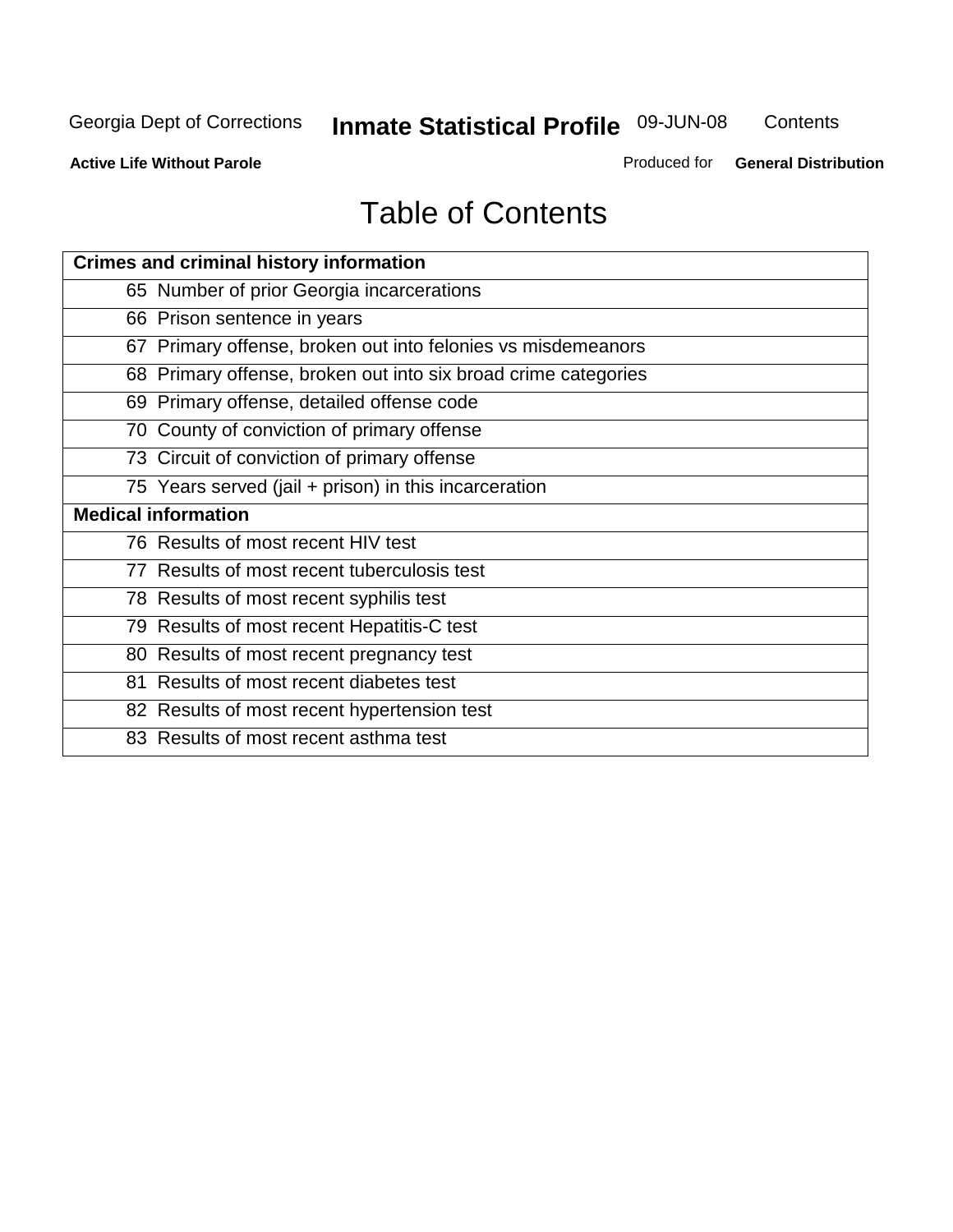# Table of Contents

| Crimes and criminal history information |
|---|
| 65 Number of prior Georgia incarcerations |
| 66 Prison sentence in years |
| 67 Primary offense, broken out into felonies vs misdemeanors |
| 68 Primary offense, broken out into six broad crime categories |
| 69 Primary offense, detailed offense code |
| 70 County of conviction of primary offense |
| 73 Circuit of conviction of primary offense |
| 75 Years served (jail + prison) in this incarceration |
| **Medical information** |
| 76 Results of most recent HIV test |
| 77 Results of most recent tuberculosis test |
| 78 Results of most recent syphilis test |
| 79 Results of most recent Hepatitis-C test |
| 80 Results of most recent pregnancy test |
| 81 Results of most recent diabetes test |
| 82 Results of most recent hypertension test |
| 83 Results of most recent asthma test |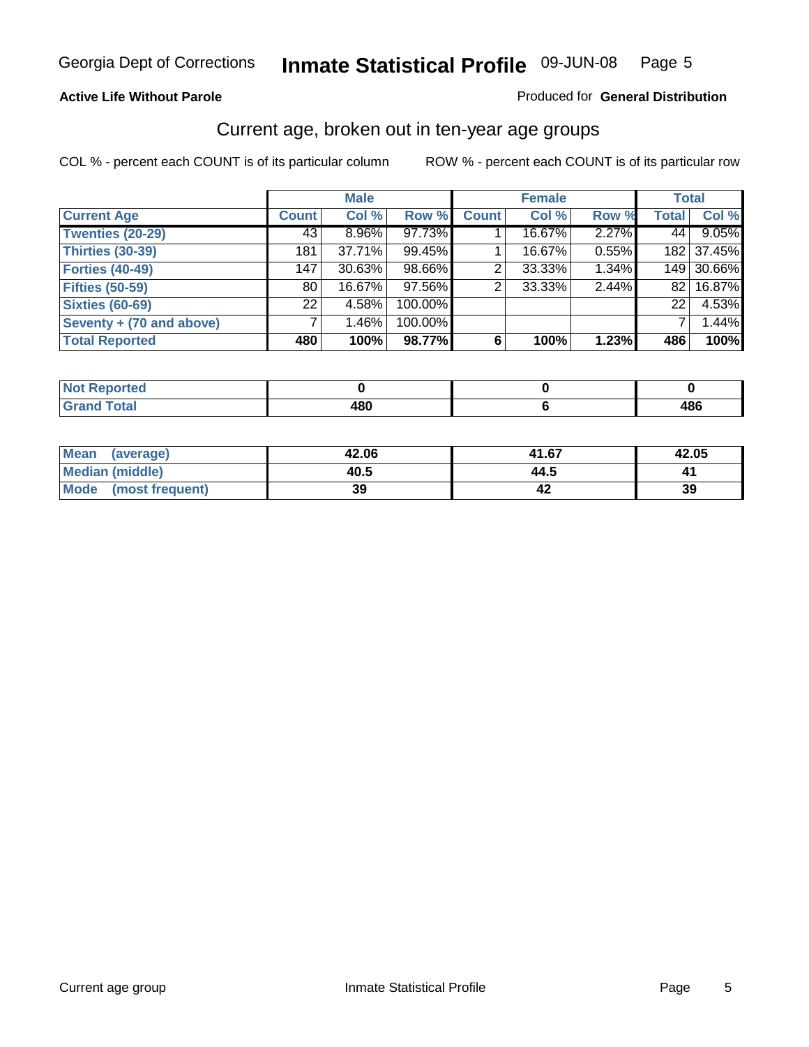Georgia Dept of Corrections **Inmate Statistical Profile** 09-JUN-08

**Active Life Without Parole**

Produced for **General Distribution**

## Current age, broken out in ten-year age groups

COL % - percent each COUNT is of its particular column

ROW % - percent each COUNT is of its particular row

| | Male | | | Female | | | Total | |
|---|---|---|---|---|---|---|---|---|
| **Current Age** | **Count** | **Col %** | **Row %** | **Count** | **Col %** | **Row %** | **Total** | **Col %** |
| **Twenties (20-29)** | 43 | 8.96% | 97.73% | 1 | 16.67% | 2.27% | 44 | 9.05% |
| **Thirties (30-39)** | 181 | 37.71% | 99.45% | 1 | 16.67% | 0.55% | 182 | 37.45% |
| **Forties (40-49)** | 147 | 30.63% | 98.66% | 2 | 33.33% | 1.34% | 149 | 30.66% |
| **Fifties (50-59)** | 80 | 16.67% | 97.56% | 2 | 33.33% | 2.44% | 82 | 16.87% |
| **Sixties (60-69)** | 22 | 4.58% | 100.00% | | | | 22 | 4.53% |
| **Seventy + (70 and above)** | 7 | 1.46% | 100.00% | | | | 7 | 1.44% |
| **Total Reported** | **480** | **100%** | **98.77%** | **6** | **100%** | **1.23%** | **486** | **100%** |

| | Male | Female | Total |
|---|---|---|---|
| **Not Reported** | **0** | **0** | **0** |
| **Grand Total** | **480** | **6** | **486** |

| | Male | Female | Total |
|---|---|---|---|
| **Mean (average)** | **42.06** | **41.67** | **42.05** |
| **Median (middle)** | **40.5** | **44.5** | **41** |
| **Mode (most frequent)** | **39** | **42** | **39** |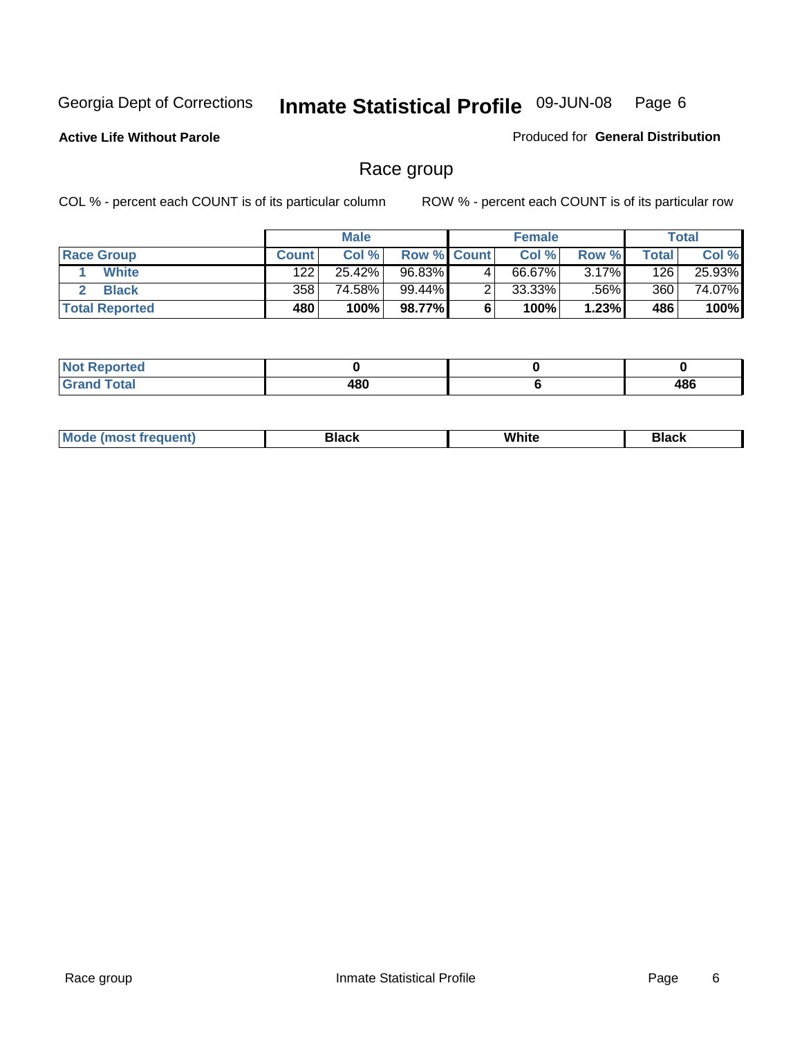Georgia Dept of Corrections **Inmate Statistical Profile** 09-JUN-08

**Active Life Without Parole**

Produced for **General Distribution**

## Race group

COL % - percent each COUNT is of its particular column ROW % - percent each COUNT is of its particular row

| | Male | | | Female | | | Total | |
|---|---|---|---|---|---|---|---|---|
| **Race Group** | **Count** | **Col %** | **Row %** | **Count** | **Col %** | **Row %** | **Total** | **Col %** |
| 1 **White** | 122 | 25.42% | 96.83% | 4 | 66.67% | 3.17% | 126 | 25.93% |
| 2 **Black** | 358 | 74.58% | 99.44% | 2 | 33.33% | .56% | 360 | 74.07% |
| **Total Reported** | **480** | **100%** | **98.77%** | **6** | **100%** | **1.23%** | **486** | **100%** |

| | Male | Female | Total |
|---|---|---|---|
| **Not Reported** | **0** | **0** | **0** |
| **Grand Total** | **480** | **6** | **486** |

| | Male | Female | Total |
|---|---|---|---|
| **Mode (most frequent)** | **Black** | **White** | **Black** |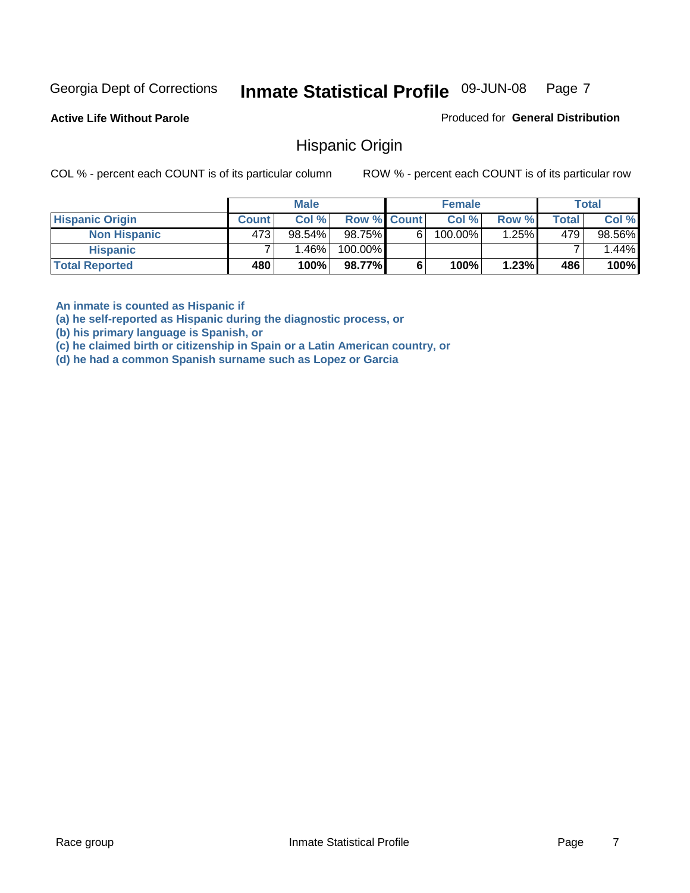**Active Life Without Parole**

Produced for **General Distribution**

## Hispanic Origin

COL % - percent each COUNT is of its particular column

ROW % - percent each COUNT is of its particular row

| | Male | | | Female | | | Total | |
|---|---|---|---|---|---|---|---|---|
| **Hispanic Origin** | **Count** | **Col %** | **Row %** | **Count** | **Col %** | **Row %** | **Total** | **Col %** |
| **Non Hispanic** | 473 | 98.54% | 98.75% | 6 | 100.00% | 1.25% | 479 | 98.56% |
| **Hispanic** | 7 | 1.46% | 100.00% | | | | 7 | 1.44% |
| **Total Reported** | **480** | **100%** | **98.77%** | **6** | **100%** | **1.23%** | **486** | **100%** |

**An inmate is counted as Hispanic if**
**(a) he self-reported as Hispanic during the diagnostic process, or**
**(b) his primary language is Spanish, or**
**(c) he claimed birth or citizenship in Spain or a Latin American country, or**
**(d) he had a common Spanish surname such as Lopez or Garcia**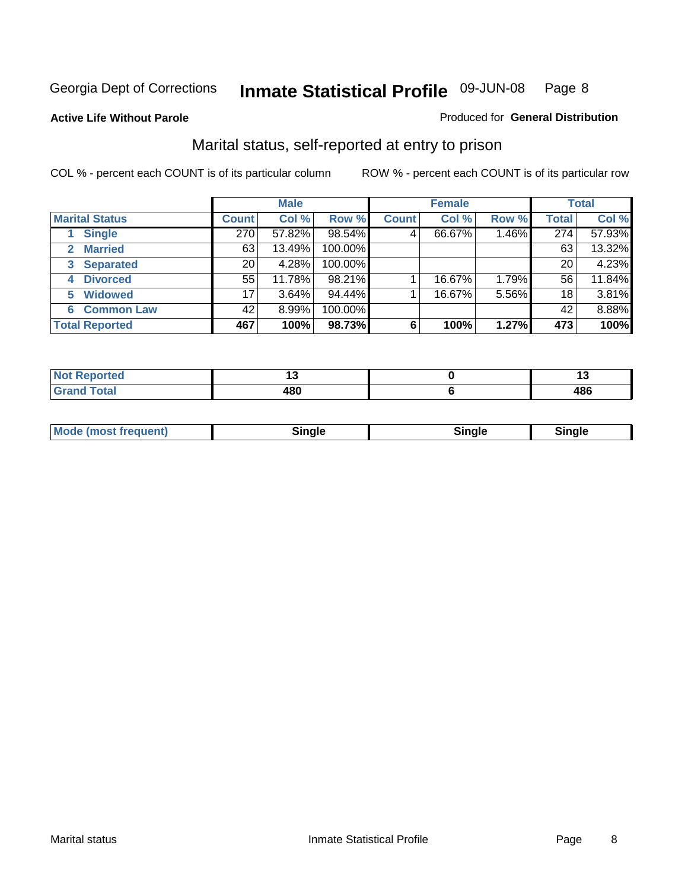Georgia Dept of Corrections **Inmate Statistical Profile** 09-JUN-08

**Active Life Without Parole**

Produced for **General Distribution**

## Marital status, self-reported at entry to prison

COL % - percent each COUNT is of its particular column

ROW % - percent each COUNT is of its particular row

| Marital Status | Male Count | Male Col % | Male Row % | Female Count | Female Col % | Female Row % | Total | Total Col % |
|---|---|---|---|---|---|---|---|---|
| 1 Single | 270 | 57.82% | 98.54% | 4 | 66.67% | 1.46% | 274 | 57.93% |
| 2 Married | 63 | 13.49% | 100.00% | | | | 63 | 13.32% |
| 3 Separated | 20 | 4.28% | 100.00% | | | | 20 | 4.23% |
| 4 Divorced | 55 | 11.78% | 98.21% | 1 | 16.67% | 1.79% | 56 | 11.84% |
| 5 Widowed | 17 | 3.64% | 94.44% | 1 | 16.67% | 5.56% | 18 | 3.81% |
| 6 Common Law | 42 | 8.99% | 100.00% | | | | 42 | 8.88% |
| **Total Reported** | **467** | **100%** | **98.73%** | **6** | **100%** | **1.27%** | **473** | **100%** |

| | Male | Female | Total |
|---|---|---|---|
| Not Reported | 13 | 0 | 13 |
| Grand Total | 480 | 6 | 486 |

| | Male | Female | Total |
|---|---|---|---|
| Mode (most frequent) | Single | Single | Single |

Marital status Inmate Statistical Profile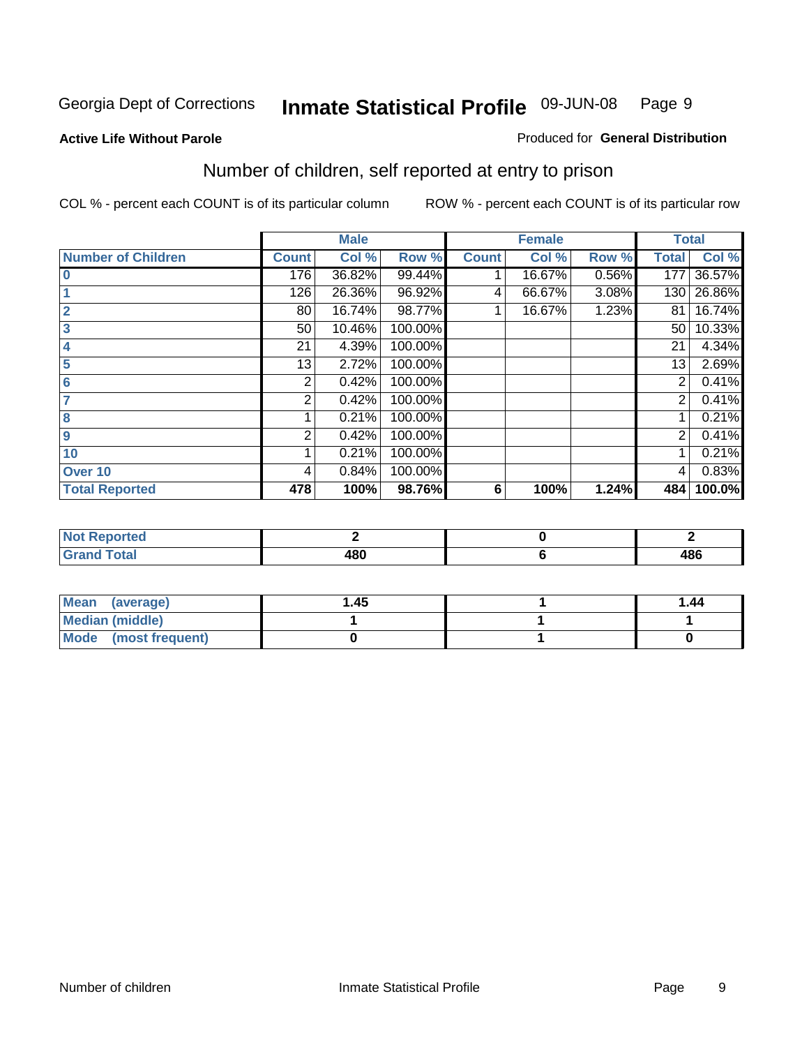Georgia Dept of Corrections **Inmate Statistical Profile** 09-JUN-08

**Active Life Without Parole**

Produced for **General Distribution**

## Number of children, self reported at entry to prison

COL % - percent each COUNT is of its particular column

ROW % - percent each COUNT is of its particular row

| | Male | | | Female | | | Total | |
|---|---|---|---|---|---|---|---|---|
| **Number of Children** | **Count** | **Col %** | **Row %** | **Count** | **Col %** | **Row %** | **Total** | **Col %** |
| **0** | 176 | 36.82% | 99.44% | 1 | 16.67% | 0.56% | 177 | 36.57% |
| **1** | 126 | 26.36% | 96.92% | 4 | 66.67% | 3.08% | 130 | 26.86% |
| **2** | 80 | 16.74% | 98.77% | 1 | 16.67% | 1.23% | 81 | 16.74% |
| **3** | 50 | 10.46% | 100.00% | | | | 50 | 10.33% |
| **4** | 21 | 4.39% | 100.00% | | | | 21 | 4.34% |
| **5** | 13 | 2.72% | 100.00% | | | | 13 | 2.69% |
| **6** | 2 | 0.42% | 100.00% | | | | 2 | 0.41% |
| **7** | 2 | 0.42% | 100.00% | | | | 2 | 0.41% |
| **8** | 1 | 0.21% | 100.00% | | | | 1 | 0.21% |
| **9** | 2 | 0.42% | 100.00% | | | | 2 | 0.41% |
| **10** | 1 | 0.21% | 100.00% | | | | 1 | 0.21% |
| **Over 10** | 4 | 0.84% | 100.00% | | | | 4 | 0.83% |
| **Total Reported** | **478** | **100%** | **98.76%** | **6** | **100%** | **1.24%** | **484** | **100.0%** |

| | Male | Female | Total |
|---|---|---|---|
| **Not Reported** | **2** | **0** | **2** |
| **Grand Total** | **480** | **6** | **486** |

| | Male | Female | Total |
|---|---|---|---|
| **Mean (average)** | **1.45** | **1** | **1.44** |
| **Median (middle)** | **1** | **1** | **1** |
| **Mode (most frequent)** | **0** | **1** | **0** |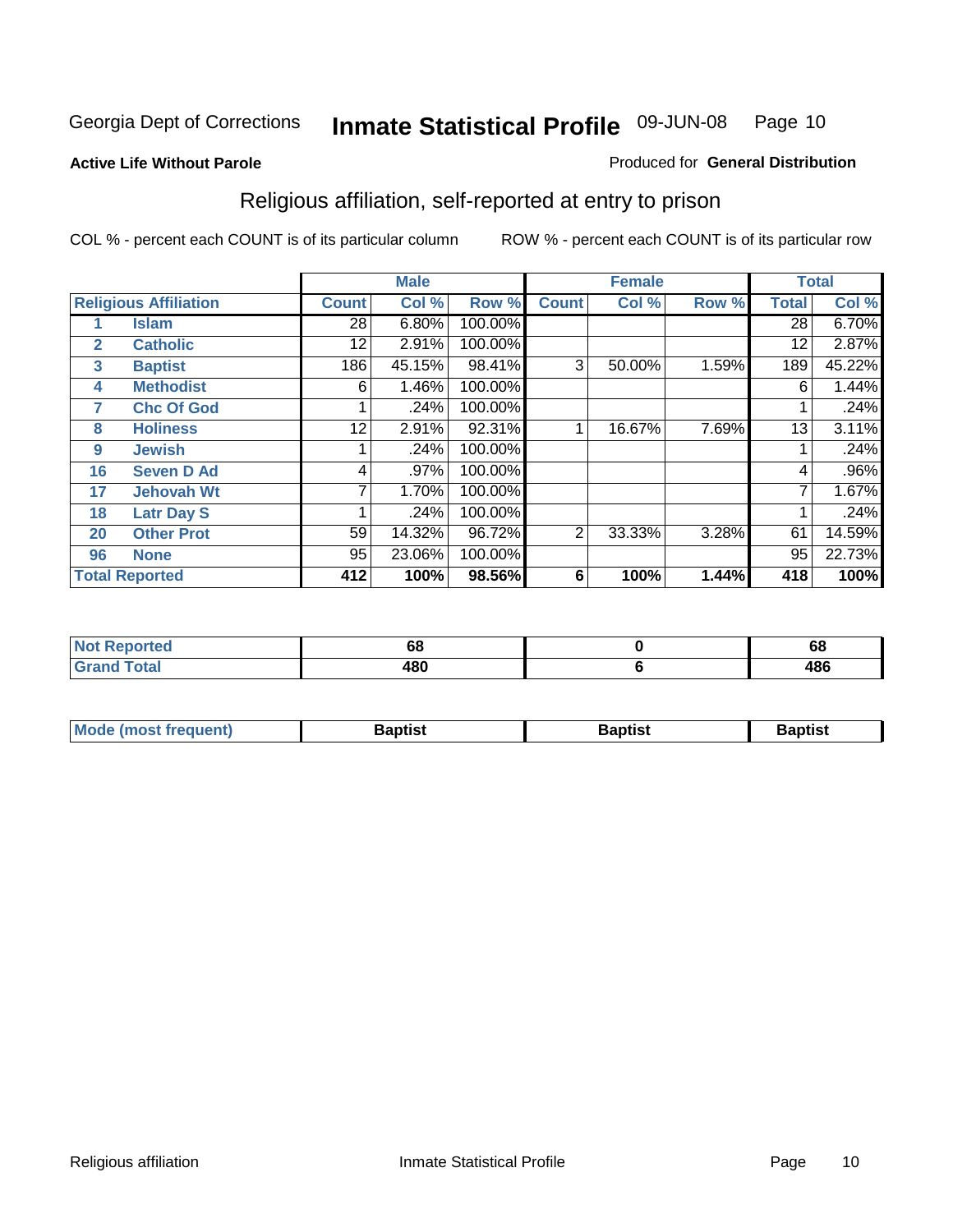Georgia Dept of Corrections **Inmate Statistical Profile** 09-JUN-08

**Active Life Without Parole**

Produced for **General Distribution**

## Religious affiliation, self-reported at entry to prison

COL % - percent each COUNT is of its particular column    ROW % - percent each COUNT is of its particular row

| | | Male | | | Female | | | Total | |
|---|---|---|---|---|---|---|---|---|---|
| **Religious Affiliation** | | **Count** | **Col %** | **Row %** | **Count** | **Col %** | **Row %** | **Total** | **Col %** |
| 1 | Islam | 28 | 6.80% | 100.00% | | | | 28 | 6.70% |
| 2 | Catholic | 12 | 2.91% | 100.00% | | | | 12 | 2.87% |
| 3 | Baptist | 186 | 45.15% | 98.41% | 3 | 50.00% | 1.59% | 189 | 45.22% |
| 4 | Methodist | 6 | 1.46% | 100.00% | | | | 6 | 1.44% |
| 7 | Chc Of God | 1 | .24% | 100.00% | | | | 1 | .24% |
| 8 | Holiness | 12 | 2.91% | 92.31% | 1 | 16.67% | 7.69% | 13 | 3.11% |
| 9 | Jewish | 1 | .24% | 100.00% | | | | 1 | .24% |
| 16 | Seven D Ad | 4 | .97% | 100.00% | | | | 4 | .96% |
| 17 | Jehovah Wt | 7 | 1.70% | 100.00% | | | | 7 | 1.67% |
| 18 | Latr Day S | 1 | .24% | 100.00% | | | | 1 | .24% |
| 20 | Other Prot | 59 | 14.32% | 96.72% | 2 | 33.33% | 3.28% | 61 | 14.59% |
| 96 | None | 95 | 23.06% | 100.00% | | | | 95 | 22.73% |
| **Total Reported** | | **412** | **100%** | **98.56%** | **6** | **100%** | **1.44%** | **418** | **100%** |

| | Male | Female | Total |
|---|---|---|---|
| **Not Reported** | **68** | **0** | **68** |
| **Grand Total** | **480** | **6** | **486** |

| | Male | Female | Total |
|---|---|---|---|
| **Mode (most frequent)** | **Baptist** | **Baptist** | **Baptist** |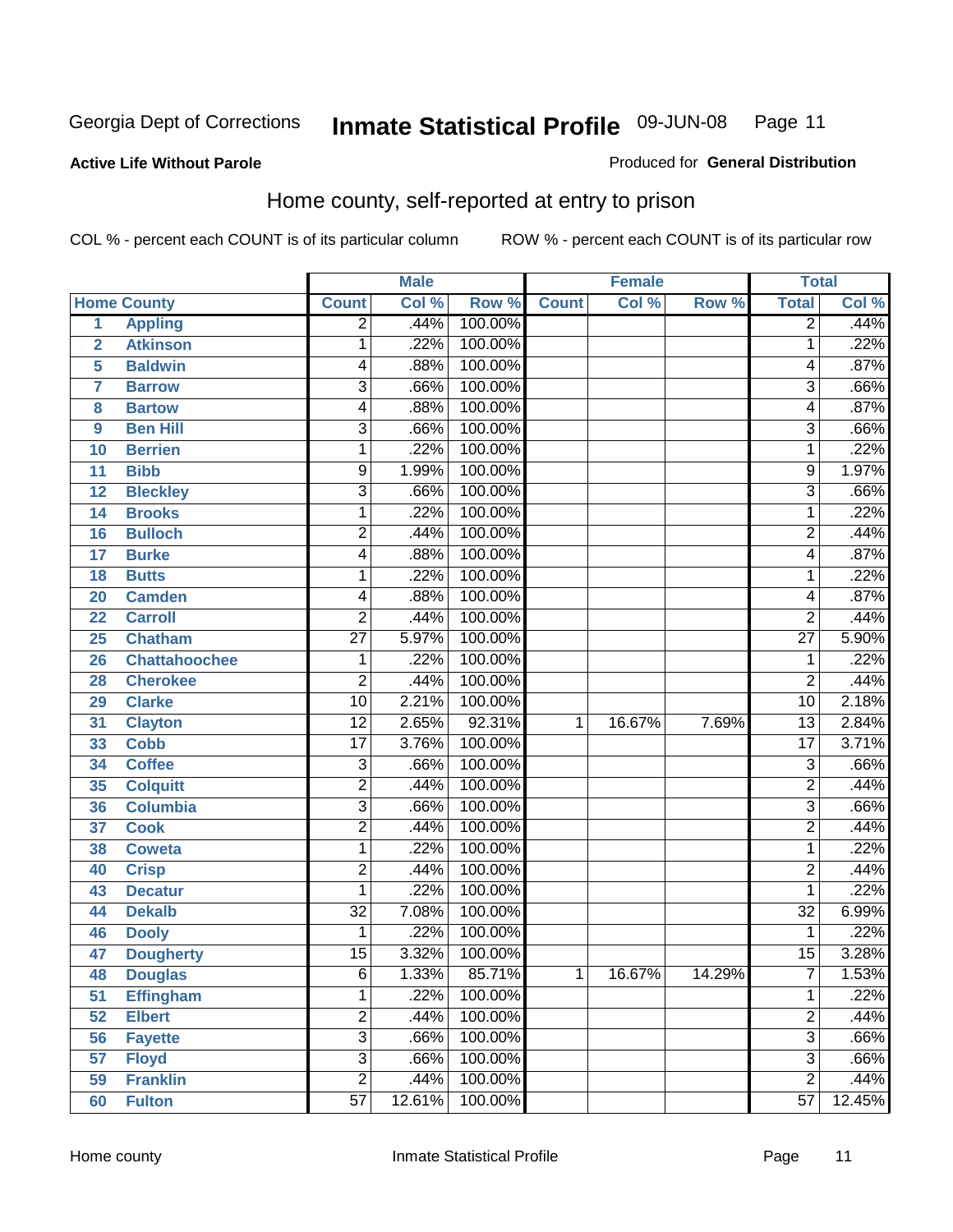Georgia Dept of Corrections **Inmate Statistical Profile** 09-JUN-08

**Active Life Without Parole**

Produced for **General Distribution**

## Home county, self-reported at entry to prison

COL % - percent each COUNT is of its particular column    ROW % - percent each COUNT is of its particular row

| | | Male | | | Female | | | Total | |
|---|---|---|---|---|---|---|---|---|---|
| Home County | | Count | Col % | Row % | Count | Col % | Row % | Total | Col % |
| 1 | Appling | 2 | .44% | 100.00% | | | | 2 | .44% |
| 2 | Atkinson | 1 | .22% | 100.00% | | | | 1 | .22% |
| 5 | Baldwin | 4 | .88% | 100.00% | | | | 4 | .87% |
| 7 | Barrow | 3 | .66% | 100.00% | | | | 3 | .66% |
| 8 | Bartow | 4 | .88% | 100.00% | | | | 4 | .87% |
| 9 | Ben Hill | 3 | .66% | 100.00% | | | | 3 | .66% |
| 10 | Berrien | 1 | .22% | 100.00% | | | | 1 | .22% |
| 11 | Bibb | 9 | 1.99% | 100.00% | | | | 9 | 1.97% |
| 12 | Bleckley | 3 | .66% | 100.00% | | | | 3 | .66% |
| 14 | Brooks | 1 | .22% | 100.00% | | | | 1 | .22% |
| 16 | Bulloch | 2 | .44% | 100.00% | | | | 2 | .44% |
| 17 | Burke | 4 | .88% | 100.00% | | | | 4 | .87% |
| 18 | Butts | 1 | .22% | 100.00% | | | | 1 | .22% |
| 20 | Camden | 4 | .88% | 100.00% | | | | 4 | .87% |
| 22 | Carroll | 2 | .44% | 100.00% | | | | 2 | .44% |
| 25 | Chatham | 27 | 5.97% | 100.00% | | | | 27 | 5.90% |
| 26 | Chattahoochee | 1 | .22% | 100.00% | | | | 1 | .22% |
| 28 | Cherokee | 2 | .44% | 100.00% | | | | 2 | .44% |
| 29 | Clarke | 10 | 2.21% | 100.00% | | | | 10 | 2.18% |
| 31 | Clayton | 12 | 2.65% | 92.31% | 1 | 16.67% | 7.69% | 13 | 2.84% |
| 33 | Cobb | 17 | 3.76% | 100.00% | | | | 17 | 3.71% |
| 34 | Coffee | 3 | .66% | 100.00% | | | | 3 | .66% |
| 35 | Colquitt | 2 | .44% | 100.00% | | | | 2 | .44% |
| 36 | Columbia | 3 | .66% | 100.00% | | | | 3 | .66% |
| 37 | Cook | 2 | .44% | 100.00% | | | | 2 | .44% |
| 38 | Coweta | 1 | .22% | 100.00% | | | | 1 | .22% |
| 40 | Crisp | 2 | .44% | 100.00% | | | | 2 | .44% |
| 43 | Decatur | 1 | .22% | 100.00% | | | | 1 | .22% |
| 44 | Dekalb | 32 | 7.08% | 100.00% | | | | 32 | 6.99% |
| 46 | Dooly | 1 | .22% | 100.00% | | | | 1 | .22% |
| 47 | Dougherty | 15 | 3.32% | 100.00% | | | | 15 | 3.28% |
| 48 | Douglas | 6 | 1.33% | 85.71% | 1 | 16.67% | 14.29% | 7 | 1.53% |
| 51 | Effingham | 1 | .22% | 100.00% | | | | 1 | .22% |
| 52 | Elbert | 2 | .44% | 100.00% | | | | 2 | .44% |
| 56 | Fayette | 3 | .66% | 100.00% | | | | 3 | .66% |
| 57 | Floyd | 3 | .66% | 100.00% | | | | 3 | .66% |
| 59 | Franklin | 2 | .44% | 100.00% | | | | 2 | .44% |
| 60 | Fulton | 57 | 12.61% | 100.00% | | | | 57 | 12.45% |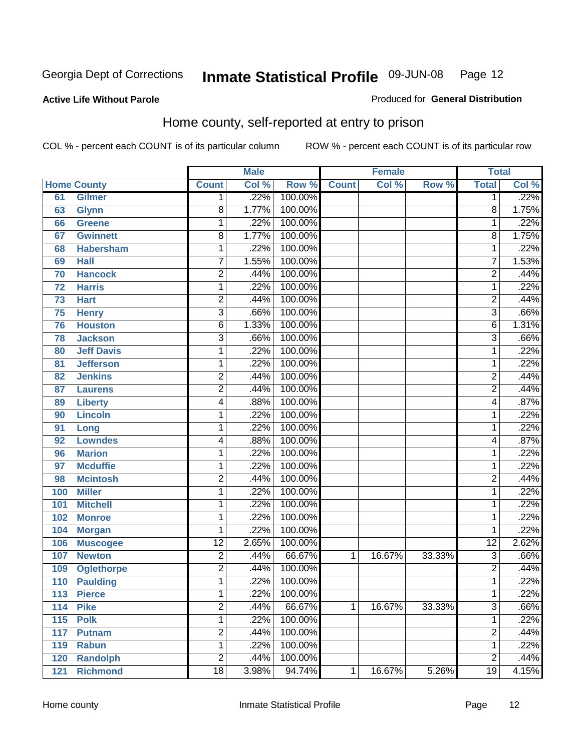Georgia Dept of Corrections **Inmate Statistical Profile** 09-JUN-08

**Active Life Without Parole**

Produced for **General Distribution**

## Home county, self-reported at entry to prison

COL % - percent each COUNT is of its particular column ROW % - percent each COUNT is of its particular row

| Home County | | Male | | | Female | | | Total | |
|---|---|---|---|---|---|---|---|---|---|
| | | Count | Col % | Row % | Count | Col % | Row % | Total | Col % |
| 61 | Gilmer | 1 | .22% | 100.00% | | | | 1 | .22% |
| 63 | Glynn | 8 | 1.77% | 100.00% | | | | 8 | 1.75% |
| 66 | Greene | 1 | .22% | 100.00% | | | | 1 | .22% |
| 67 | Gwinnett | 8 | 1.77% | 100.00% | | | | 8 | 1.75% |
| 68 | Habersham | 1 | .22% | 100.00% | | | | 1 | .22% |
| 69 | Hall | 7 | 1.55% | 100.00% | | | | 7 | 1.53% |
| 70 | Hancock | 2 | .44% | 100.00% | | | | 2 | .44% |
| 72 | Harris | 1 | .22% | 100.00% | | | | 1 | .22% |
| 73 | Hart | 2 | .44% | 100.00% | | | | 2 | .44% |
| 75 | Henry | 3 | .66% | 100.00% | | | | 3 | .66% |
| 76 | Houston | 6 | 1.33% | 100.00% | | | | 6 | 1.31% |
| 78 | Jackson | 3 | .66% | 100.00% | | | | 3 | .66% |
| 80 | Jeff Davis | 1 | .22% | 100.00% | | | | 1 | .22% |
| 81 | Jefferson | 1 | .22% | 100.00% | | | | 1 | .22% |
| 82 | Jenkins | 2 | .44% | 100.00% | | | | 2 | .44% |
| 87 | Laurens | 2 | .44% | 100.00% | | | | 2 | .44% |
| 89 | Liberty | 4 | .88% | 100.00% | | | | 4 | .87% |
| 90 | Lincoln | 1 | .22% | 100.00% | | | | 1 | .22% |
| 91 | Long | 1 | .22% | 100.00% | | | | 1 | .22% |
| 92 | Lowndes | 4 | .88% | 100.00% | | | | 4 | .87% |
| 96 | Marion | 1 | .22% | 100.00% | | | | 1 | .22% |
| 97 | Mcduffie | 1 | .22% | 100.00% | | | | 1 | .22% |
| 98 | Mcintosh | 2 | .44% | 100.00% | | | | 2 | .44% |
| 100 | Miller | 1 | .22% | 100.00% | | | | 1 | .22% |
| 101 | Mitchell | 1 | .22% | 100.00% | | | | 1 | .22% |
| 102 | Monroe | 1 | .22% | 100.00% | | | | 1 | .22% |
| 104 | Morgan | 1 | .22% | 100.00% | | | | 1 | .22% |
| 106 | Muscogee | 12 | 2.65% | 100.00% | | | | 12 | 2.62% |
| 107 | Newton | 2 | .44% | 66.67% | 1 | 16.67% | 33.33% | 3 | .66% |
| 109 | Oglethorpe | 2 | .44% | 100.00% | | | | 2 | .44% |
| 110 | Paulding | 1 | .22% | 100.00% | | | | 1 | .22% |
| 113 | Pierce | 1 | .22% | 100.00% | | | | 1 | .22% |
| 114 | Pike | 2 | .44% | 66.67% | 1 | 16.67% | 33.33% | 3 | .66% |
| 115 | Polk | 1 | .22% | 100.00% | | | | 1 | .22% |
| 117 | Putnam | 2 | .44% | 100.00% | | | | 2 | .44% |
| 119 | Rabun | 1 | .22% | 100.00% | | | | 1 | .22% |
| 120 | Randolph | 2 | .44% | 100.00% | | | | 2 | .44% |
| 121 | Richmond | 18 | 3.98% | 94.74% | 1 | 16.67% | 5.26% | 19 | 4.15% |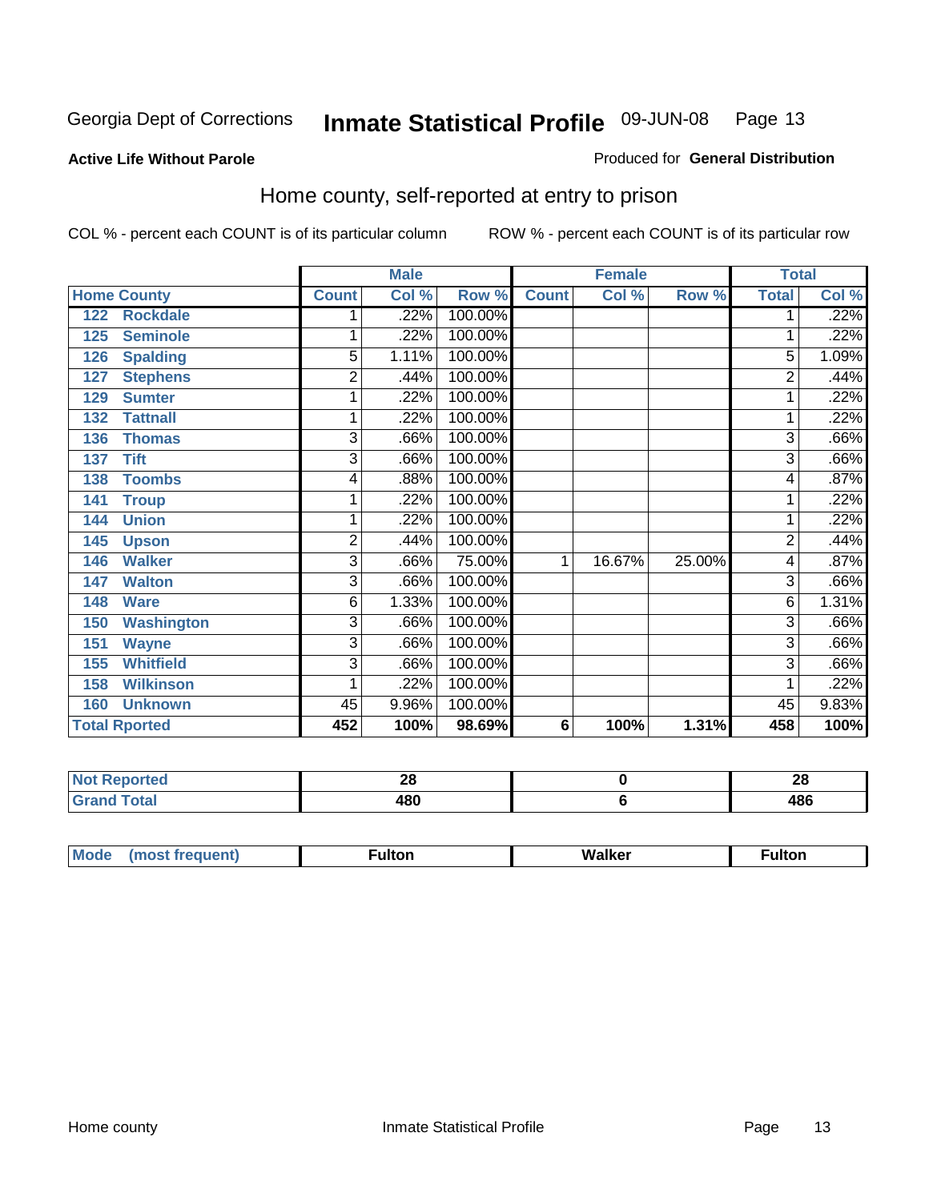Georgia Dept of Corrections **Inmate Statistical Profile** 09-JUN-08

**Active Life Without Parole**

Produced for **General Distribution**

## Home county, self-reported at entry to prison

COL % - percent each COUNT is of its particular column ROW % - percent each COUNT is of its particular row

| Home County | | Male | | | Female | | | Total | |
|---|---|---|---|---|---|---|---|---|---|
| | | Count | Col % | Row % | Count | Col % | Row % | Total | Col % |
| 122 | Rockdale | 1 | .22% | 100.00% | | | | 1 | .22% |
| 125 | Seminole | 1 | .22% | 100.00% | | | | 1 | .22% |
| 126 | Spalding | 5 | 1.11% | 100.00% | | | | 5 | 1.09% |
| 127 | Stephens | 2 | .44% | 100.00% | | | | 2 | .44% |
| 129 | Sumter | 1 | .22% | 100.00% | | | | 1 | .22% |
| 132 | Tattnall | 1 | .22% | 100.00% | | | | 1 | .22% |
| 136 | Thomas | 3 | .66% | 100.00% | | | | 3 | .66% |
| 137 | Tift | 3 | .66% | 100.00% | | | | 3 | .66% |
| 138 | Toombs | 4 | .88% | 100.00% | | | | 4 | .87% |
| 141 | Troup | 1 | .22% | 100.00% | | | | 1 | .22% |
| 144 | Union | 1 | .22% | 100.00% | | | | 1 | .22% |
| 145 | Upson | 2 | .44% | 100.00% | | | | 2 | .44% |
| 146 | Walker | 3 | .66% | 75.00% | 1 | 16.67% | 25.00% | 4 | .87% |
| 147 | Walton | 3 | .66% | 100.00% | | | | 3 | .66% |
| 148 | Ware | 6 | 1.33% | 100.00% | | | | 6 | 1.31% |
| 150 | Washington | 3 | .66% | 100.00% | | | | 3 | .66% |
| 151 | Wayne | 3 | .66% | 100.00% | | | | 3 | .66% |
| 155 | Whitfield | 3 | .66% | 100.00% | | | | 3 | .66% |
| 158 | Wilkinson | 1 | .22% | 100.00% | | | | 1 | .22% |
| 160 | Unknown | 45 | 9.96% | 100.00% | | | | 45 | 9.83% |
| **Total Rported** | | **452** | **100%** | **98.69%** | **6** | **100%** | **1.31%** | **458** | **100%** |

| | Male | Female | Total |
|---|---|---|---|
| **Not Reported** | **28** | **0** | **28** |
| **Grand Total** | **480** | **6** | **486** |

| | Male | Female | Total |
|---|---|---|---|
| **Mode (most frequent)** | **Fulton** | **Walker** | **Fulton** |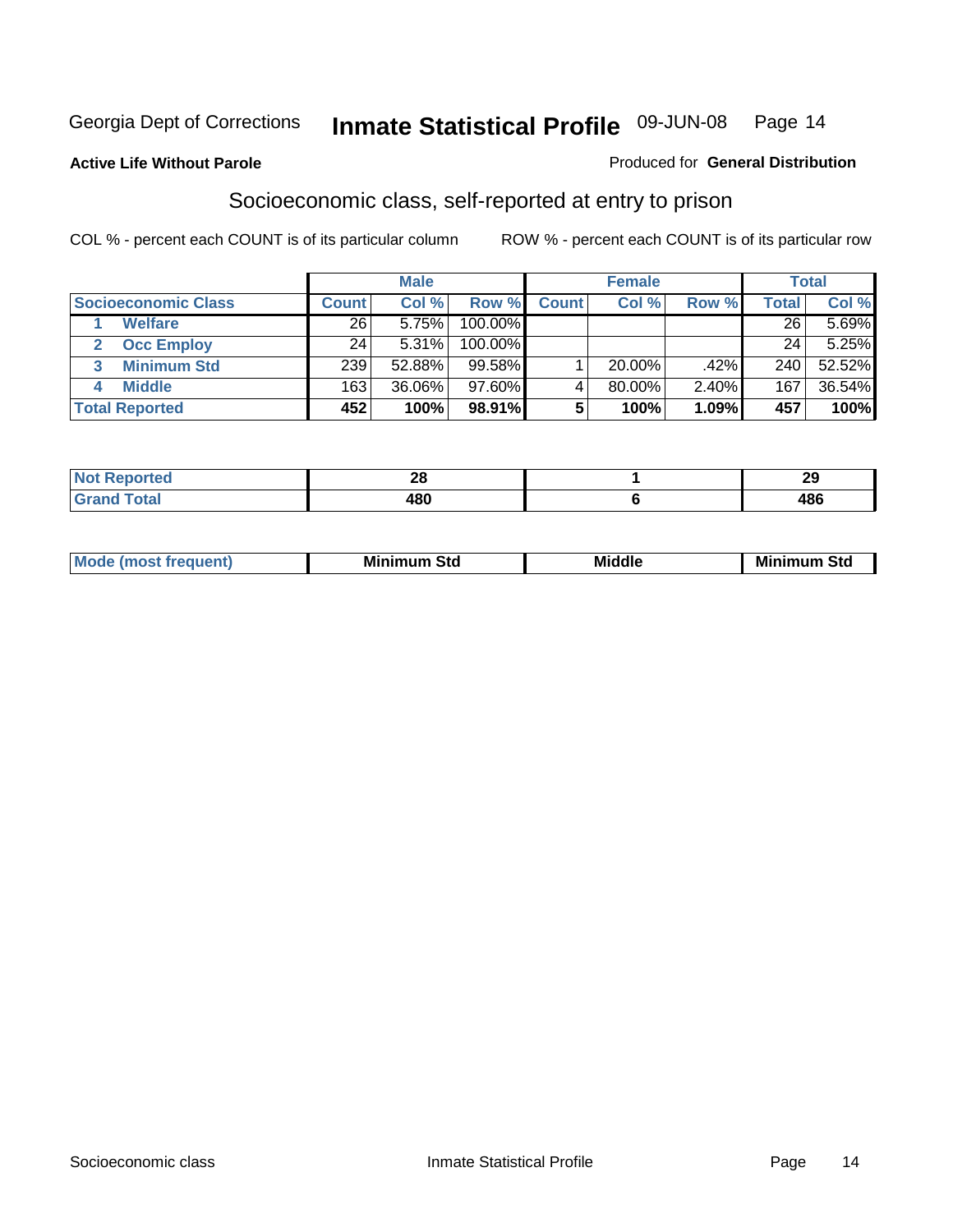Georgia Dept of Corrections **Inmate Statistical Profile** 09-JUN-08

**Active Life Without Parole**

Produced for **General Distribution**

## Socioeconomic class, self-reported at entry to prison

COL % - percent each COUNT is of its particular column    ROW % - percent each COUNT is of its particular row

| | Male | | | Female | | | Total | |
|---|---|---|---|---|---|---|---|---|
| **Socioeconomic Class** | **Count** | **Col %** | **Row %** | **Count** | **Col %** | **Row %** | **Total** | **Col %** |
| 1 **Welfare** | 26 | 5.75% | 100.00% | | | | 26 | 5.69% |
| 2 **Occ Employ** | 24 | 5.31% | 100.00% | | | | 24 | 5.25% |
| 3 **Minimum Std** | 239 | 52.88% | 99.58% | 1 | 20.00% | .42% | 240 | 52.52% |
| 4 **Middle** | 163 | 36.06% | 97.60% | 4 | 80.00% | 2.40% | 167 | 36.54% |
| **Total Reported** | **452** | **100%** | **98.91%** | **5** | **100%** | **1.09%** | **457** | **100%** |

| | Male | Female | Total |
|---|---|---|---|
| **Not Reported** | **28** | **1** | **29** |
| **Grand Total** | **480** | **6** | **486** |

| | Male | Female | Total |
|---|---|---|---|
| **Mode (most frequent)** | **Minimum Std** | **Middle** | **Minimum Std** |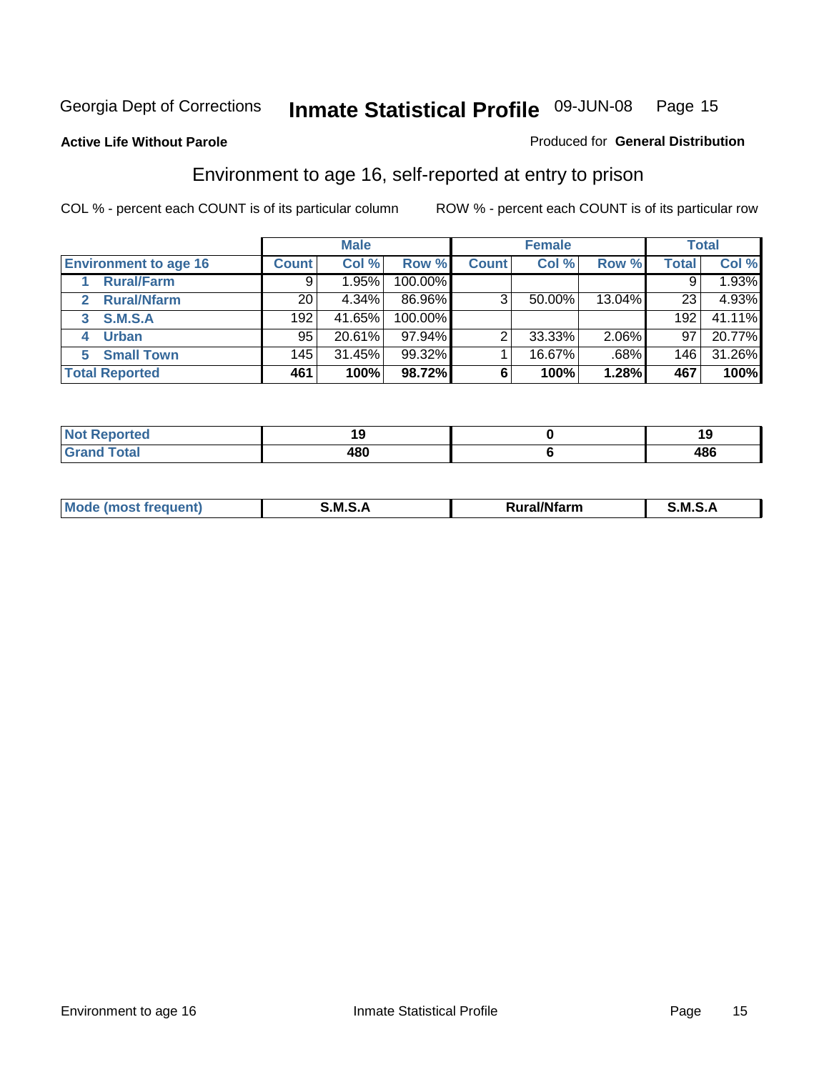Georgia Dept of Corrections **Inmate Statistical Profile** 09-JUN-08

**Active Life Without Parole**

Produced for **General Distribution**

## Environment to age 16, self-reported at entry to prison

COL % - percent each COUNT is of its particular column ROW % - percent each COUNT is of its particular row

| | Male | | | Female | | | Total | |
|---|---|---|---|---|---|---|---|---|
| **Environment to age 16** | **Count** | **Col %** | **Row %** | **Count** | **Col %** | **Row %** | **Total** | **Col %** |
| 1 **Rural/Farm** | 9 | 1.95% | 100.00% | | | | 9 | 1.93% |
| 2 **Rural/Nfarm** | 20 | 4.34% | 86.96% | 3 | 50.00% | 13.04% | 23 | 4.93% |
| 3 **S.M.S.A** | 192 | 41.65% | 100.00% | | | | 192 | 41.11% |
| 4 **Urban** | 95 | 20.61% | 97.94% | 2 | 33.33% | 2.06% | 97 | 20.77% |
| 5 **Small Town** | 145 | 31.45% | 99.32% | 1 | 16.67% | .68% | 146 | 31.26% |
| **Total Reported** | **461** | **100%** | **98.72%** | **6** | **100%** | **1.28%** | **467** | **100%** |

| | Male | Female | Total |
|---|---|---|---|
| **Not Reported** | **19** | **0** | **19** |
| **Grand Total** | **480** | **6** | **486** |

| | Male | Female | Total |
|---|---|---|---|
| **Mode (most frequent)** | **S.M.S.A** | **Rural/Nfarm** | **S.M.S.A** |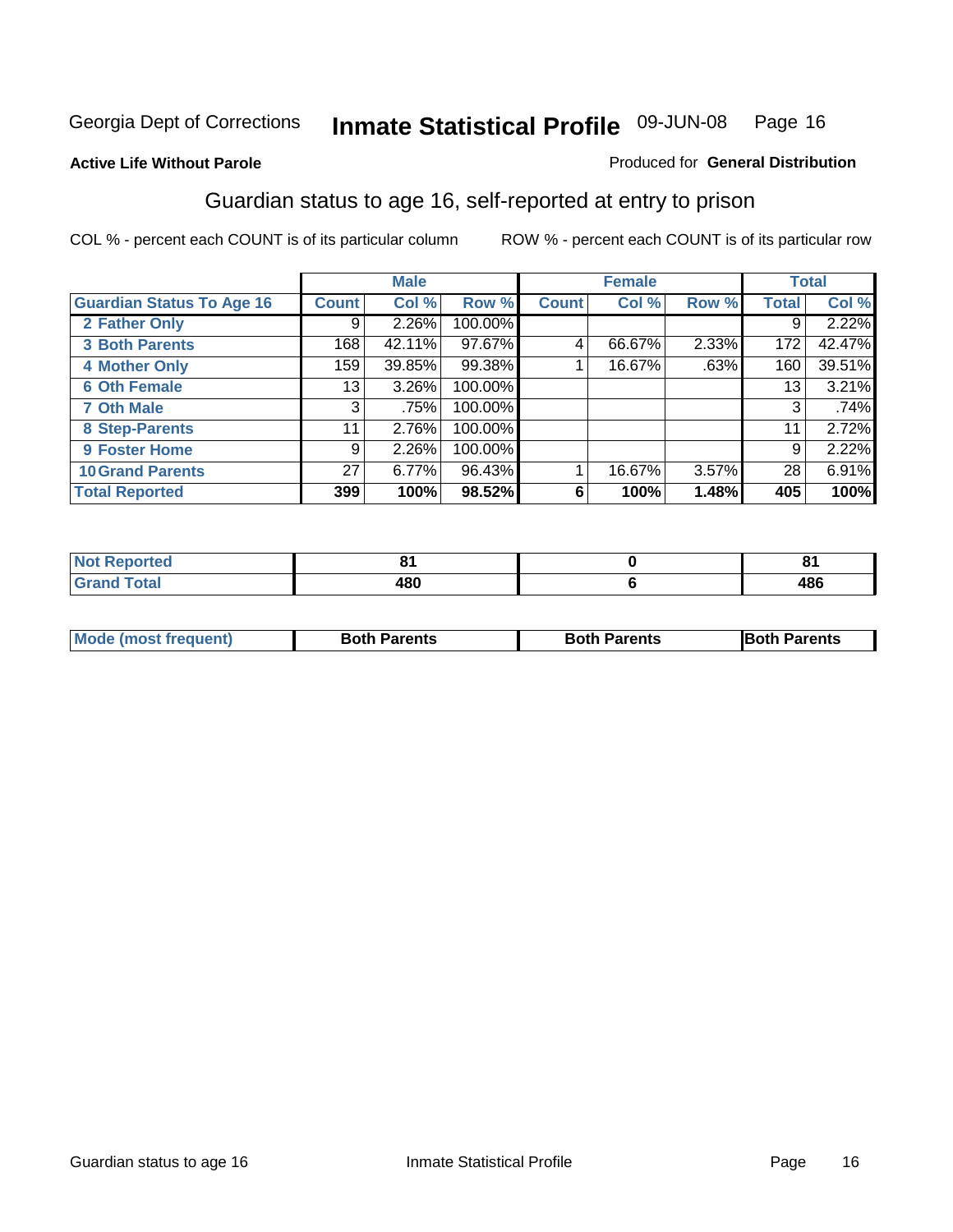Georgia Dept of Corrections **Inmate Statistical Profile** 09-JUN-08

**Active Life Without Parole**

Produced for **General Distribution**

## Guardian status to age 16, self-reported at entry to prison

COL % - percent each COUNT is of its particular column

ROW % - percent each COUNT is of its particular row

| | Male | | | Female | | | Total | |
|---|---|---|---|---|---|---|---|---|
| **Guardian Status To Age 16** | **Count** | **Col %** | **Row %** | **Count** | **Col %** | **Row %** | **Total** | **Col %** |
| **2 Father Only** | 9 | 2.26% | 100.00% | | | | 9 | 2.22% |
| **3 Both Parents** | 168 | 42.11% | 97.67% | 4 | 66.67% | 2.33% | 172 | 42.47% |
| **4 Mother Only** | 159 | 39.85% | 99.38% | 1 | 16.67% | .63% | 160 | 39.51% |
| **6 Oth Female** | 13 | 3.26% | 100.00% | | | | 13 | 3.21% |
| **7 Oth Male** | 3 | .75% | 100.00% | | | | 3 | .74% |
| **8 Step-Parents** | 11 | 2.76% | 100.00% | | | | 11 | 2.72% |
| **9 Foster Home** | 9 | 2.26% | 100.00% | | | | 9 | 2.22% |
| **10 Grand Parents** | 27 | 6.77% | 96.43% | 1 | 16.67% | 3.57% | 28 | 6.91% |
| **Total Reported** | **399** | **100%** | **98.52%** | **6** | **100%** | **1.48%** | **405** | **100%** |

| | Male | Female | Total |
|---|---|---|---|
| **Not Reported** | **81** | **0** | **81** |
| **Grand Total** | **480** | **6** | **486** |

| | Male | Female | Total |
|---|---|---|---|
| **Mode (most frequent)** | **Both Parents** | **Both Parents** | **Both Parents** |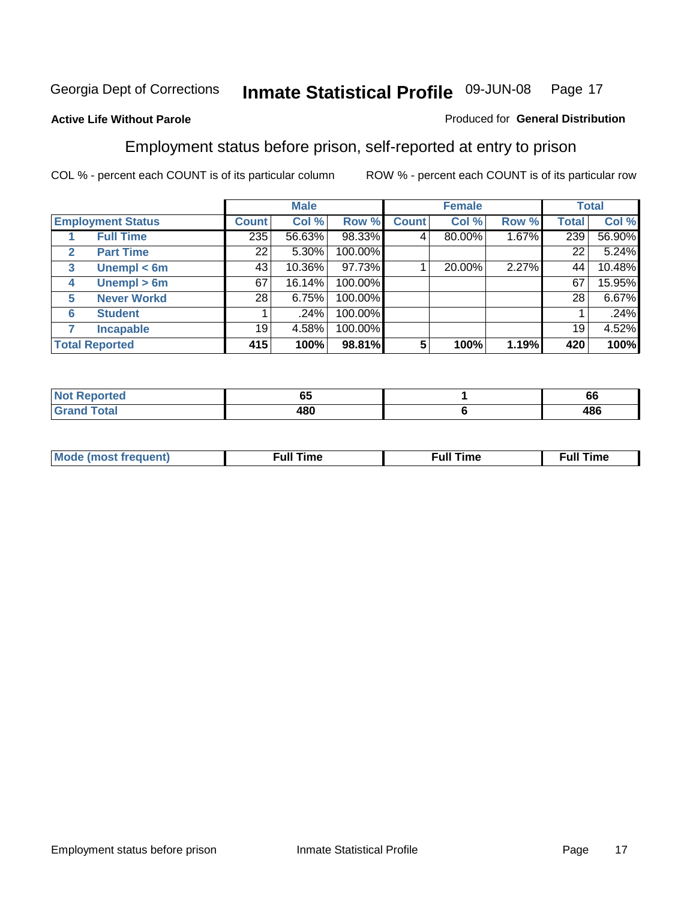Georgia Dept of Corrections **Inmate Statistical Profile** 09-JUN-08

**Active Life Without Parole**

Produced for **General Distribution**

## Employment status before prison, self-reported at entry to prison

COL % - percent each COUNT is of its particular column ROW % - percent each COUNT is of its particular row

| | | Male | | | Female | | | Total | |
|---|---|---|---|---|---|---|---|---|---|
| **Employment Status** | | **Count** | **Col %** | **Row %** | **Count** | **Col %** | **Row %** | **Total** | **Col %** |
| 1 | **Full Time** | 235 | 56.63% | 98.33% | 4 | 80.00% | 1.67% | 239 | 56.90% |
| 2 | **Part Time** | 22 | 5.30% | 100.00% | | | | 22 | 5.24% |
| 3 | **Unempl < 6m** | 43 | 10.36% | 97.73% | 1 | 20.00% | 2.27% | 44 | 10.48% |
| 4 | **Unempl > 6m** | 67 | 16.14% | 100.00% | | | | 67 | 15.95% |
| 5 | **Never Workd** | 28 | 6.75% | 100.00% | | | | 28 | 6.67% |
| 6 | **Student** | 1 | .24% | 100.00% | | | | 1 | .24% |
| 7 | **Incapable** | 19 | 4.58% | 100.00% | | | | 19 | 4.52% |
| **Total Reported** | | **415** | **100%** | **98.81%** | **5** | **100%** | **1.19%** | **420** | **100%** |

| | Male | Female | Total |
|---|---|---|---|
| **Not Reported** | **65** | **1** | **66** |
| **Grand Total** | **480** | **6** | **486** |

| | Male | Female | Total |
|---|---|---|---|
| **Mode (most frequent)** | **Full Time** | **Full Time** | **Full Time** |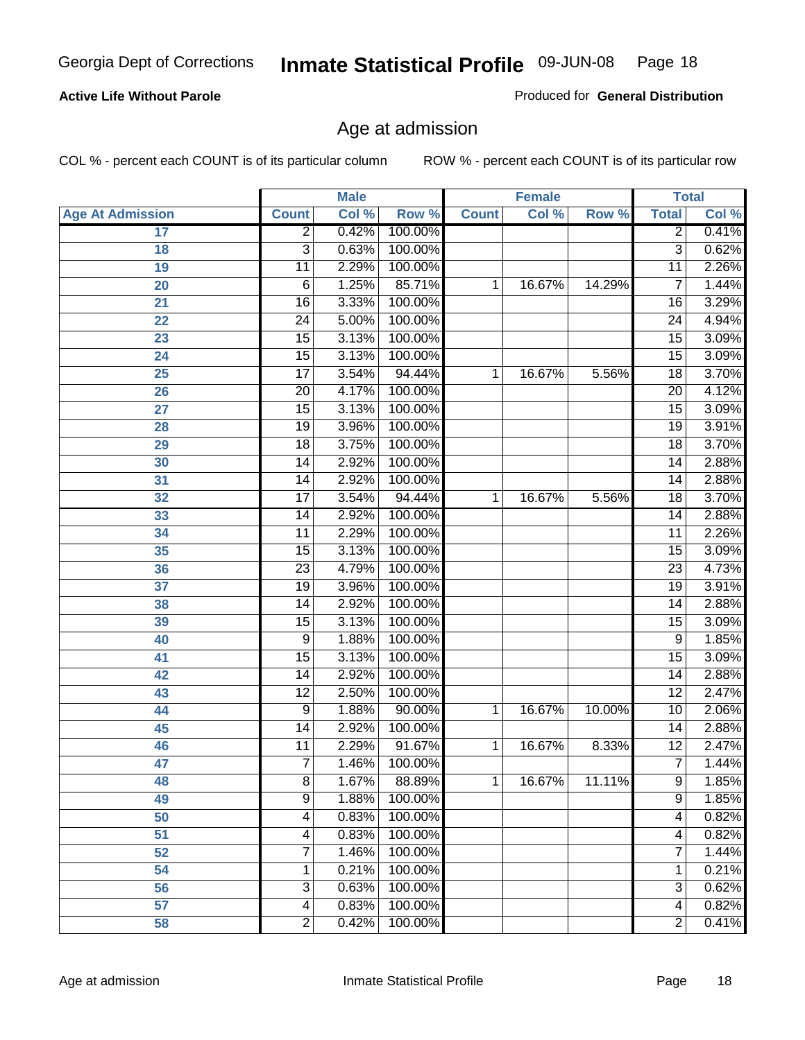**Active Life Without Parole**

Produced for **General Distribution**

## Age at admission

COL % - percent each COUNT is of its particular column

ROW % - percent each COUNT is of its particular row

| | Male | | | Female | | | Total | |
|---|---|---|---|---|---|---|---|---|
| Age At Admission | Count | Col % | Row % | Count | Col % | Row % | Total | Col % |
| 17 | 2 | 0.42% | 100.00% | | | | 2 | 0.41% |
| 18 | 3 | 0.63% | 100.00% | | | | 3 | 0.62% |
| 19 | 11 | 2.29% | 100.00% | | | | 11 | 2.26% |
| 20 | 6 | 1.25% | 85.71% | 1 | 16.67% | 14.29% | 7 | 1.44% |
| 21 | 16 | 3.33% | 100.00% | | | | 16 | 3.29% |
| 22 | 24 | 5.00% | 100.00% | | | | 24 | 4.94% |
| 23 | 15 | 3.13% | 100.00% | | | | 15 | 3.09% |
| 24 | 15 | 3.13% | 100.00% | | | | 15 | 3.09% |
| 25 | 17 | 3.54% | 94.44% | 1 | 16.67% | 5.56% | 18 | 3.70% |
| 26 | 20 | 4.17% | 100.00% | | | | 20 | 4.12% |
| 27 | 15 | 3.13% | 100.00% | | | | 15 | 3.09% |
| 28 | 19 | 3.96% | 100.00% | | | | 19 | 3.91% |
| 29 | 18 | 3.75% | 100.00% | | | | 18 | 3.70% |
| 30 | 14 | 2.92% | 100.00% | | | | 14 | 2.88% |
| 31 | 14 | 2.92% | 100.00% | | | | 14 | 2.88% |
| 32 | 17 | 3.54% | 94.44% | 1 | 16.67% | 5.56% | 18 | 3.70% |
| 33 | 14 | 2.92% | 100.00% | | | | 14 | 2.88% |
| 34 | 11 | 2.29% | 100.00% | | | | 11 | 2.26% |
| 35 | 15 | 3.13% | 100.00% | | | | 15 | 3.09% |
| 36 | 23 | 4.79% | 100.00% | | | | 23 | 4.73% |
| 37 | 19 | 3.96% | 100.00% | | | | 19 | 3.91% |
| 38 | 14 | 2.92% | 100.00% | | | | 14 | 2.88% |
| 39 | 15 | 3.13% | 100.00% | | | | 15 | 3.09% |
| 40 | 9 | 1.88% | 100.00% | | | | 9 | 1.85% |
| 41 | 15 | 3.13% | 100.00% | | | | 15 | 3.09% |
| 42 | 14 | 2.92% | 100.00% | | | | 14 | 2.88% |
| 43 | 12 | 2.50% | 100.00% | | | | 12 | 2.47% |
| 44 | 9 | 1.88% | 90.00% | 1 | 16.67% | 10.00% | 10 | 2.06% |
| 45 | 14 | 2.92% | 100.00% | | | | 14 | 2.88% |
| 46 | 11 | 2.29% | 91.67% | 1 | 16.67% | 8.33% | 12 | 2.47% |
| 47 | 7 | 1.46% | 100.00% | | | | 7 | 1.44% |
| 48 | 8 | 1.67% | 88.89% | 1 | 16.67% | 11.11% | 9 | 1.85% |
| 49 | 9 | 1.88% | 100.00% | | | | 9 | 1.85% |
| 50 | 4 | 0.83% | 100.00% | | | | 4 | 0.82% |
| 51 | 4 | 0.83% | 100.00% | | | | 4 | 0.82% |
| 52 | 7 | 1.46% | 100.00% | | | | 7 | 1.44% |
| 54 | 1 | 0.21% | 100.00% | | | | 1 | 0.21% |
| 56 | 3 | 0.63% | 100.00% | | | | 3 | 0.62% |
| 57 | 4 | 0.83% | 100.00% | | | | 4 | 0.82% |
| 58 | 2 | 0.42% | 100.00% | | | | 2 | 0.41% |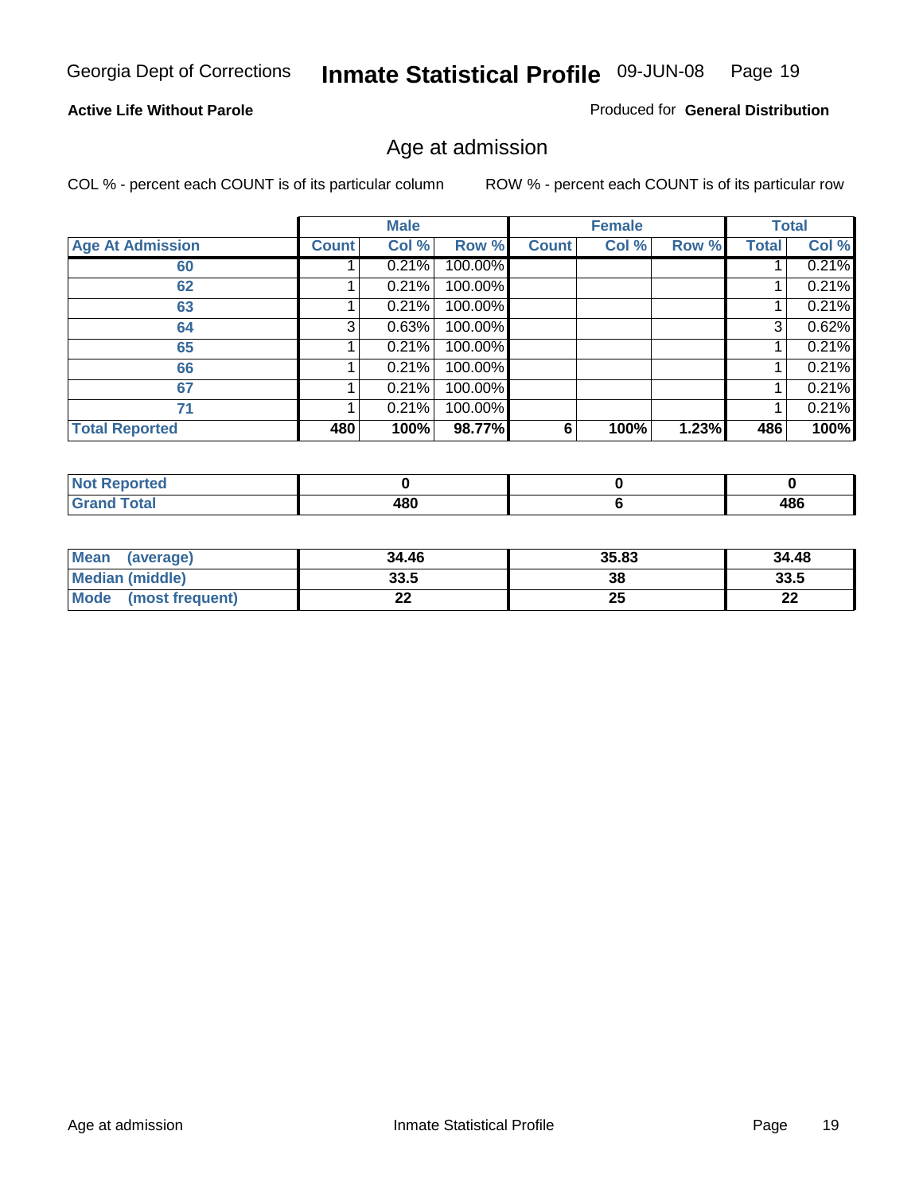Georgia Dept of Corrections **Inmate Statistical Profile** 09-JUN-08

**Active Life Without Parole**

Produced for **General Distribution**

## Age at admission

COL % - percent each COUNT is of its particular column    ROW % - percent each COUNT is of its particular row

| | Male | | | Female | | | Total | |
|---|---|---|---|---|---|---|---|---|
| **Age At Admission** | **Count** | **Col %** | **Row %** | **Count** | **Col %** | **Row %** | **Total** | **Col %** |
| **60** | 1 | 0.21% | 100.00% | | | | 1 | 0.21% |
| **62** | 1 | 0.21% | 100.00% | | | | 1 | 0.21% |
| **63** | 1 | 0.21% | 100.00% | | | | 1 | 0.21% |
| **64** | 3 | 0.63% | 100.00% | | | | 3 | 0.62% |
| **65** | 1 | 0.21% | 100.00% | | | | 1 | 0.21% |
| **66** | 1 | 0.21% | 100.00% | | | | 1 | 0.21% |
| **67** | 1 | 0.21% | 100.00% | | | | 1 | 0.21% |
| **71** | 1 | 0.21% | 100.00% | | | | 1 | 0.21% |
| **Total Reported** | **480** | **100%** | **98.77%** | **6** | **100%** | **1.23%** | **486** | **100%** |

| | Male | Female | Total |
|---|---|---|---|
| **Not Reported** | **0** | **0** | **0** |
| **Grand Total** | **480** | **6** | **486** |

| | Male | Female | Total |
|---|---|---|---|
| **Mean (average)** | **34.46** | **35.83** | **34.48** |
| **Median (middle)** | **33.5** | **38** | **33.5** |
| **Mode (most frequent)** | **22** | **25** | **22** |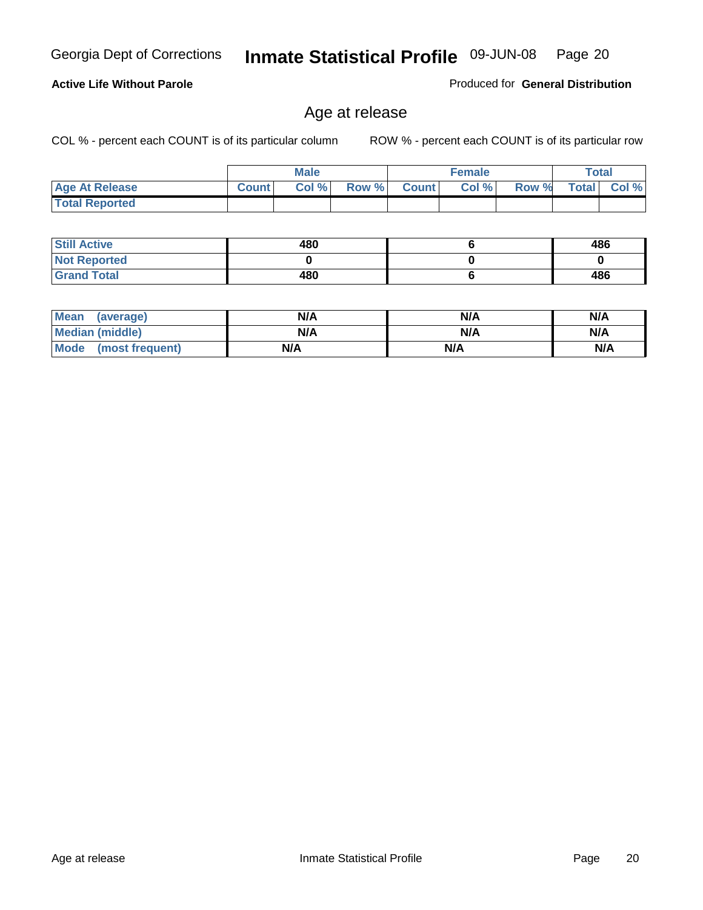Georgia Dept of Corrections **Inmate Statistical Profile** 09-JUN-08

**Active Life Without Parole** Produced for **General Distribution**

## Age at release

COL % - percent each COUNT is of its particular column ROW % - percent each COUNT is of its particular row

| | Male | | | Female | | | Total | |
|---|---|---|---|---|---|---|---|---|
| Age At Release | Count | Col % | Row % | Count | Col % | Row % | Total | Col % |
| Total Reported | | | | | | | | |
| Still Active | 480 | | | 6 | | | 486 | |
| Not Reported | 0 | | | 0 | | | 0 | |
| Grand Total | 480 | | | 6 | | | 486 | |

| | Male | Female | Total |
|---|---|---|---|
| Mean (average) | N/A | N/A | N/A |
| Median (middle) | N/A | N/A | N/A |
| Mode (most frequent) | N/A | N/A | N/A |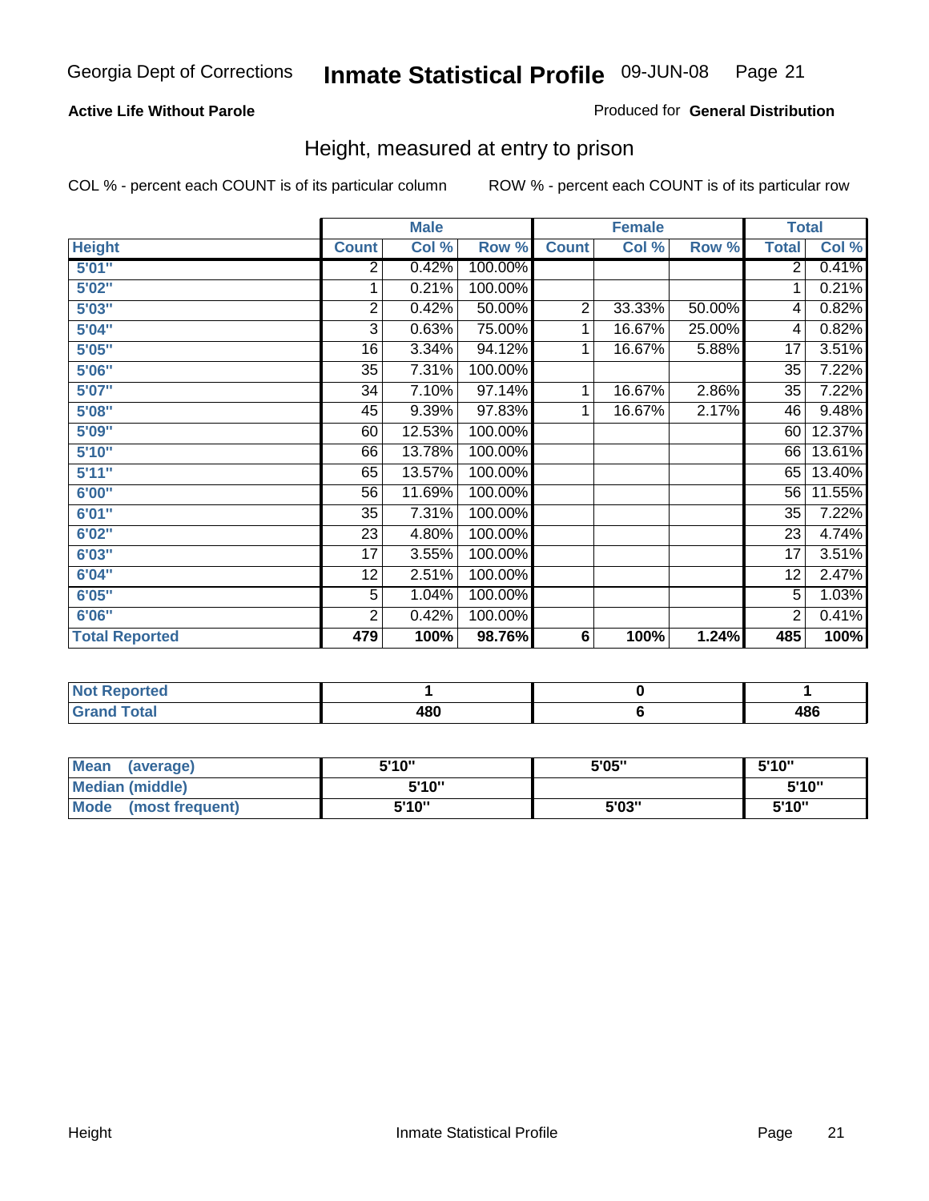Georgia Dept of Corrections **Inmate Statistical Profile** 09-JUN-08

**Active Life Without Parole**

Produced for **General Distribution**

## Height, measured at entry to prison

COL % - percent each COUNT is of its particular column

ROW % - percent each COUNT is of its particular row

| Height | Male | | | Female | | | Total | |
|---|---|---|---|---|---|---|---|---|
| | Count | Col % | Row % | Count | Col % | Row % | Total | Col % |
| 5'01" | 2 | 0.42% | 100.00% | | | | 2 | 0.41% |
| 5'02" | 1 | 0.21% | 100.00% | | | | 1 | 0.21% |
| 5'03" | 2 | 0.42% | 50.00% | 2 | 33.33% | 50.00% | 4 | 0.82% |
| 5'04" | 3 | 0.63% | 75.00% | 1 | 16.67% | 25.00% | 4 | 0.82% |
| 5'05" | 16 | 3.34% | 94.12% | 1 | 16.67% | 5.88% | 17 | 3.51% |
| 5'06" | 35 | 7.31% | 100.00% | | | | 35 | 7.22% |
| 5'07" | 34 | 7.10% | 97.14% | 1 | 16.67% | 2.86% | 35 | 7.22% |
| 5'08" | 45 | 9.39% | 97.83% | 1 | 16.67% | 2.17% | 46 | 9.48% |
| 5'09" | 60 | 12.53% | 100.00% | | | | 60 | 12.37% |
| 5'10" | 66 | 13.78% | 100.00% | | | | 66 | 13.61% |
| 5'11" | 65 | 13.57% | 100.00% | | | | 65 | 13.40% |
| 6'00" | 56 | 11.69% | 100.00% | | | | 56 | 11.55% |
| 6'01" | 35 | 7.31% | 100.00% | | | | 35 | 7.22% |
| 6'02" | 23 | 4.80% | 100.00% | | | | 23 | 4.74% |
| 6'03" | 17 | 3.55% | 100.00% | | | | 17 | 3.51% |
| 6'04" | 12 | 2.51% | 100.00% | | | | 12 | 2.47% |
| 6'05" | 5 | 1.04% | 100.00% | | | | 5 | 1.03% |
| 6'06" | 2 | 0.42% | 100.00% | | | | 2 | 0.41% |
| **Total Reported** | **479** | **100%** | **98.76%** | **6** | **100%** | **1.24%** | **485** | **100%** |

| | Male | Female | Total |
|---|---|---|---|
| Not Reported | 1 | 0 | 1 |
| Grand Total | 480 | 6 | 486 |

| | Male | Female | Total |
|---|---|---|---|
| Mean (average) | 5'10" | 5'05" | 5'10" |
| Median (middle) | 5'10" | | 5'10" |
| Mode (most frequent) | 5'10" | 5'03" | 5'10" |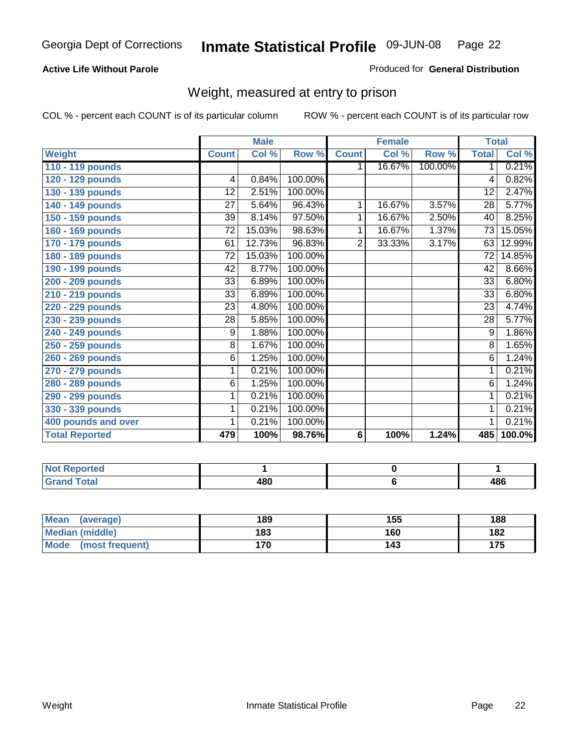**Active Life Without Parole**

Produced for **General Distribution**

## Weight, measured at entry to prison

COL % - percent each COUNT is of its particular column

ROW % - percent each COUNT is of its particular row

| | Male | | | Female | | | Total | |
|---|---|---|---|---|---|---|---|---|
| **Weight** | **Count** | **Col %** | **Row %** | **Count** | **Col %** | **Row %** | **Total** | **Col %** |
| **110 - 119 pounds** | | | | 1 | 16.67% | 100.00% | 1 | 0.21% |
| **120 - 129 pounds** | 4 | 0.84% | 100.00% | | | | 4 | 0.82% |
| **130 - 139 pounds** | 12 | 2.51% | 100.00% | | | | 12 | 2.47% |
| **140 - 149 pounds** | 27 | 5.64% | 96.43% | 1 | 16.67% | 3.57% | 28 | 5.77% |
| **150 - 159 pounds** | 39 | 8.14% | 97.50% | 1 | 16.67% | 2.50% | 40 | 8.25% |
| **160 - 169 pounds** | 72 | 15.03% | 98.63% | 1 | 16.67% | 1.37% | 73 | 15.05% |
| **170 - 179 pounds** | 61 | 12.73% | 96.83% | 2 | 33.33% | 3.17% | 63 | 12.99% |
| **180 - 189 pounds** | 72 | 15.03% | 100.00% | | | | 72 | 14.85% |
| **190 - 199 pounds** | 42 | 8.77% | 100.00% | | | | 42 | 8.66% |
| **200 - 209 pounds** | 33 | 6.89% | 100.00% | | | | 33 | 6.80% |
| **210 - 219 pounds** | 33 | 6.89% | 100.00% | | | | 33 | 6.80% |
| **220 - 229 pounds** | 23 | 4.80% | 100.00% | | | | 23 | 4.74% |
| **230 - 239 pounds** | 28 | 5.85% | 100.00% | | | | 28 | 5.77% |
| **240 - 249 pounds** | 9 | 1.88% | 100.00% | | | | 9 | 1.86% |
| **250 - 259 pounds** | 8 | 1.67% | 100.00% | | | | 8 | 1.65% |
| **260 - 269 pounds** | 6 | 1.25% | 100.00% | | | | 6 | 1.24% |
| **270 - 279 pounds** | 1 | 0.21% | 100.00% | | | | 1 | 0.21% |
| **280 - 289 pounds** | 6 | 1.25% | 100.00% | | | | 6 | 1.24% |
| **290 - 299 pounds** | 1 | 0.21% | 100.00% | | | | 1 | 0.21% |
| **330 - 339 pounds** | 1 | 0.21% | 100.00% | | | | 1 | 0.21% |
| **400 pounds and over** | 1 | 0.21% | 100.00% | | | | 1 | 0.21% |
| **Total Reported** | **479** | **100%** | **98.76%** | **6** | **100%** | **1.24%** | **485** | **100.0%** |

| | Male | Female | Total |
|---|---|---|---|
| **Not Reported** | **1** | **0** | **1** |
| **Grand Total** | **480** | **6** | **486** |

| | Male | Female | Total |
|---|---|---|---|
| **Mean (average)** | **189** | **155** | **188** |
| **Median (middle)** | **183** | **160** | **182** |
| **Mode (most frequent)** | **170** | **143** | **175** |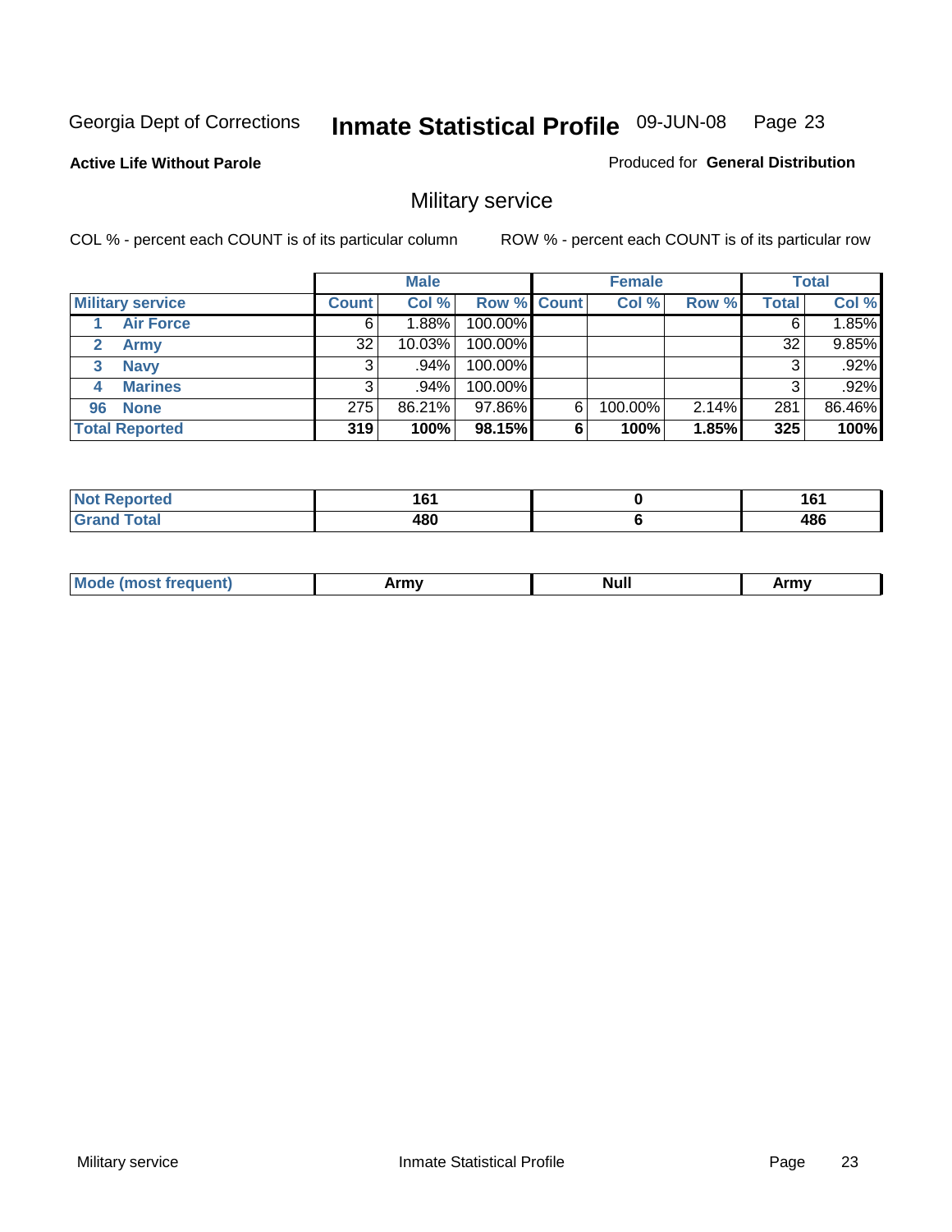Georgia Dept of Corrections **Inmate Statistical Profile** 09-JUN-08

**Active Life Without Parole**

Produced for **General Distribution**

## Military service

COL % - percent each COUNT is of its particular column ROW % - percent each COUNT is of its particular row

| | Male | | | Female | | | Total | |
|---|---|---|---|---|---|---|---|---|
| **Military service** | **Count** | **Col %** | **Row %** | **Count** | **Col %** | **Row %** | **Total** | **Col %** |
| 1 **Air Force** | 6 | 1.88% | 100.00% | | | | 6 | 1.85% |
| 2 **Army** | 32 | 10.03% | 100.00% | | | | 32 | 9.85% |
| 3 **Navy** | 3 | .94% | 100.00% | | | | 3 | .92% |
| 4 **Marines** | 3 | .94% | 100.00% | | | | 3 | .92% |
| 96 **None** | 275 | 86.21% | 97.86% | 6 | 100.00% | 2.14% | 281 | 86.46% |
| **Total Reported** | **319** | **100%** | **98.15%** | **6** | **100%** | **1.85%** | **325** | **100%** |

| | Male | Female | Total |
|---|---|---|---|
| **Not Reported** | **161** | **0** | **161** |
| **Grand Total** | **480** | **6** | **486** |

| | Male | Female | Total |
|---|---|---|---|
| **Mode (most frequent)** | **Army** | **Null** | **Army** |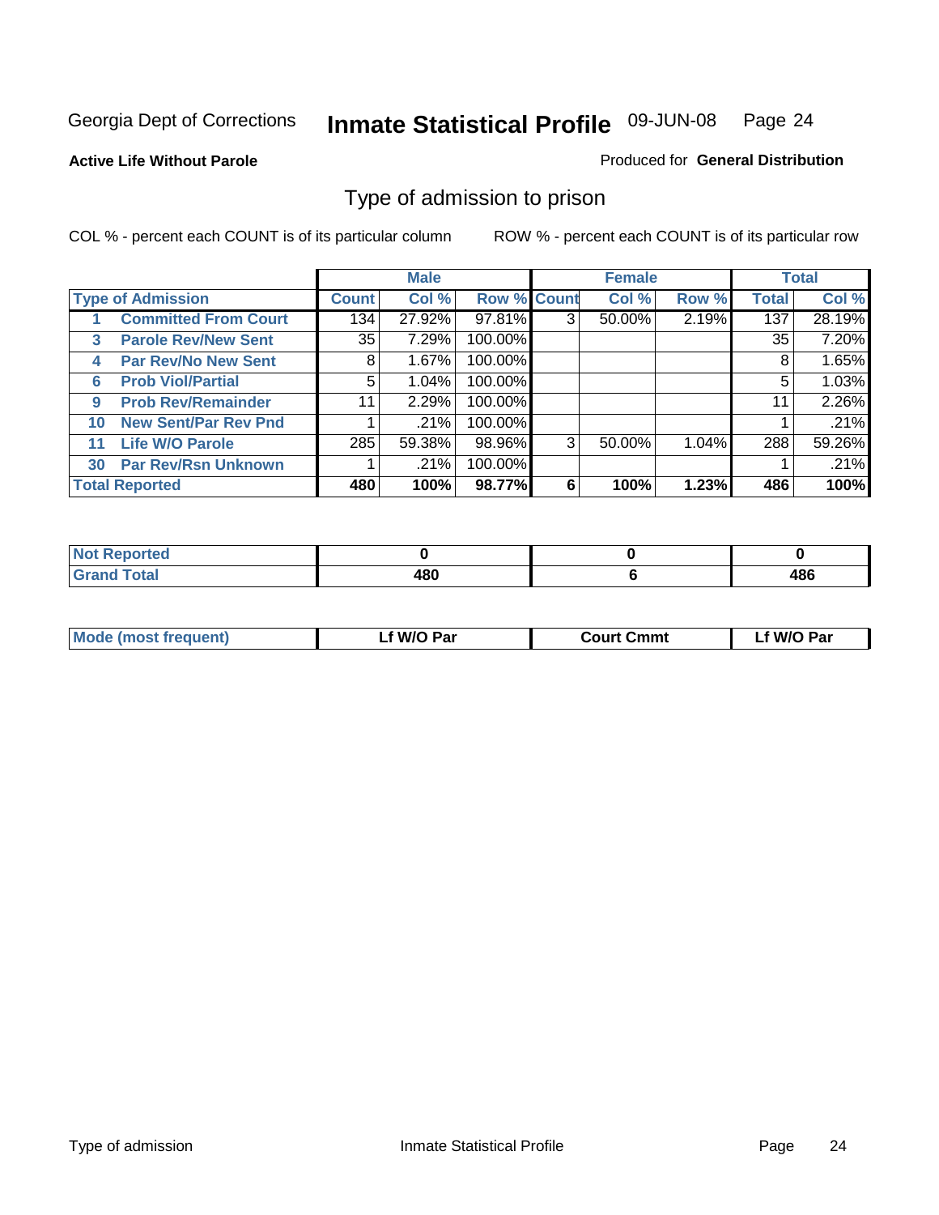Georgia Dept of Corrections **Inmate Statistical Profile** 09-JUN-08

**Active Life Without Parole**

Produced for **General Distribution**

## Type of admission to prison

COL % - percent each COUNT is of its particular column

ROW % - percent each COUNT is of its particular row

| | | Male | | | Female | | | Total | |
|---|---|---|---|---|---|---|---|---|---|
| **Type of Admission** | | **Count** | **Col %** | **Row %** | **Count** | **Col %** | **Row %** | **Total** | **Col %** |
| 1 | Committed From Court | 134 | 27.92% | 97.81% | 3 | 50.00% | 2.19% | 137 | 28.19% |
| 3 | Parole Rev/New Sent | 35 | 7.29% | 100.00% | | | | 35 | 7.20% |
| 4 | Par Rev/No New Sent | 8 | 1.67% | 100.00% | | | | 8 | 1.65% |
| 6 | Prob Viol/Partial | 5 | 1.04% | 100.00% | | | | 5 | 1.03% |
| 9 | Prob Rev/Remainder | 11 | 2.29% | 100.00% | | | | 11 | 2.26% |
| 10 | New Sent/Par Rev Pnd | 1 | .21% | 100.00% | | | | 1 | .21% |
| 11 | Life W/O Parole | 285 | 59.38% | 98.96% | 3 | 50.00% | 1.04% | 288 | 59.26% |
| 30 | Par Rev/Rsn Unknown | 1 | .21% | 100.00% | | | | 1 | .21% |
| **Total Reported** | | **480** | **100%** | **98.77%** | **6** | **100%** | **1.23%** | **486** | **100%** |

| | Male | Female | Total |
|---|---|---|---|
| Not Reported | 0 | 0 | 0 |
| Grand Total | 480 | 6 | 486 |

| | Male | Female | Total |
|---|---|---|---|
| Mode (most frequent) | Lf W/O Par | Court Cmmt | Lf W/O Par |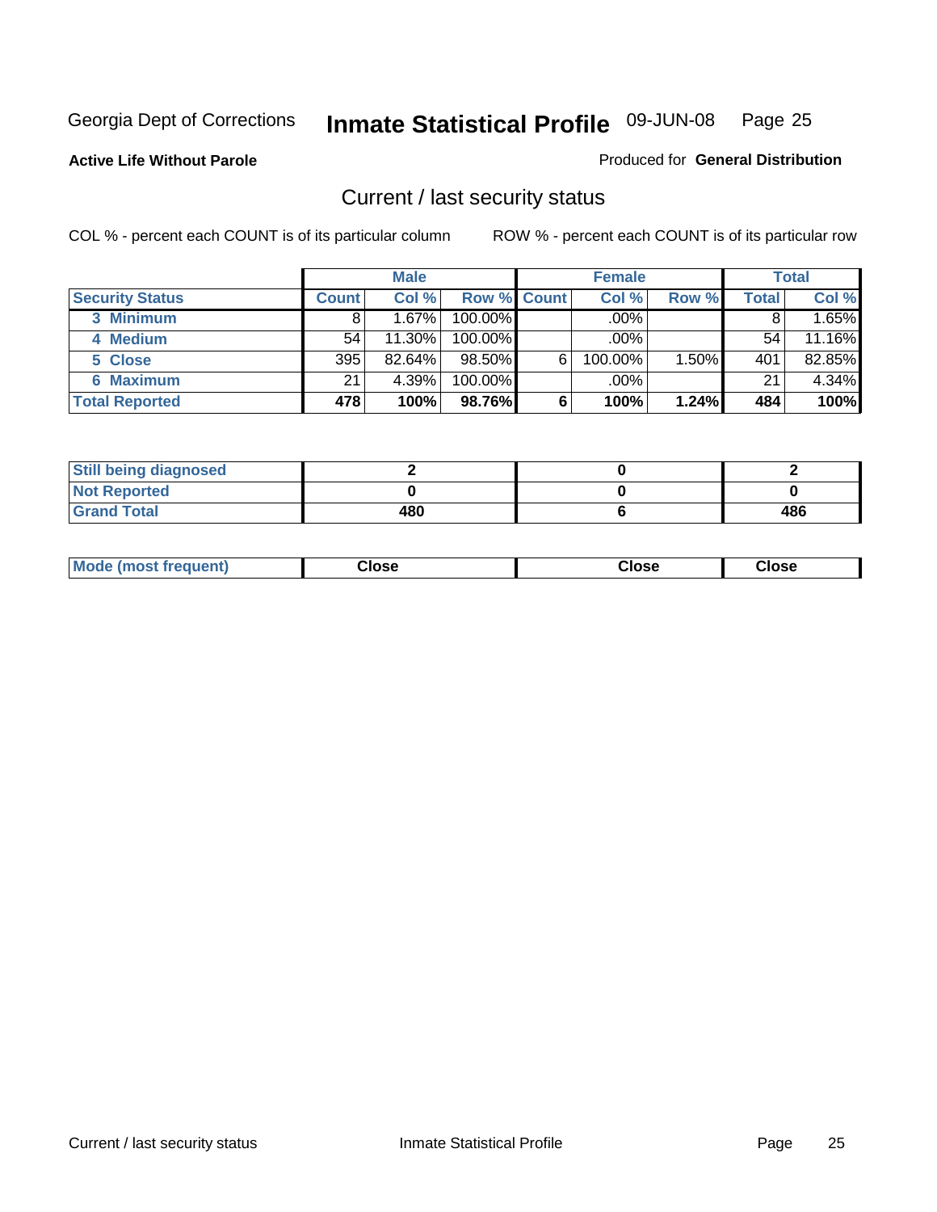Georgia Dept of Corrections **Inmate Statistical Profile** 09-JUN-08 Page 25

**Active Life Without Parole**

Produced for **General Distribution**

## Current / last security status

COL % - percent each COUNT is of its particular column

ROW % - percent each COUNT is of its particular row

| | Male | | | Female | | | Total | |
|---|---|---|---|---|---|---|---|---|
| **Security Status** | **Count** | **Col %** | **Row %** | **Count** | **Col %** | **Row %** | **Total** | **Col %** |
| 3 Minimum | 8 | 1.67% | 100.00% | | .00% | | 8 | 1.65% |
| 4 Medium | 54 | 11.30% | 100.00% | | .00% | | 54 | 11.16% |
| 5 Close | 395 | 82.64% | 98.50% | 6 | 100.00% | 1.50% | 401 | 82.85% |
| 6 Maximum | 21 | 4.39% | 100.00% | | .00% | | 21 | 4.34% |
| **Total Reported** | **478** | **100%** | **98.76%** | **6** | **100%** | **1.24%** | **484** | **100%** |

| | Male | Female | Total |
|---|---|---|---|
| Still being diagnosed | 2 | 0 | 2 |
| Not Reported | 0 | 0 | 0 |
| Grand Total | 480 | 6 | 486 |

| | Male | Female | Total |
|---|---|---|---|
| Mode (most frequent) | Close | Close | Close |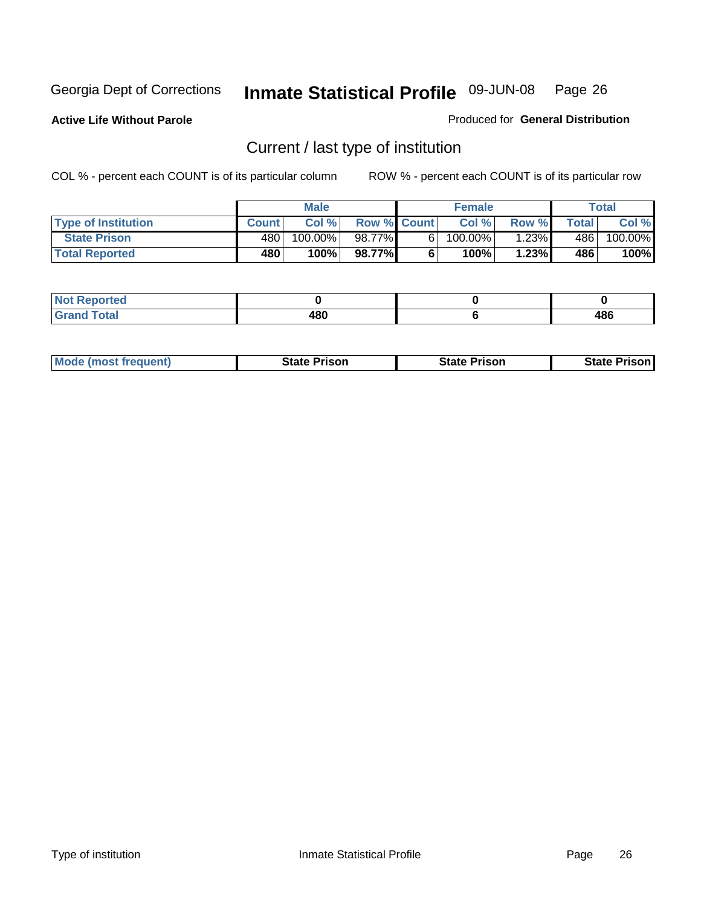Georgia Dept of Corrections **Inmate Statistical Profile** 09-JUN-08

**Active Life Without Parole**

Produced for **General Distribution**

## Current / last type of institution

COL % - percent each COUNT is of its particular column    ROW % - percent each COUNT is of its particular row

| | Male | | | Female | | | Total | |
|---|---|---|---|---|---|---|---|---|
| **Type of Institution** | **Count** | **Col %** | **Row %** | **Count** | **Col %** | **Row %** | **Total** | **Col %** |
| **State Prison** | 480 | 100.00% | 98.77% | 6 | 100.00% | 1.23% | 486 | 100.00% |
| **Total Reported** | **480** | **100%** | **98.77%** | **6** | **100%** | **1.23%** | **486** | **100%** |

| | Male | Female | Total |
|---|---|---|---|
| **Not Reported** | **0** | **0** | **0** |
| **Grand Total** | **480** | **6** | **486** |

| | Male | Female | Total |
|---|---|---|---|
| **Mode (most frequent)** | **State Prison** | **State Prison** | **State Prison** |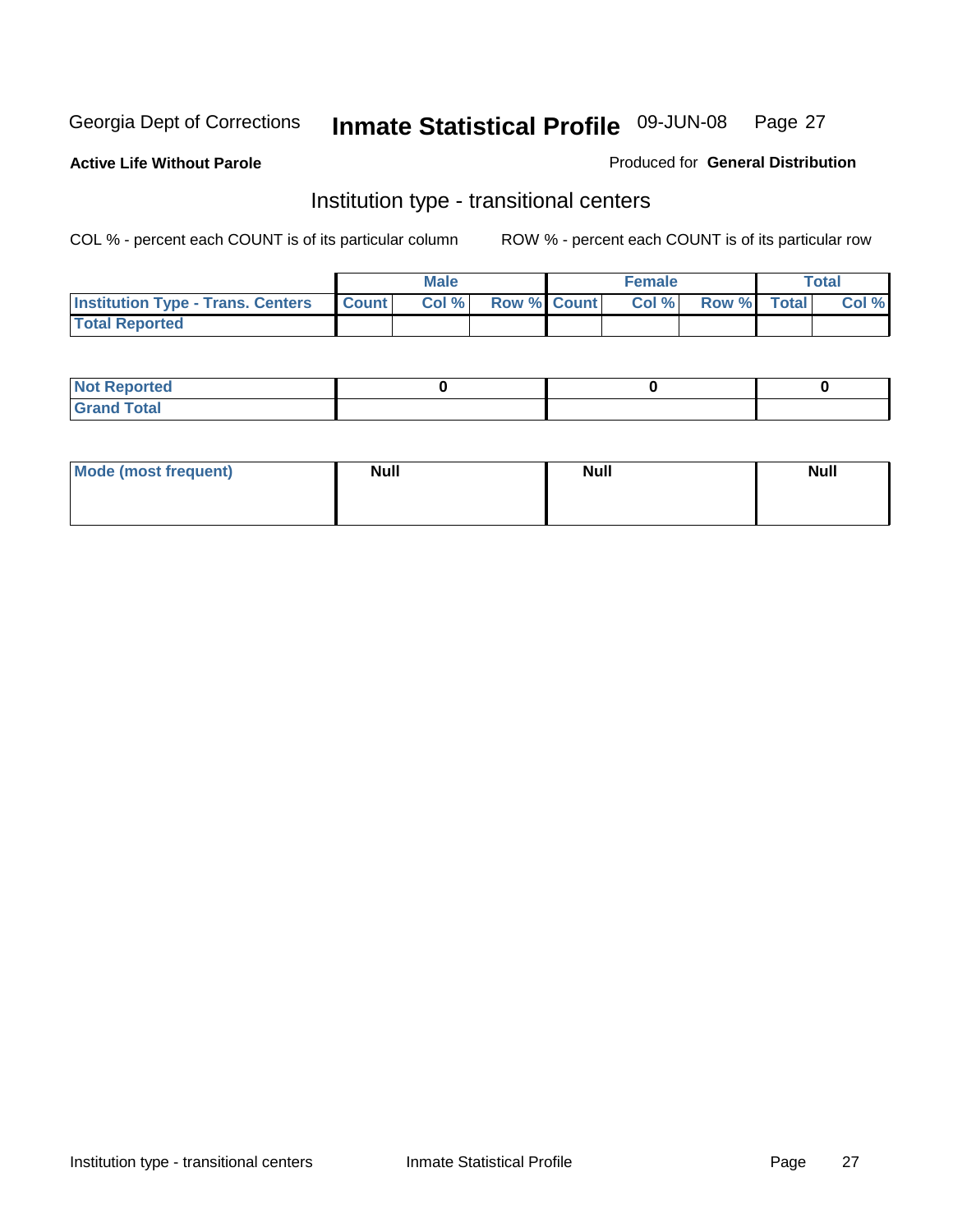Georgia Dept of Corrections **Inmate Statistical Profile** 09-JUN-08

**Active Life Without Parole**

Produced for **General Distribution**

## Institution type - transitional centers

COL % - percent each COUNT is of its particular column

ROW % - percent each COUNT is of its particular row

| | Male | | | Female | | | Total | |
|---|---|---|---|---|---|---|---|---|
| **Institution Type - Trans. Centers** | **Count** | **Col %** | **Row %** | **Count** | **Col %** | **Row %** | **Total** | **Col %** |
| **Total Reported** | | | | | | | | |

| | Male | Female | Total |
|---|---|---|---|
| **Not Reported** | 0 | 0 | 0 |
| **Grand Total** | | | |

| | Male | Female | Total |
|---|---|---|---|
| **Mode (most frequent)** | Null | Null | Null |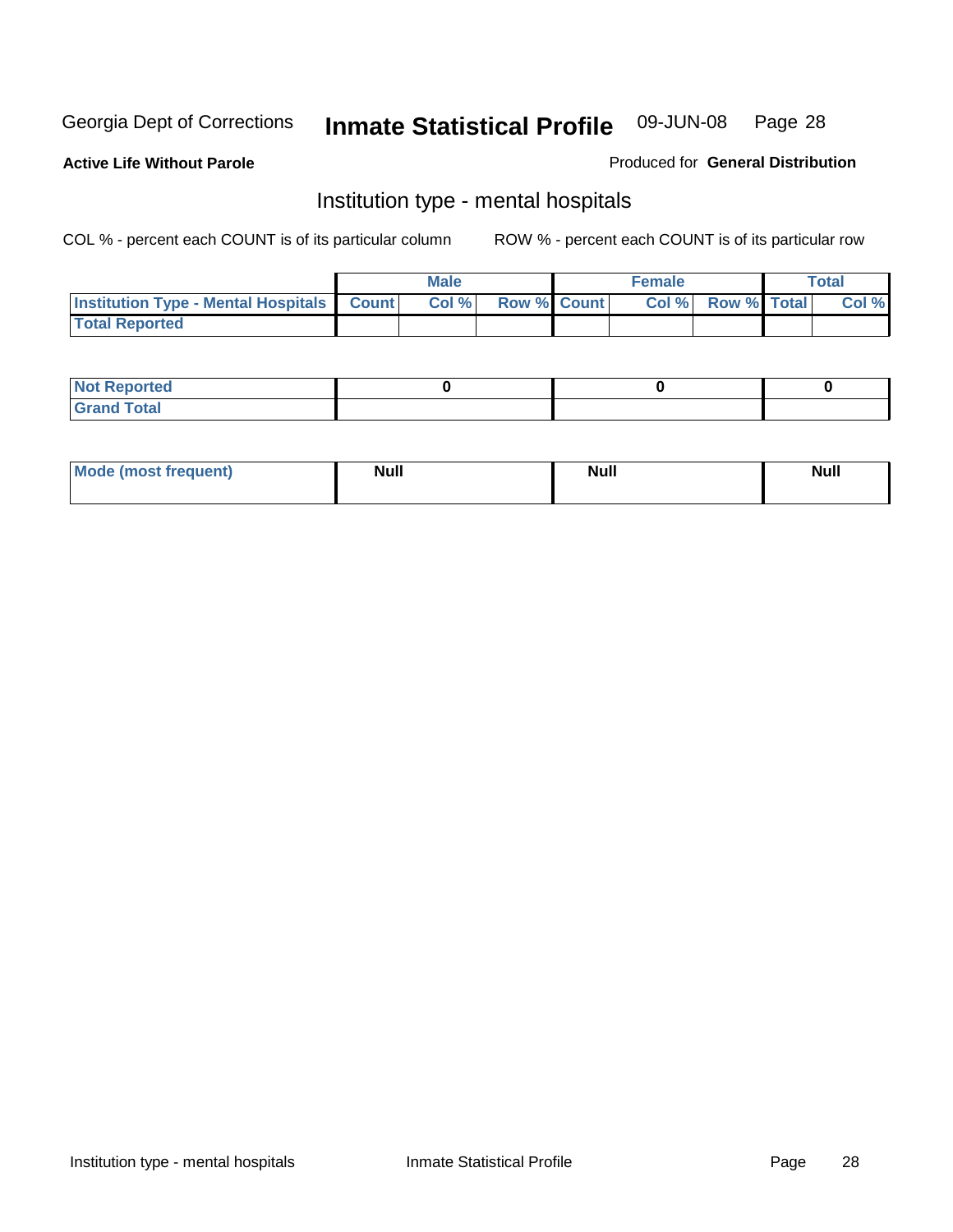Georgia Dept of Corrections **Inmate Statistical Profile** 09-JUN-08

**Active Life Without Parole**

Produced for **General Distribution**

## Institution type - mental hospitals

COL % - percent each COUNT is of its particular column

ROW % - percent each COUNT is of its particular row

| | Male | | | Female | | | Total | |
|---|---|---|---|---|---|---|---|---|
| **Institution Type - Mental Hospitals** | **Count** | **Col %** | **Row %** | **Count** | **Col %** | **Row %** | **Total** | **Col %** |
| **Total Reported** | | | | | | | | |

| | Male | Female | Total |
|---|---|---|---|
| **Not Reported** | 0 | 0 | 0 |
| **Grand Total** | | | |

| | Male | Female | Total |
|---|---|---|---|
| **Mode (most frequent)** | Null | Null | Null |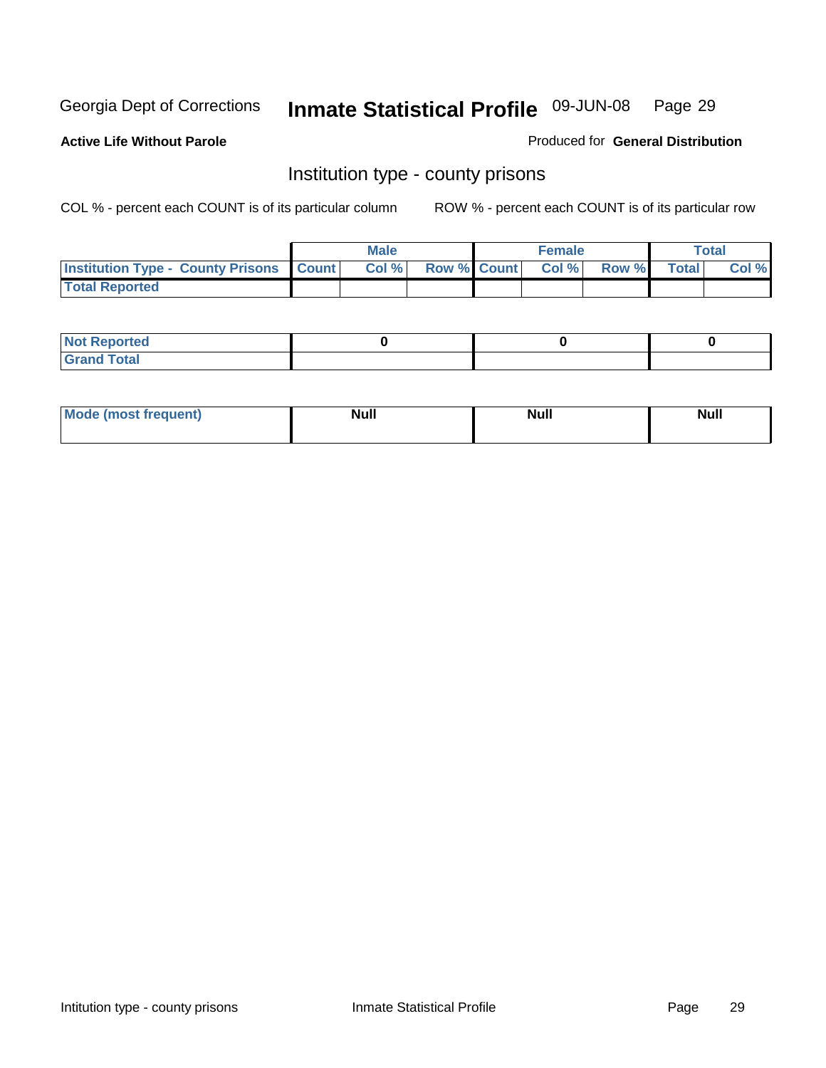Georgia Dept of Corrections **Inmate Statistical Profile** 09-JUN-08

**Active Life Without Parole**

Produced for **General Distribution**

## Institution type - county prisons

COL % - percent each COUNT is of its particular column

ROW % - percent each COUNT is of its particular row

| | Male | | | Female | | | Total | |
|---|---|---|---|---|---|---|---|---|
| **Institution Type - County Prisons** | **Count** | **Col %** | **Row %** | **Count** | **Col %** | **Row %** | **Total** | **Col %** |
| **Total Reported** | | | | | | | | |
| **Not Reported** | 0 | | | 0 | | | 0 | |
| **Grand Total** | | | | | | | | |

| | Male | Female | Total |
|---|---|---|---|
| **Mode (most frequent)** | **Null** | **Null** | **Null** |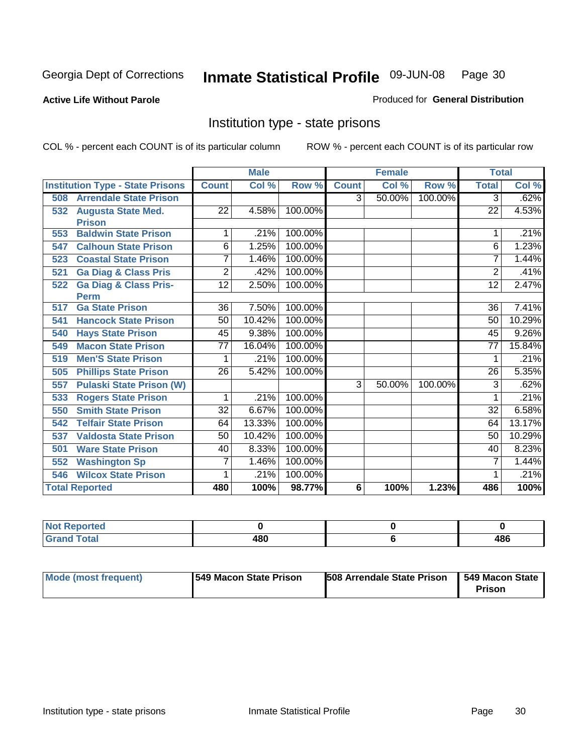Georgia Dept of Corrections **Inmate Statistical Profile** 09-JUN-08

**Active Life Without Parole**

Produced for **General Distribution**

## Institution type - state prisons

COL % - percent each COUNT is of its particular column    ROW % - percent each COUNT is of its particular row

| | Male | | | Female | | | Total | |
|---|---|---|---|---|---|---|---|---|
| **Institution Type - State Prisons** | **Count** | **Col %** | **Row %** | **Count** | **Col %** | **Row %** | **Total** | **Col %** |
| **508 Arrendale State Prison** | | | | 3 | 50.00% | 100.00% | 3 | .62% |
| **532 Augusta State Med. Prison** | 22 | 4.58% | 100.00% | | | | 22 | 4.53% |
| **553 Baldwin State Prison** | 1 | .21% | 100.00% | | | | 1 | .21% |
| **547 Calhoun State Prison** | 6 | 1.25% | 100.00% | | | | 6 | 1.23% |
| **523 Coastal State Prison** | 7 | 1.46% | 100.00% | | | | 7 | 1.44% |
| **521 Ga Diag & Class Pris** | 2 | .42% | 100.00% | | | | 2 | .41% |
| **522 Ga Diag & Class Pris-Perm** | 12 | 2.50% | 100.00% | | | | 12 | 2.47% |
| **517 Ga State Prison** | 36 | 7.50% | 100.00% | | | | 36 | 7.41% |
| **541 Hancock State Prison** | 50 | 10.42% | 100.00% | | | | 50 | 10.29% |
| **540 Hays State Prison** | 45 | 9.38% | 100.00% | | | | 45 | 9.26% |
| **549 Macon State Prison** | 77 | 16.04% | 100.00% | | | | 77 | 15.84% |
| **519 Men'S State Prison** | 1 | .21% | 100.00% | | | | 1 | .21% |
| **505 Phillips State Prison** | 26 | 5.42% | 100.00% | | | | 26 | 5.35% |
| **557 Pulaski State Prison (W)** | | | | 3 | 50.00% | 100.00% | 3 | .62% |
| **533 Rogers State Prison** | 1 | .21% | 100.00% | | | | 1 | .21% |
| **550 Smith State Prison** | 32 | 6.67% | 100.00% | | | | 32 | 6.58% |
| **542 Telfair State Prison** | 64 | 13.33% | 100.00% | | | | 64 | 13.17% |
| **537 Valdosta State Prison** | 50 | 10.42% | 100.00% | | | | 50 | 10.29% |
| **501 Ware State Prison** | 40 | 8.33% | 100.00% | | | | 40 | 8.23% |
| **552 Washington Sp** | 7 | 1.46% | 100.00% | | | | 7 | 1.44% |
| **546 Wilcox State Prison** | 1 | .21% | 100.00% | | | | 1 | .21% |
| **Total Reported** | **480** | **100%** | **98.77%** | **6** | **100%** | **1.23%** | **486** | **100%** |

| | Male | Female | Total |
|---|---|---|---|
| **Not Reported** | **0** | **0** | **0** |
| **Grand Total** | **480** | **6** | **486** |

| | Male | Female | Total |
|---|---|---|---|
| **Mode (most frequent)** | **549 Macon State Prison** | **508 Arrendale State Prison** | **549 Macon State Prison** |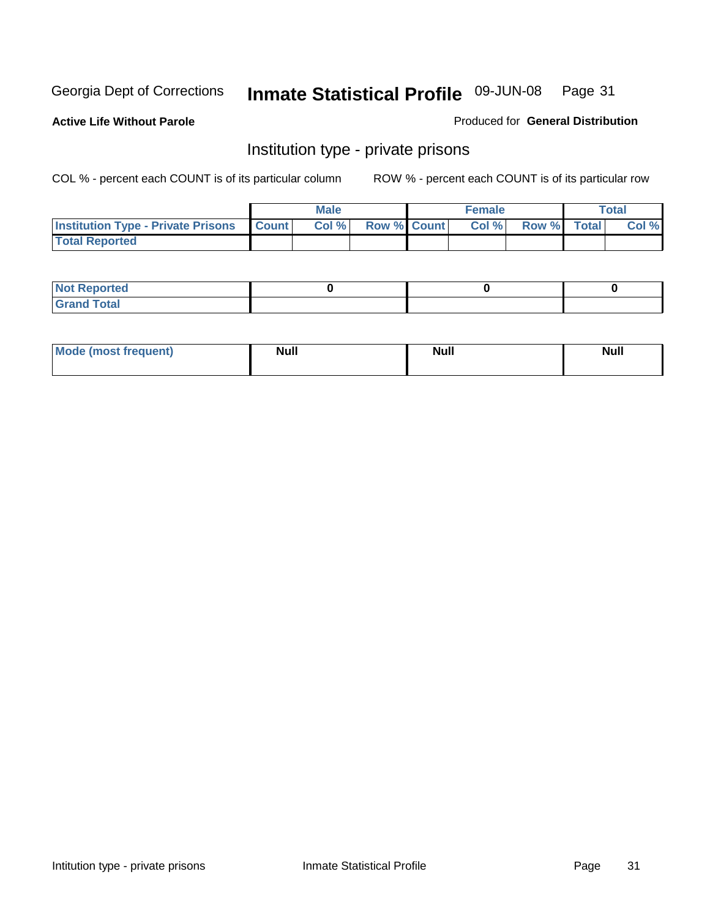Georgia Dept of Corrections **Inmate Statistical Profile** 09-JUN-08

**Active Life Without Parole**

Produced for **General Distribution**

## Institution type - private prisons

COL % - percent each COUNT is of its particular column

ROW % - percent each COUNT is of its particular row

| | Male | | | Female | | | Total | |
|---|---|---|---|---|---|---|---|---|
| **Institution Type - Private Prisons** | **Count** | **Col %** | **Row %** | **Count** | **Col %** | **Row %** | **Total** | **Col %** |
| **Total Reported** | | | | | | | | |

| | Male | Female | Total |
|---|---|---|---|
| **Not Reported** | 0 | 0 | 0 |
| **Grand Total** | | | |

| | Male | Female | Total |
|---|---|---|---|
| **Mode (most frequent)** | Null | Null | Null |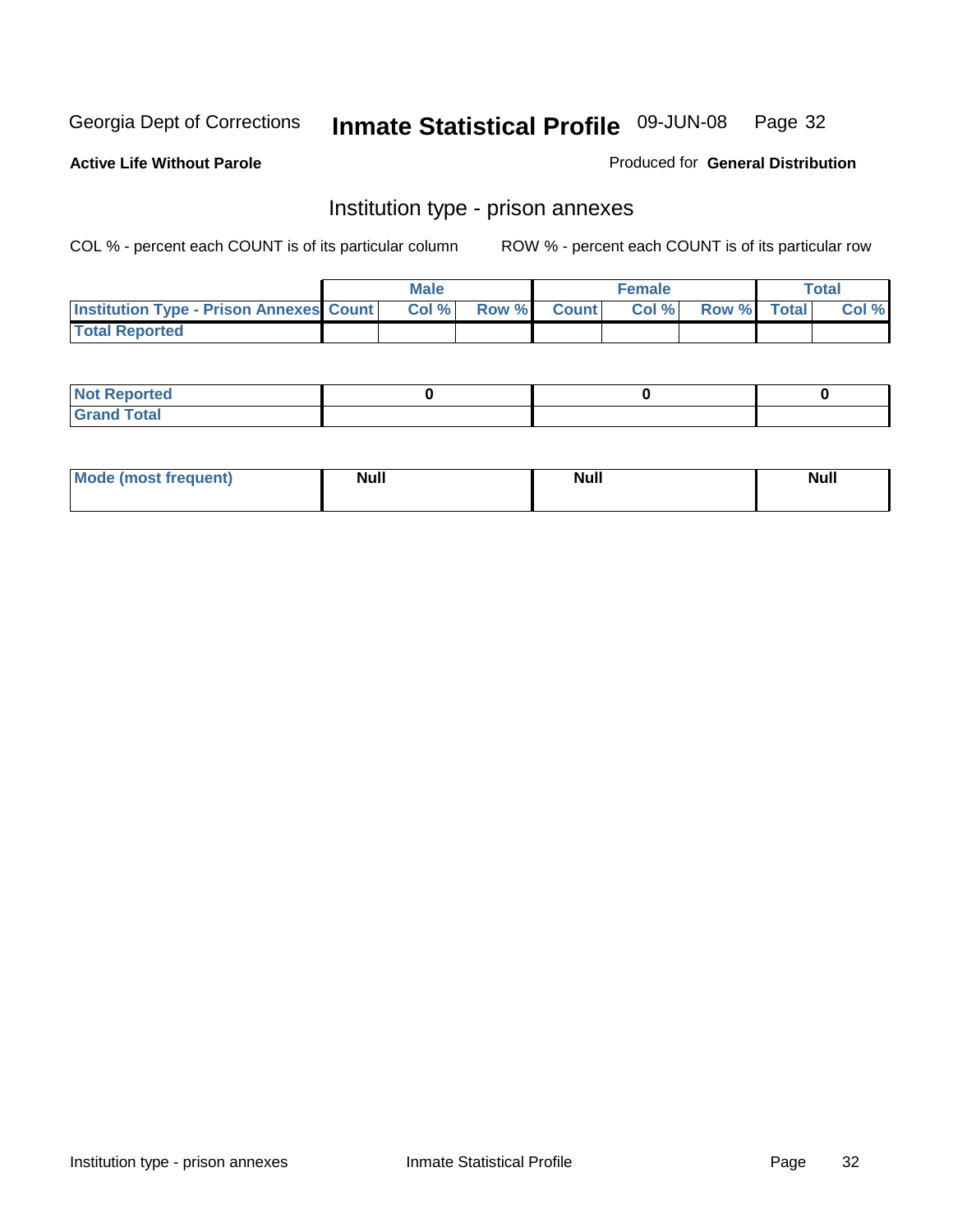Georgia Dept of Corrections **Inmate Statistical Profile** 09-JUN-08

**Active Life Without Parole**

Produced for **General Distribution**

## Institution type - prison annexes

COL % - percent each COUNT is of its particular column ROW % - percent each COUNT is of its particular row

| | Male | | | Female | | | Total | |
|---|---|---|---|---|---|---|---|---|
| **Institution Type - Prison Annexes** | **Count** | **Col %** | **Row %** | **Count** | **Col %** | **Row %** | **Total** | **Col %** |
| **Total Reported** | | | | | | | | |

| | Male | Female | Total |
|---|---|---|---|
| **Not Reported** | **0** | **0** | **0** |
| **Grand Total** | | | |

| | Male | Female | Total |
|---|---|---|---|
| **Mode (most frequent)** | **Null** | **Null** | **Null** |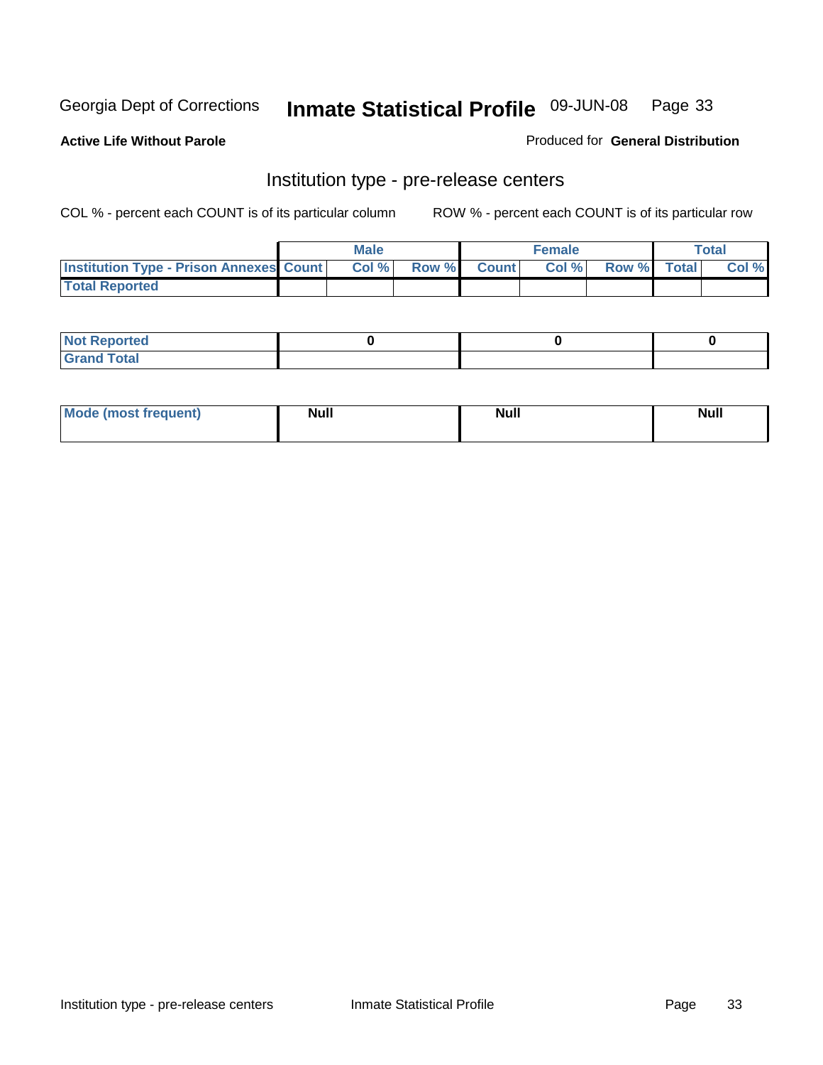Georgia Dept of Corrections **Inmate Statistical Profile** 09-JUN-08

**Active Life Without Parole** Produced for **General Distribution**

## Institution type - pre-release centers

COL % - percent each COUNT is of its particular column ROW % - percent each COUNT is of its particular row

| | Male | | | Female | | | Total | |
|---|---|---|---|---|---|---|---|---|
| **Institution Type - Prison Annexes** | **Count** | **Col %** | **Row %** | **Count** | **Col %** | **Row %** | **Total** | **Col %** |
| **Total Reported** | | | | | | | | |

| | Male | Female | Total |
|---|---|---|---|
| **Not Reported** | 0 | 0 | 0 |
| **Grand Total** | | | |

| | Male | Female | Total |
|---|---|---|---|
| **Mode (most frequent)** | Null | Null | Null |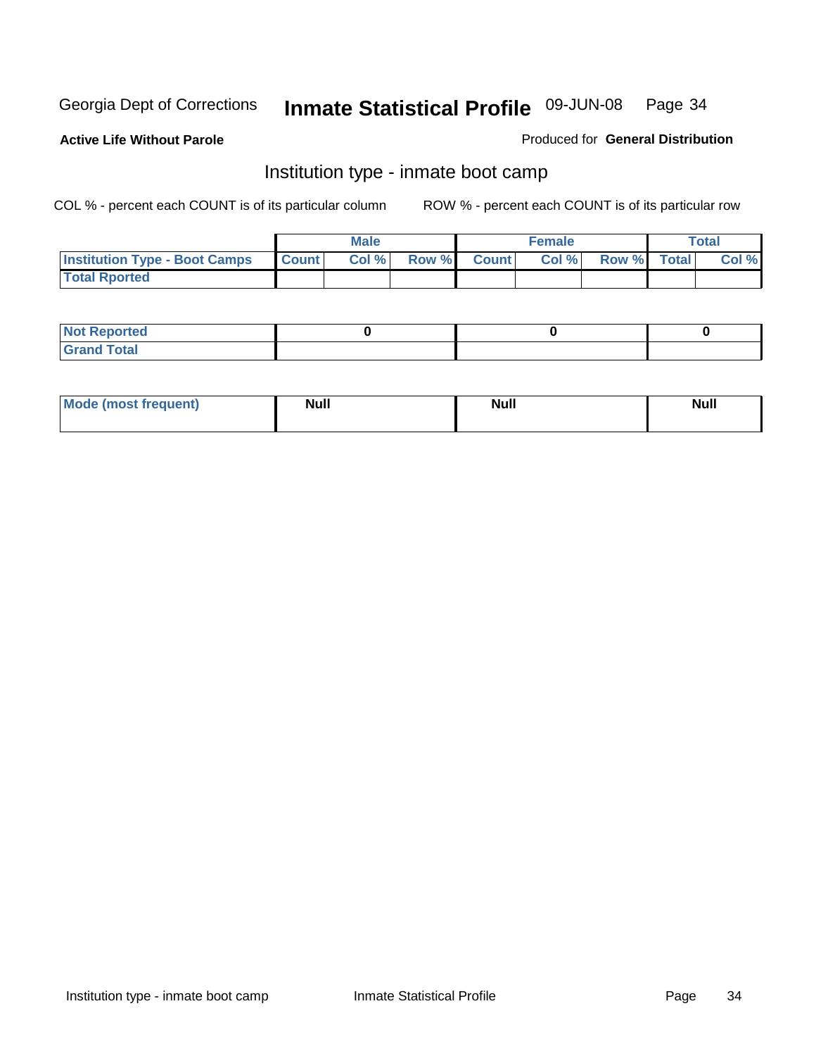Georgia Dept of Corrections **Inmate Statistical Profile** 09-JUN-08

**Active Life Without Parole**

Produced for **General Distribution**

## Institution type - inmate boot camp

COL % - percent each COUNT is of its particular column

ROW % - percent each COUNT is of its particular row

| | Male | | | Female | | | Total | |
|---|---|---|---|---|---|---|---|---|
| **Institution Type - Boot Camps** | **Count** | **Col %** | **Row %** | **Count** | **Col %** | **Row %** | **Total** | **Col %** |
| **Total Rported** | | | | | | | | |

| | Male | Female | Total |
|---|---|---|---|
| **Not Reported** | 0 | 0 | 0 |
| **Grand Total** | | | |

| | Male | Female | Total |
|---|---|---|---|
| **Mode (most frequent)** | Null | Null | Null |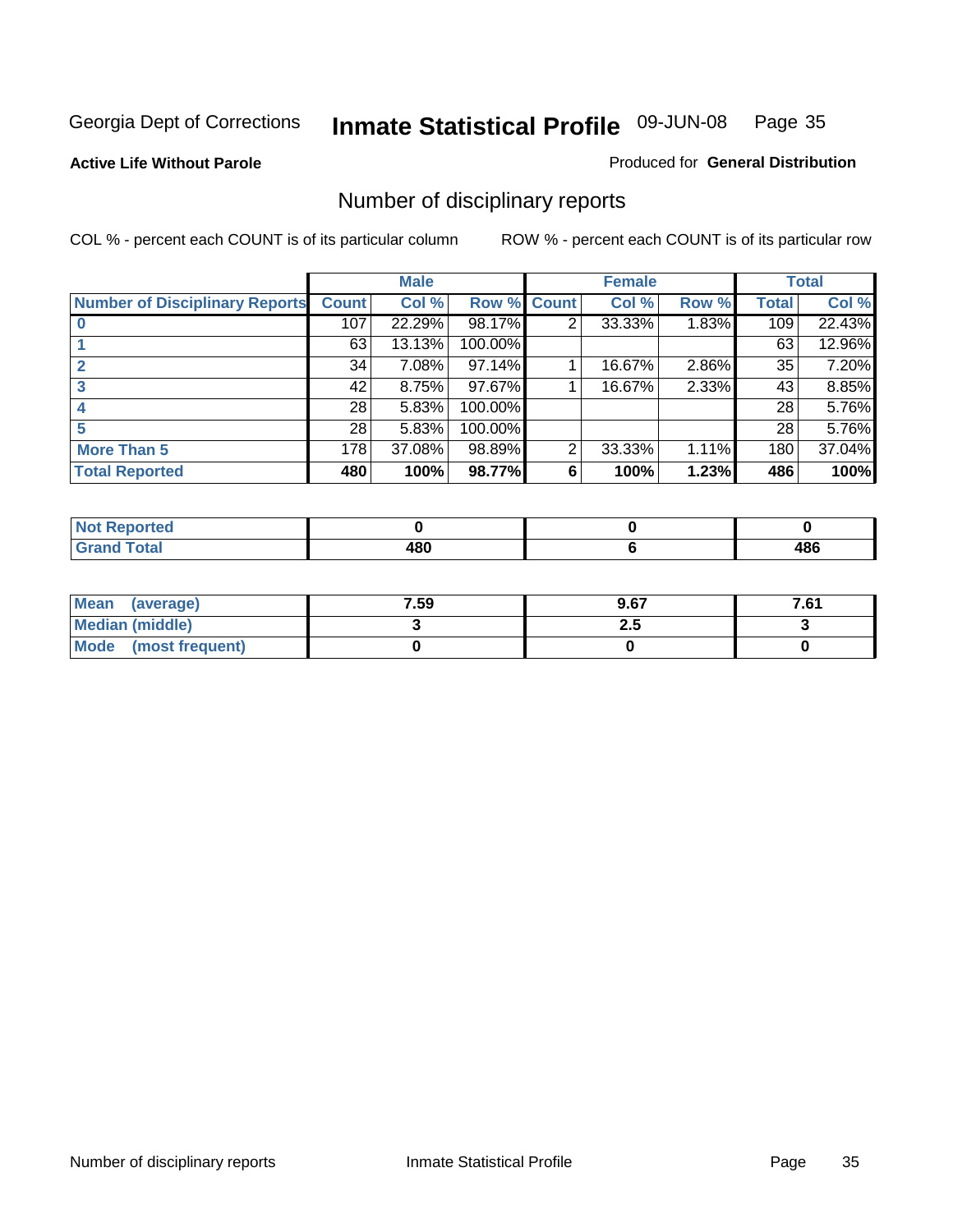Georgia Dept of Corrections **Inmate Statistical Profile** 09-JUN-08

**Active Life Without Parole**

Produced for **General Distribution**

## Number of disciplinary reports

COL % - percent each COUNT is of its particular column ROW % - percent each COUNT is of its particular row

| | Male | | | Female | | | Total | |
|---|---|---|---|---|---|---|---|---|
| **Number of Disciplinary Reports** | **Count** | **Col %** | **Row %** | **Count** | **Col %** | **Row %** | **Total** | **Col %** |
| **0** | 107 | 22.29% | 98.17% | 2 | 33.33% | 1.83% | 109 | 22.43% |
| **1** | 63 | 13.13% | 100.00% | | | | 63 | 12.96% |
| **2** | 34 | 7.08% | 97.14% | 1 | 16.67% | 2.86% | 35 | 7.20% |
| **3** | 42 | 8.75% | 97.67% | 1 | 16.67% | 2.33% | 43 | 8.85% |
| **4** | 28 | 5.83% | 100.00% | | | | 28 | 5.76% |
| **5** | 28 | 5.83% | 100.00% | | | | 28 | 5.76% |
| **More Than 5** | 178 | 37.08% | 98.89% | 2 | 33.33% | 1.11% | 180 | 37.04% |
| **Total Reported** | **480** | **100%** | **98.77%** | **6** | **100%** | **1.23%** | **486** | **100%** |

| | Male | Female | Total |
|---|---|---|---|
| **Not Reported** | **0** | **0** | **0** |
| **Grand Total** | **480** | **6** | **486** |

| | Male | Female | Total |
|---|---|---|---|
| **Mean (average)** | **7.59** | **9.67** | **7.61** |
| **Median (middle)** | **3** | **2.5** | **3** |
| **Mode (most frequent)** | **0** | **0** | **0** |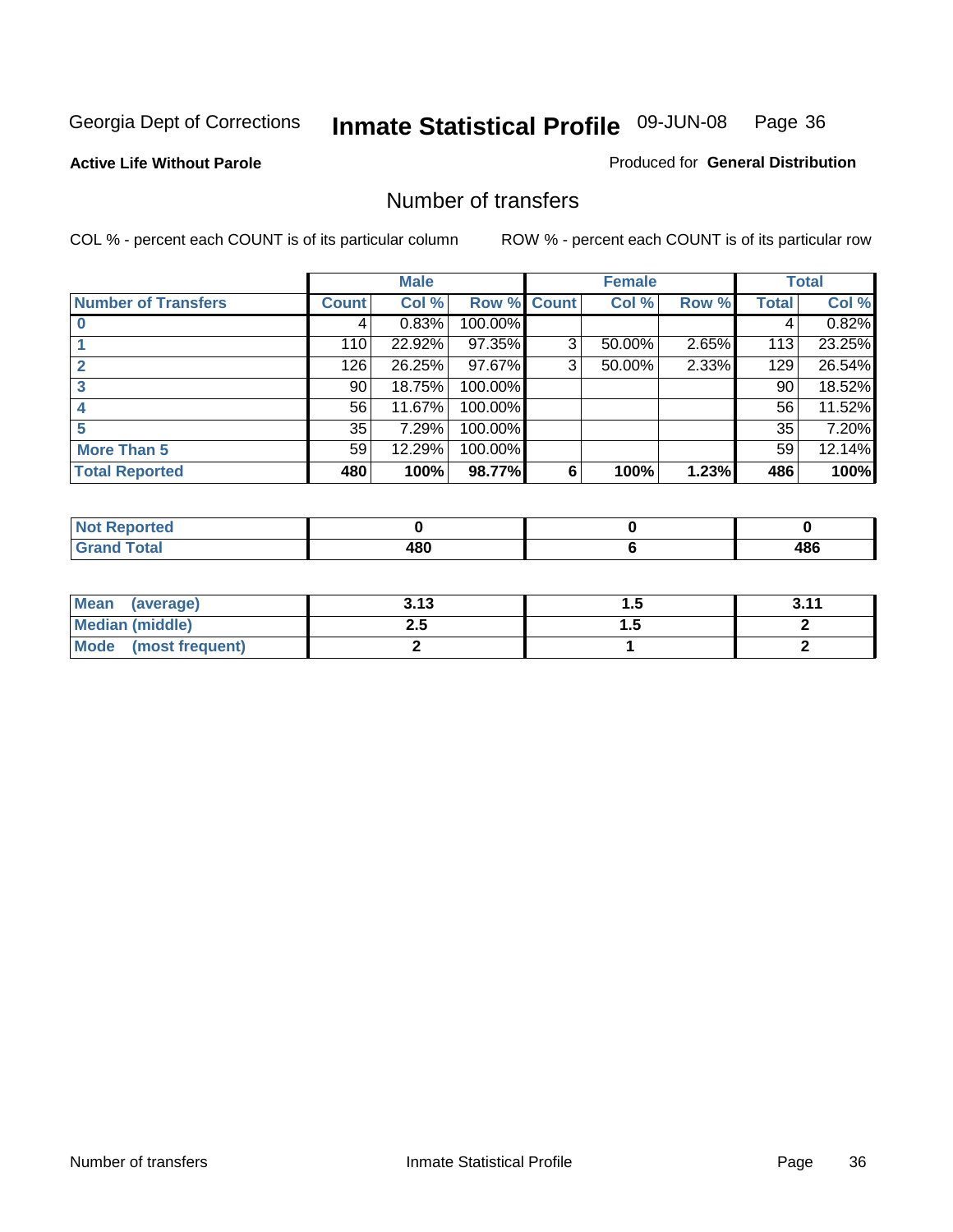Georgia Dept of Corrections **Inmate Statistical Profile** 09-JUN-08

**Active Life Without Parole**

Produced for **General Distribution**

## Number of transfers

COL % - percent each COUNT is of its particular column ROW % - percent each COUNT is of its particular row

| | Male | | | Female | | | Total | |
|---|---|---|---|---|---|---|---|---|
| **Number of Transfers** | **Count** | **Col %** | **Row %** | **Count** | **Col %** | **Row %** | **Total** | **Col %** |
| **0** | 4 | 0.83% | 100.00% | | | | 4 | 0.82% |
| **1** | 110 | 22.92% | 97.35% | 3 | 50.00% | 2.65% | 113 | 23.25% |
| **2** | 126 | 26.25% | 97.67% | 3 | 50.00% | 2.33% | 129 | 26.54% |
| **3** | 90 | 18.75% | 100.00% | | | | 90 | 18.52% |
| **4** | 56 | 11.67% | 100.00% | | | | 56 | 11.52% |
| **5** | 35 | 7.29% | 100.00% | | | | 35 | 7.20% |
| **More Than 5** | 59 | 12.29% | 100.00% | | | | 59 | 12.14% |
| **Total Reported** | **480** | **100%** | **98.77%** | **6** | **100%** | **1.23%** | **486** | **100%** |

| | Male | Female | Total |
|---|---|---|---|
| **Not Reported** | **0** | **0** | **0** |
| **Grand Total** | **480** | **6** | **486** |

| | Male | Female | Total |
|---|---|---|---|
| **Mean (average)** | **3.13** | **1.5** | **3.11** |
| **Median (middle)** | **2.5** | **1.5** | **2** |
| **Mode (most frequent)** | **2** | **1** | **2** |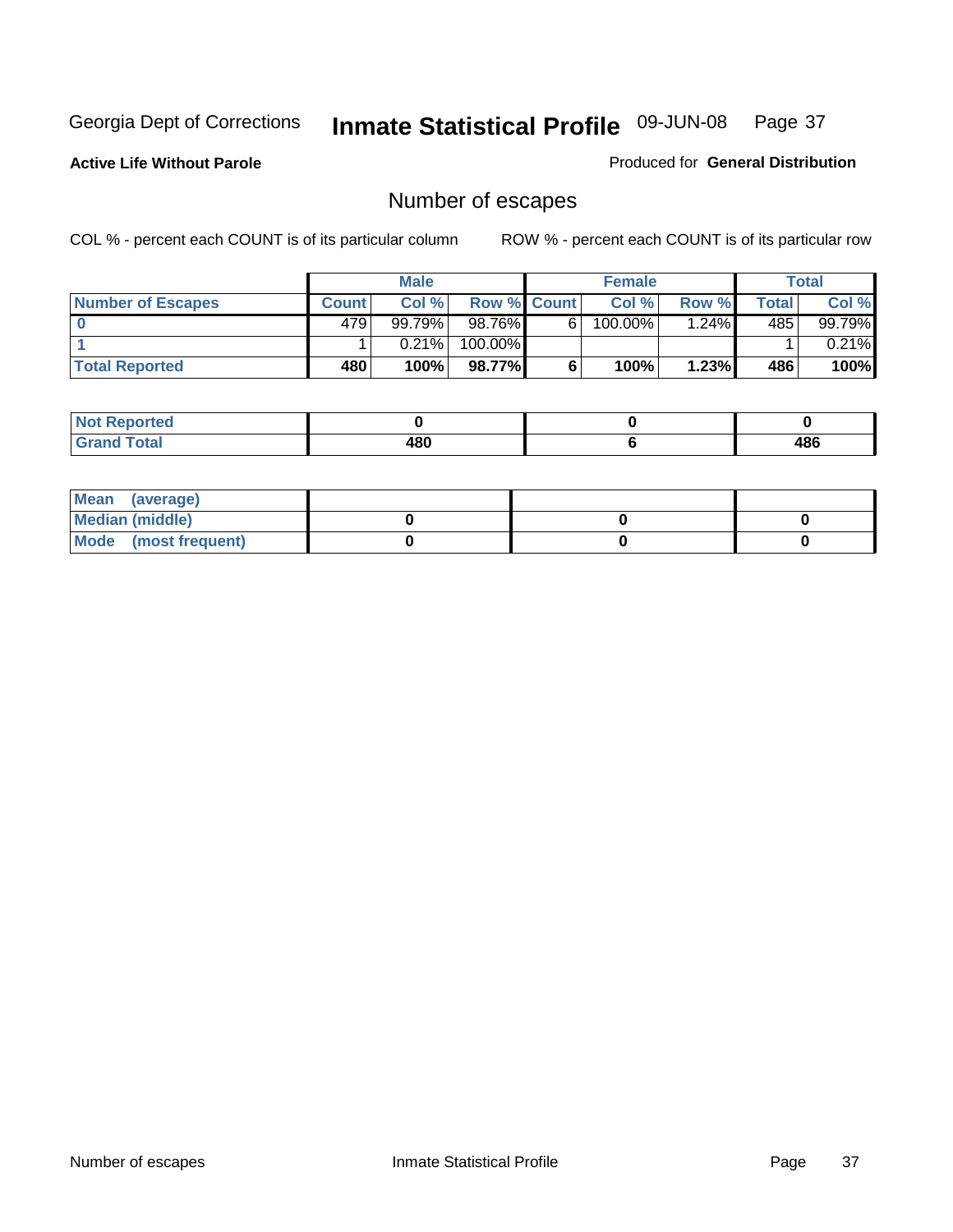Georgia Dept of Corrections **Inmate Statistical Profile** 09-JUN-08

**Active Life Without Parole**

Produced for **General Distribution**

## Number of escapes

COL % - percent each COUNT is of its particular column        ROW % - percent each COUNT is of its particular row

| | Male | | | Female | | | Total | |
|---|---|---|---|---|---|---|---|---|
| **Number of Escapes** | **Count** | **Col %** | **Row %** | **Count** | **Col %** | **Row %** | **Total** | **Col %** |
| **0** | 479 | 99.79% | 98.76% | 6 | 100.00% | 1.24% | 485 | 99.79% |
| **1** | 1 | 0.21% | 100.00% | | | | 1 | 0.21% |
| **Total Reported** | **480** | **100%** | **98.77%** | **6** | **100%** | **1.23%** | **486** | **100%** |

| | Male | Female | Total |
|---|---|---|---|
| **Not Reported** | **0** | **0** | **0** |
| **Grand Total** | **480** | **6** | **486** |

| | Male | Female | Total |
|---|---|---|---|
| **Mean (average)** | | | |
| **Median (middle)** | **0** | **0** | **0** |
| **Mode (most frequent)** | **0** | **0** | **0** |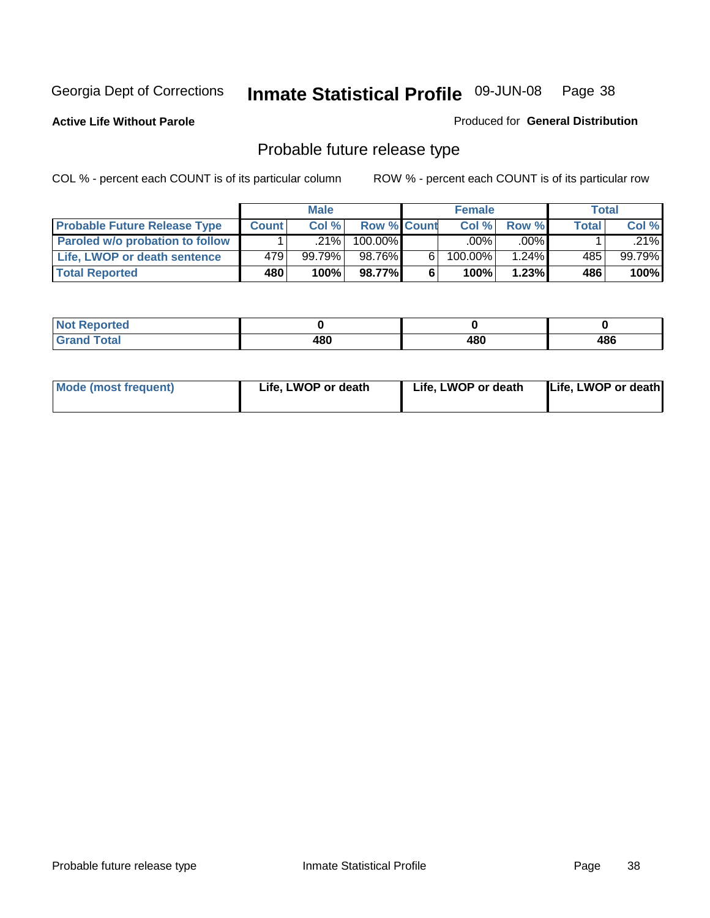Georgia Dept of Corrections **Inmate Statistical Profile** 09-JUN-08

**Active Life Without Parole**

Produced for **General Distribution**

## Probable future release type

COL % - percent each COUNT is of its particular column

ROW % - percent each COUNT is of its particular row

| | Male | | | Female | | | Total | |
|---|---|---|---|---|---|---|---|---|
| **Probable Future Release Type** | **Count** | **Col %** | **Row %** | **Count** | **Col %** | **Row %** | **Total** | **Col %** |
| **Paroled w/o probation to follow** | 1 | .21% | 100.00% | | .00% | .00% | 1 | .21% |
| **Life, LWOP or death sentence** | 479 | 99.79% | 98.76% | 6 | 100.00% | 1.24% | 485 | 99.79% |
| **Total Reported** | **480** | **100%** | **98.77%** | **6** | **100%** | **1.23%** | **486** | **100%** |

| | Male | Female | Total |
|---|---|---|---|
| **Not Reported** | **0** | **0** | **0** |
| **Grand Total** | **480** | **480** | **486** |

| | Male | Female | Total |
|---|---|---|---|
| **Mode (most frequent)** | **Life, LWOP or death** | **Life, LWOP or death** | **Life, LWOP or death** |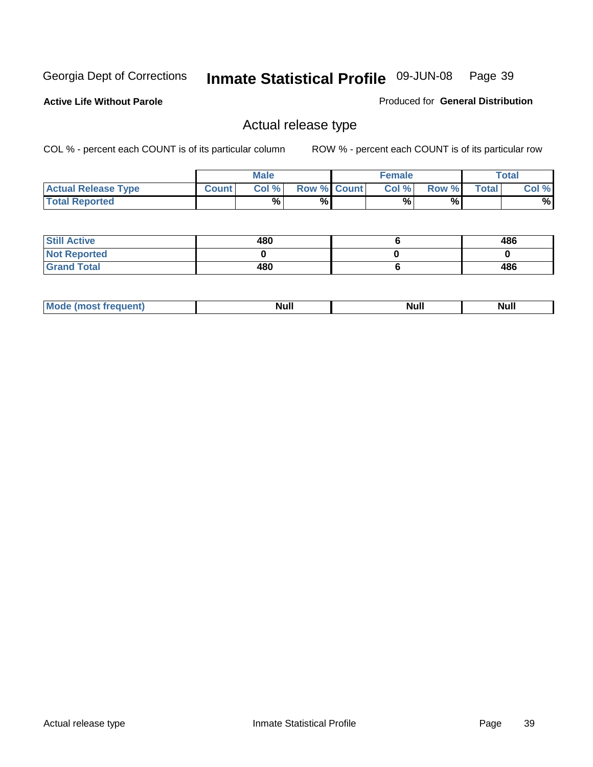Georgia Dept of Corrections **Inmate Statistical Profile** 09-JUN-08

**Active Life Without Parole** Produced for **General Distribution**

## Actual release type

COL % - percent each COUNT is of its particular column ROW % - percent each COUNT is of its particular row

| | Male | | | Female | | | Total | |
|---|---|---|---|---|---|---|---|---|
| **Actual Release Type** | **Count** | **Col %** | **Row %** | **Count** | **Col %** | **Row %** | **Total** | **Col %** |
| **Total Reported** | | % | % | | % | % | | % |
| **Still Active** | 480 | | | 6 | | | 486 | |
| **Not Reported** | 0 | | | 0 | | | 0 | |
| **Grand Total** | 480 | | | 6 | | | 486 | |

| | Male | Female | Total |
|---|---|---|---|
| **Mode (most frequent)** | Null | Null | Null |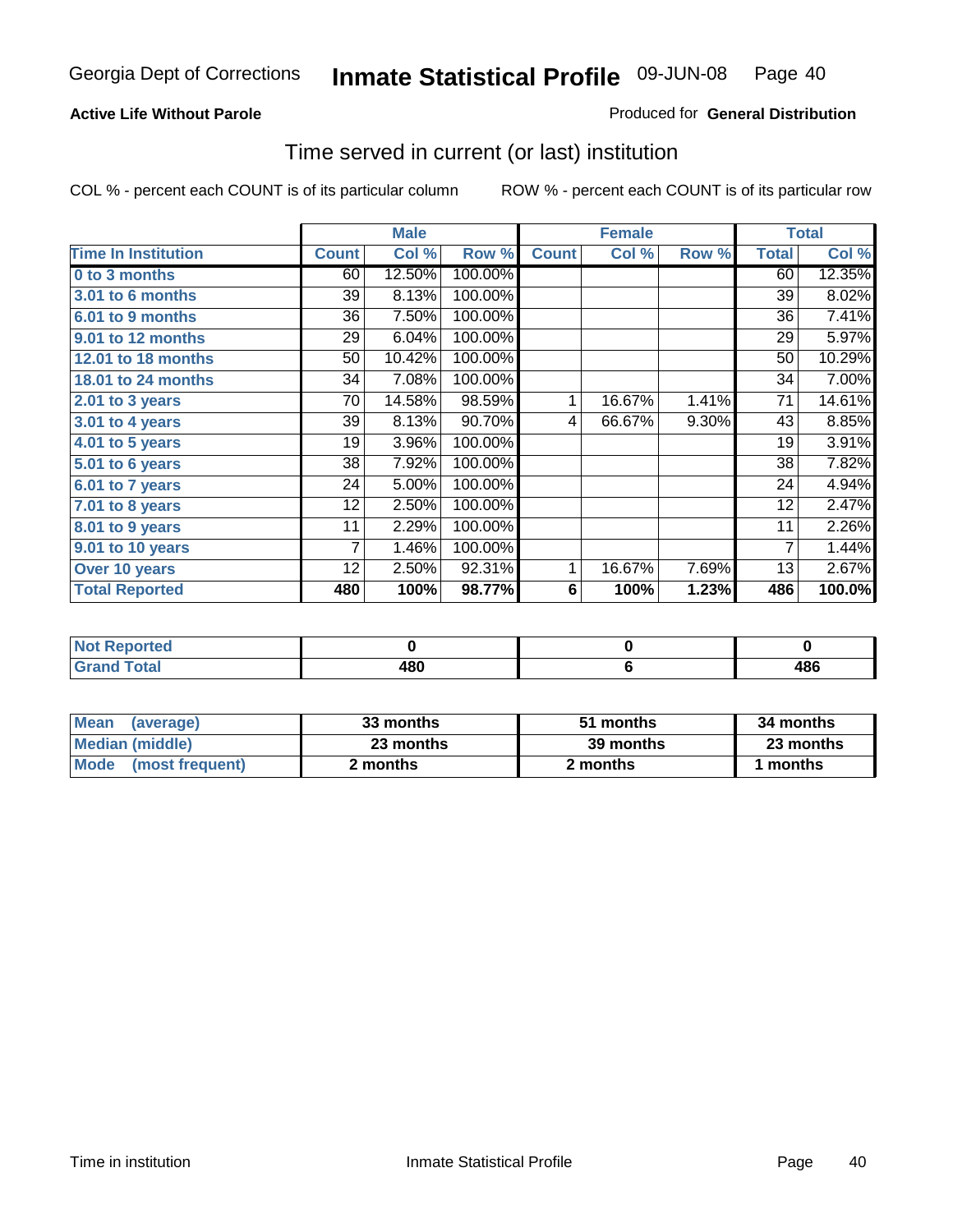Georgia Dept of Corrections **Inmate Statistical Profile** 09-JUN-08

**Active Life Without Parole**

Produced for **General Distribution**

## Time served in current (or last) institution

COL % - percent each COUNT is of its particular column

ROW % - percent each COUNT is of its particular row

| | Male | | | Female | | | Total | |
|---|---|---|---|---|---|---|---|---|
| **Time In Institution** | **Count** | **Col %** | **Row %** | **Count** | **Col %** | **Row %** | **Total** | **Col %** |
| **0 to 3 months** | 60 | 12.50% | 100.00% | | | | 60 | 12.35% |
| **3.01 to 6 months** | 39 | 8.13% | 100.00% | | | | 39 | 8.02% |
| **6.01 to 9 months** | 36 | 7.50% | 100.00% | | | | 36 | 7.41% |
| **9.01 to 12 months** | 29 | 6.04% | 100.00% | | | | 29 | 5.97% |
| **12.01 to 18 months** | 50 | 10.42% | 100.00% | | | | 50 | 10.29% |
| **18.01 to 24 months** | 34 | 7.08% | 100.00% | | | | 34 | 7.00% |
| **2.01 to 3 years** | 70 | 14.58% | 98.59% | 1 | 16.67% | 1.41% | 71 | 14.61% |
| **3.01 to 4 years** | 39 | 8.13% | 90.70% | 4 | 66.67% | 9.30% | 43 | 8.85% |
| **4.01 to 5 years** | 19 | 3.96% | 100.00% | | | | 19 | 3.91% |
| **5.01 to 6 years** | 38 | 7.92% | 100.00% | | | | 38 | 7.82% |
| **6.01 to 7 years** | 24 | 5.00% | 100.00% | | | | 24 | 4.94% |
| **7.01 to 8 years** | 12 | 2.50% | 100.00% | | | | 12 | 2.47% |
| **8.01 to 9 years** | 11 | 2.29% | 100.00% | | | | 11 | 2.26% |
| **9.01 to 10 years** | 7 | 1.46% | 100.00% | | | | 7 | 1.44% |
| **Over 10 years** | 12 | 2.50% | 92.31% | 1 | 16.67% | 7.69% | 13 | 2.67% |
| **Total Reported** | **480** | **100%** | **98.77%** | **6** | **100%** | **1.23%** | **486** | **100.0%** |

| | Male | Female | Total |
|---|---|---|---|
| **Not Reported** | **0** | **0** | **0** |
| **Grand Total** | **480** | **6** | **486** |

| | Male | Female | Total |
|---|---|---|---|
| **Mean (average)** | **33 months** | **51 months** | **34 months** |
| **Median (middle)** | **23 months** | **39 months** | **23 months** |
| **Mode (most frequent)** | **2 months** | **2 months** | **1 months** |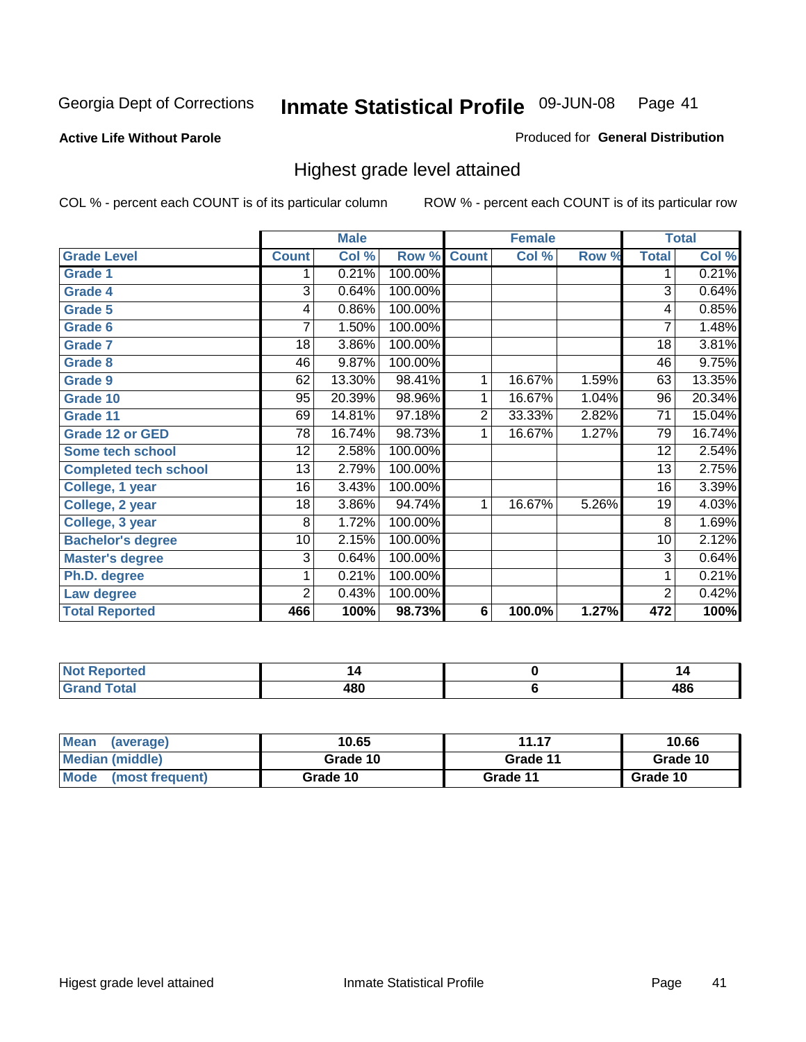Georgia Dept of Corrections **Inmate Statistical Profile** 09-JUN-08

**Active Life Without Parole**

Produced for **General Distribution**

## Highest grade level attained

COL % - percent each COUNT is of its particular column ROW % - percent each COUNT is of its particular row

| | Male | | | Female | | | Total | |
|---|---|---|---|---|---|---|---|---|
| **Grade Level** | **Count** | **Col %** | **Row %** | **Count** | **Col %** | **Row %** | **Total** | **Col %** |
| Grade 1 | 1 | 0.21% | 100.00% | | | | 1 | 0.21% |
| Grade 4 | 3 | 0.64% | 100.00% | | | | 3 | 0.64% |
| Grade 5 | 4 | 0.86% | 100.00% | | | | 4 | 0.85% |
| Grade 6 | 7 | 1.50% | 100.00% | | | | 7 | 1.48% |
| Grade 7 | 18 | 3.86% | 100.00% | | | | 18 | 3.81% |
| Grade 8 | 46 | 9.87% | 100.00% | | | | 46 | 9.75% |
| Grade 9 | 62 | 13.30% | 98.41% | 1 | 16.67% | 1.59% | 63 | 13.35% |
| Grade 10 | 95 | 20.39% | 98.96% | 1 | 16.67% | 1.04% | 96 | 20.34% |
| Grade 11 | 69 | 14.81% | 97.18% | 2 | 33.33% | 2.82% | 71 | 15.04% |
| Grade 12 or GED | 78 | 16.74% | 98.73% | 1 | 16.67% | 1.27% | 79 | 16.74% |
| Some tech school | 12 | 2.58% | 100.00% | | | | 12 | 2.54% |
| Completed tech school | 13 | 2.79% | 100.00% | | | | 13 | 2.75% |
| College, 1 year | 16 | 3.43% | 100.00% | | | | 16 | 3.39% |
| College, 2 year | 18 | 3.86% | 94.74% | 1 | 16.67% | 5.26% | 19 | 4.03% |
| College, 3 year | 8 | 1.72% | 100.00% | | | | 8 | 1.69% |
| Bachelor's degree | 10 | 2.15% | 100.00% | | | | 10 | 2.12% |
| Master's degree | 3 | 0.64% | 100.00% | | | | 3 | 0.64% |
| Ph.D. degree | 1 | 0.21% | 100.00% | | | | 1 | 0.21% |
| Law degree | 2 | 0.43% | 100.00% | | | | 2 | 0.42% |
| **Total Reported** | **466** | **100%** | **98.73%** | **6** | **100.0%** | **1.27%** | **472** | **100%** |

| | Male | Female | Total |
|---|---|---|---|
| Not Reported | 14 | 0 | 14 |
| Grand Total | 480 | 6 | 486 |

| | Male | Female | Total |
|---|---|---|---|
| Mean (average) | 10.65 | 11.17 | 10.66 |
| Median (middle) | Grade 10 | Grade 11 | Grade 10 |
| Mode (most frequent) | Grade 10 | Grade 11 | Grade 10 |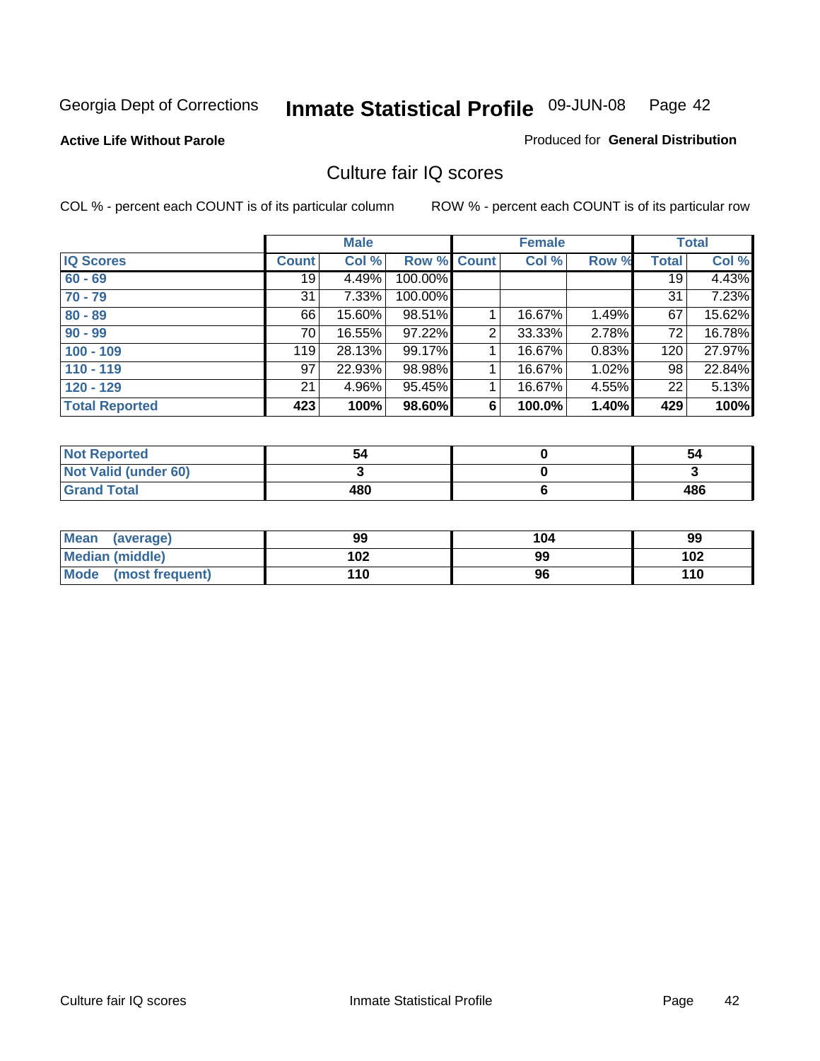Georgia Dept of Corrections **Inmate Statistical Profile** 09-JUN-08

**Active Life Without Parole**

Produced for **General Distribution**

## Culture fair IQ scores

COL % - percent each COUNT is of its particular column

ROW % - percent each COUNT is of its particular row

| | Male | | | Female | | | Total | |
|---|---|---|---|---|---|---|---|---|
| **IQ Scores** | **Count** | **Col %** | **Row %** | **Count** | **Col %** | **Row %** | **Total** | **Col %** |
| **60 - 69** | 19 | 4.49% | 100.00% | | | | 19 | 4.43% |
| **70 - 79** | 31 | 7.33% | 100.00% | | | | 31 | 7.23% |
| **80 - 89** | 66 | 15.60% | 98.51% | 1 | 16.67% | 1.49% | 67 | 15.62% |
| **90 - 99** | 70 | 16.55% | 97.22% | 2 | 33.33% | 2.78% | 72 | 16.78% |
| **100 - 109** | 119 | 28.13% | 99.17% | 1 | 16.67% | 0.83% | 120 | 27.97% |
| **110 - 119** | 97 | 22.93% | 98.98% | 1 | 16.67% | 1.02% | 98 | 22.84% |
| **120 - 129** | 21 | 4.96% | 95.45% | 1 | 16.67% | 4.55% | 22 | 5.13% |
| **Total Reported** | **423** | **100%** | **98.60%** | **6** | **100.0%** | **1.40%** | **429** | **100%** |

| | Male | Female | Total |
|---|---|---|---|
| **Not Reported** | **54** | **0** | **54** |
| **Not Valid (under 60)** | **3** | **0** | **3** |
| **Grand Total** | **480** | **6** | **486** |

| | Male | Female | Total |
|---|---|---|---|
| **Mean (average)** | **99** | **104** | **99** |
| **Median (middle)** | **102** | **99** | **102** |
| **Mode (most frequent)** | **110** | **96** | **110** |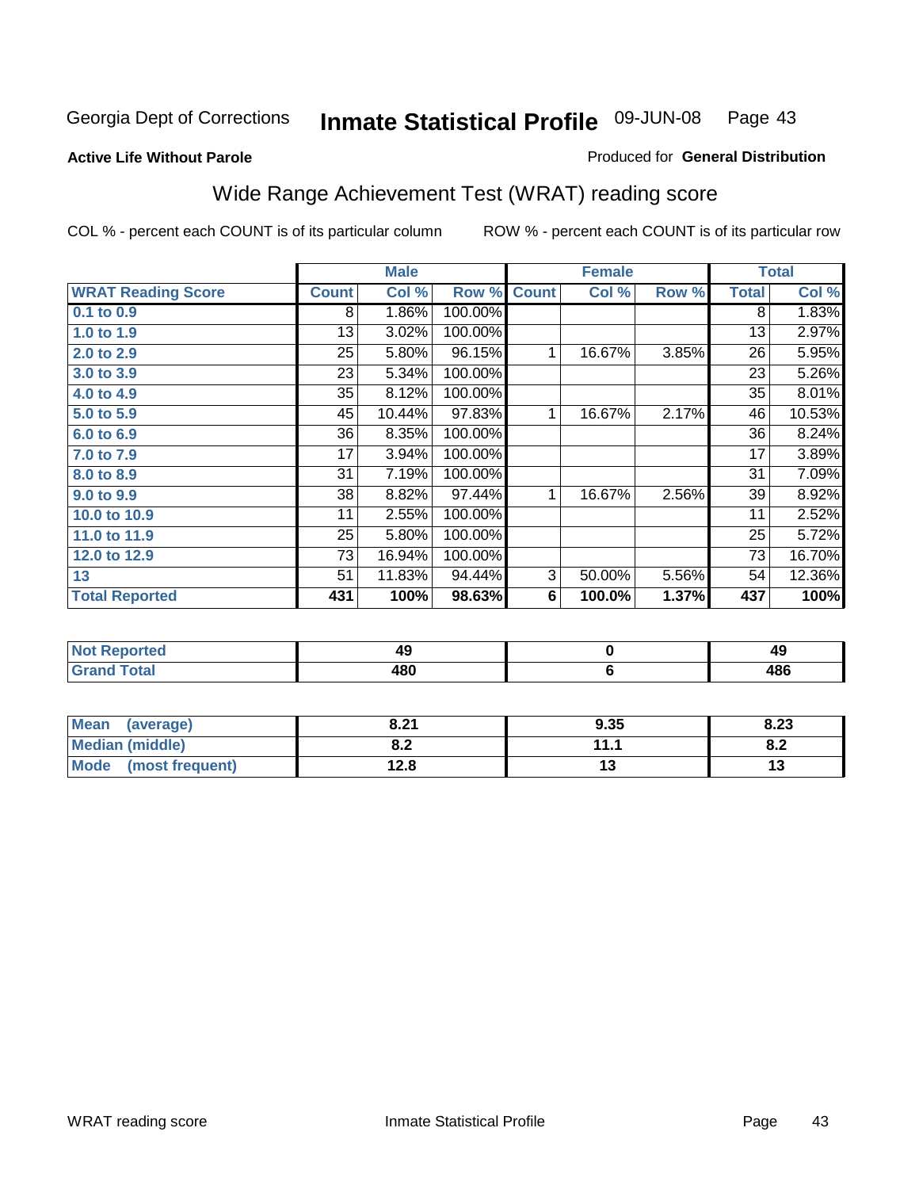Georgia Dept of Corrections **Inmate Statistical Profile** 09-JUN-08

**Active Life Without Parole**

Produced for **General Distribution**

## Wide Range Achievement Test (WRAT) reading score

COL % - percent each COUNT is of its particular column

ROW % - percent each COUNT is of its particular row

| | Male | | | Female | | | Total | |
|---|---|---|---|---|---|---|---|---|
| **WRAT Reading Score** | **Count** | **Col %** | **Row %** | **Count** | **Col %** | **Row %** | **Total** | **Col %** |
| 0.1 to 0.9 | 8 | 1.86% | 100.00% | | | | 8 | 1.83% |
| 1.0 to 1.9 | 13 | 3.02% | 100.00% | | | | 13 | 2.97% |
| 2.0 to 2.9 | 25 | 5.80% | 96.15% | 1 | 16.67% | 3.85% | 26 | 5.95% |
| 3.0 to 3.9 | 23 | 5.34% | 100.00% | | | | 23 | 5.26% |
| 4.0 to 4.9 | 35 | 8.12% | 100.00% | | | | 35 | 8.01% |
| 5.0 to 5.9 | 45 | 10.44% | 97.83% | 1 | 16.67% | 2.17% | 46 | 10.53% |
| 6.0 to 6.9 | 36 | 8.35% | 100.00% | | | | 36 | 8.24% |
| 7.0 to 7.9 | 17 | 3.94% | 100.00% | | | | 17 | 3.89% |
| 8.0 to 8.9 | 31 | 7.19% | 100.00% | | | | 31 | 7.09% |
| 9.0 to 9.9 | 38 | 8.82% | 97.44% | 1 | 16.67% | 2.56% | 39 | 8.92% |
| 10.0 to 10.9 | 11 | 2.55% | 100.00% | | | | 11 | 2.52% |
| 11.0 to 11.9 | 25 | 5.80% | 100.00% | | | | 25 | 5.72% |
| 12.0 to 12.9 | 73 | 16.94% | 100.00% | | | | 73 | 16.70% |
| 13 | 51 | 11.83% | 94.44% | 3 | 50.00% | 5.56% | 54 | 12.36% |
| **Total Reported** | **431** | **100%** | **98.63%** | **6** | **100.0%** | **1.37%** | **437** | **100%** |

| | Male | Female | Total |
|---|---|---|---|
| Not Reported | 49 | 0 | 49 |
| Grand Total | 480 | 6 | 486 |

| | Male | Female | Total |
|---|---|---|---|
| Mean (average) | 8.21 | 9.35 | 8.23 |
| Median (middle) | 8.2 | 11.1 | 8.2 |
| Mode (most frequent) | 12.8 | 13 | 13 |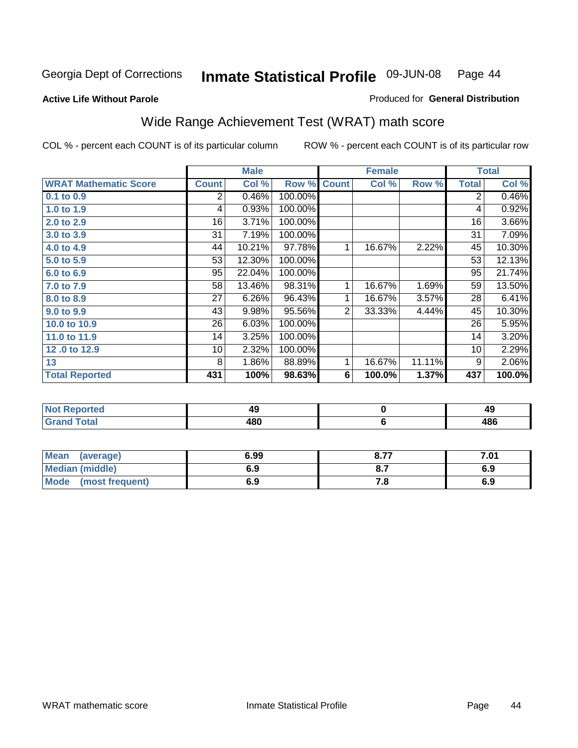Georgia Dept of Corrections **Inmate Statistical Profile** 09-JUN-08

**Active Life Without Parole**

Produced for **General Distribution**

## Wide Range Achievement Test (WRAT) math score

COL % - percent each COUNT is of its particular column     ROW % - percent each COUNT is of its particular row

| | Male | | | Female | | | Total | |
|---|---|---|---|---|---|---|---|---|
| **WRAT Mathematic Score** | **Count** | **Col %** | **Row %** | **Count** | **Col %** | **Row %** | **Total** | **Col %** |
| **0.1 to 0.9** | 2 | 0.46% | 100.00% | | | | 2 | 0.46% |
| **1.0 to 1.9** | 4 | 0.93% | 100.00% | | | | 4 | 0.92% |
| **2.0 to 2.9** | 16 | 3.71% | 100.00% | | | | 16 | 3.66% |
| **3.0 to 3.9** | 31 | 7.19% | 100.00% | | | | 31 | 7.09% |
| **4.0 to 4.9** | 44 | 10.21% | 97.78% | 1 | 16.67% | 2.22% | 45 | 10.30% |
| **5.0 to 5.9** | 53 | 12.30% | 100.00% | | | | 53 | 12.13% |
| **6.0 to 6.9** | 95 | 22.04% | 100.00% | | | | 95 | 21.74% |
| **7.0 to 7.9** | 58 | 13.46% | 98.31% | 1 | 16.67% | 1.69% | 59 | 13.50% |
| **8.0 to 8.9** | 27 | 6.26% | 96.43% | 1 | 16.67% | 3.57% | 28 | 6.41% |
| **9.0 to 9.9** | 43 | 9.98% | 95.56% | 2 | 33.33% | 4.44% | 45 | 10.30% |
| **10.0 to 10.9** | 26 | 6.03% | 100.00% | | | | 26 | 5.95% |
| **11.0 to 11.9** | 14 | 3.25% | 100.00% | | | | 14 | 3.20% |
| **12 .0 to 12.9** | 10 | 2.32% | 100.00% | | | | 10 | 2.29% |
| **13** | 8 | 1.86% | 88.89% | 1 | 16.67% | 11.11% | 9 | 2.06% |
| **Total Reported** | **431** | **100%** | **98.63%** | **6** | **100.0%** | **1.37%** | **437** | **100.0%** |

| | Male | Female | Total |
|---|---|---|---|
| **Not Reported** | **49** | **0** | **49** |
| **Grand Total** | **480** | **6** | **486** |

| | Male | Female | Total |
|---|---|---|---|
| **Mean (average)** | **6.99** | **8.77** | **7.01** |
| **Median (middle)** | **6.9** | **8.7** | **6.9** |
| **Mode (most frequent)** | **6.9** | **7.8** | **6.9** |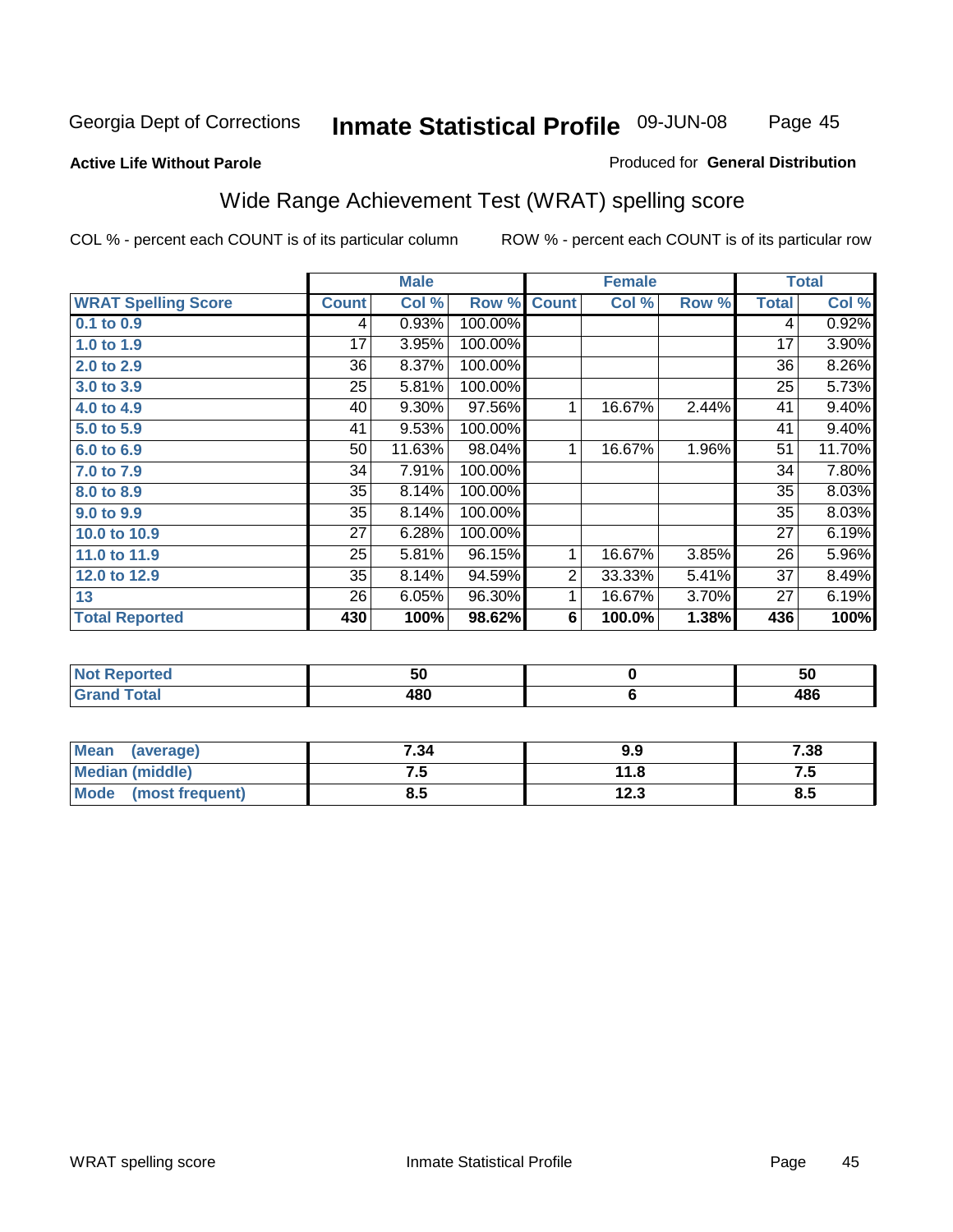Georgia Dept of Corrections **Inmate Statistical Profile** 09-JUN-08

**Active Life Without Parole**

Produced for **General Distribution**

## Wide Range Achievement Test (WRAT) spelling score

COL % - percent each COUNT is of its particular column

ROW % - percent each COUNT is of its particular row

| | Male | | | Female | | | Total | |
|---|---|---|---|---|---|---|---|---|
| **WRAT Spelling Score** | **Count** | **Col %** | **Row %** | **Count** | **Col %** | **Row %** | **Total** | **Col %** |
| 0.1 to 0.9 | 4 | 0.93% | 100.00% | | | | 4 | 0.92% |
| 1.0 to 1.9 | 17 | 3.95% | 100.00% | | | | 17 | 3.90% |
| 2.0 to 2.9 | 36 | 8.37% | 100.00% | | | | 36 | 8.26% |
| 3.0 to 3.9 | 25 | 5.81% | 100.00% | | | | 25 | 5.73% |
| 4.0 to 4.9 | 40 | 9.30% | 97.56% | 1 | 16.67% | 2.44% | 41 | 9.40% |
| 5.0 to 5.9 | 41 | 9.53% | 100.00% | | | | 41 | 9.40% |
| 6.0 to 6.9 | 50 | 11.63% | 98.04% | 1 | 16.67% | 1.96% | 51 | 11.70% |
| 7.0 to 7.9 | 34 | 7.91% | 100.00% | | | | 34 | 7.80% |
| 8.0 to 8.9 | 35 | 8.14% | 100.00% | | | | 35 | 8.03% |
| 9.0 to 9.9 | 35 | 8.14% | 100.00% | | | | 35 | 8.03% |
| 10.0 to 10.9 | 27 | 6.28% | 100.00% | | | | 27 | 6.19% |
| 11.0 to 11.9 | 25 | 5.81% | 96.15% | 1 | 16.67% | 3.85% | 26 | 5.96% |
| 12.0 to 12.9 | 35 | 8.14% | 94.59% | 2 | 33.33% | 5.41% | 37 | 8.49% |
| 13 | 26 | 6.05% | 96.30% | 1 | 16.67% | 3.70% | 27 | 6.19% |
| **Total Reported** | **430** | **100%** | **98.62%** | **6** | **100.0%** | **1.38%** | **436** | **100%** |

| | Male | Female | Total |
|---|---|---|---|
| Not Reported | 50 | 0 | 50 |
| Grand Total | 480 | 6 | 486 |

| | Male | Female | Total |
|---|---|---|---|
| Mean (average) | 7.34 | 9.9 | 7.38 |
| Median (middle) | 7.5 | 11.8 | 7.5 |
| Mode (most frequent) | 8.5 | 12.3 | 8.5 |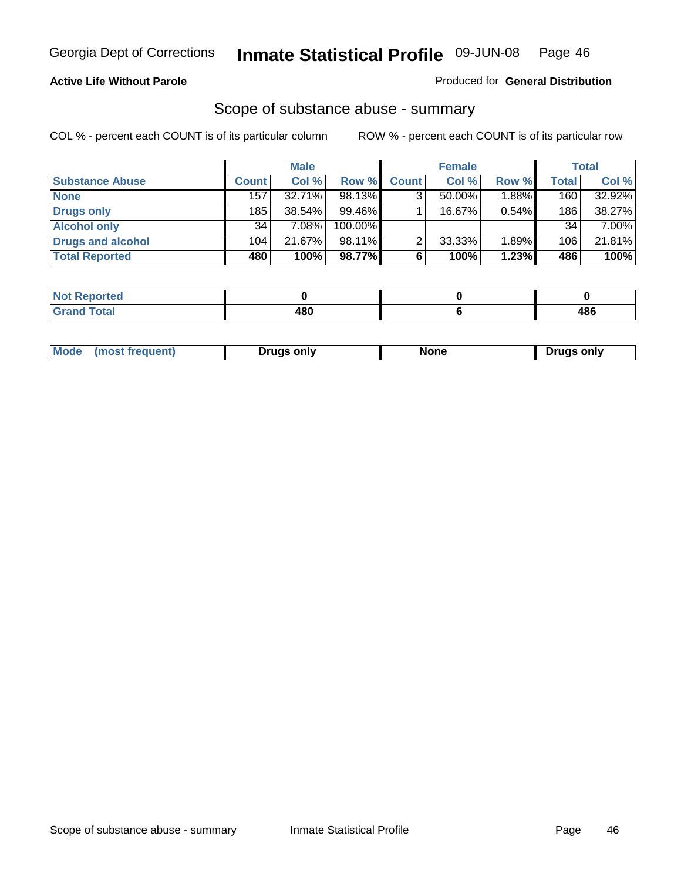**Active Life Without Parole**

Produced for **General Distribution**

## Scope of substance abuse - summary

COL % - percent each COUNT is of its particular column

ROW % - percent each COUNT is of its particular row

| | Male | | | Female | | | Total | |
|---|---|---|---|---|---|---|---|---|
| **Substance Abuse** | **Count** | **Col %** | **Row %** | **Count** | **Col %** | **Row %** | **Total** | **Col %** |
| **None** | 157 | 32.71% | 98.13% | 3 | 50.00% | 1.88% | 160 | 32.92% |
| **Drugs only** | 185 | 38.54% | 99.46% | 1 | 16.67% | 0.54% | 186 | 38.27% |
| **Alcohol only** | 34 | 7.08% | 100.00% | | | | 34 | 7.00% |
| **Drugs and alcohol** | 104 | 21.67% | 98.11% | 2 | 33.33% | 1.89% | 106 | 21.81% |
| **Total Reported** | **480** | **100%** | **98.77%** | **6** | **100%** | **1.23%** | **486** | **100%** |

| | Male | Female | Total |
|---|---|---|---|
| **Not Reported** | **0** | **0** | **0** |
| **Grand Total** | **480** | **6** | **486** |

| | Male | Female | Total |
|---|---|---|---|
| **Mode (most frequent)** | **Drugs only** | **None** | **Drugs only** |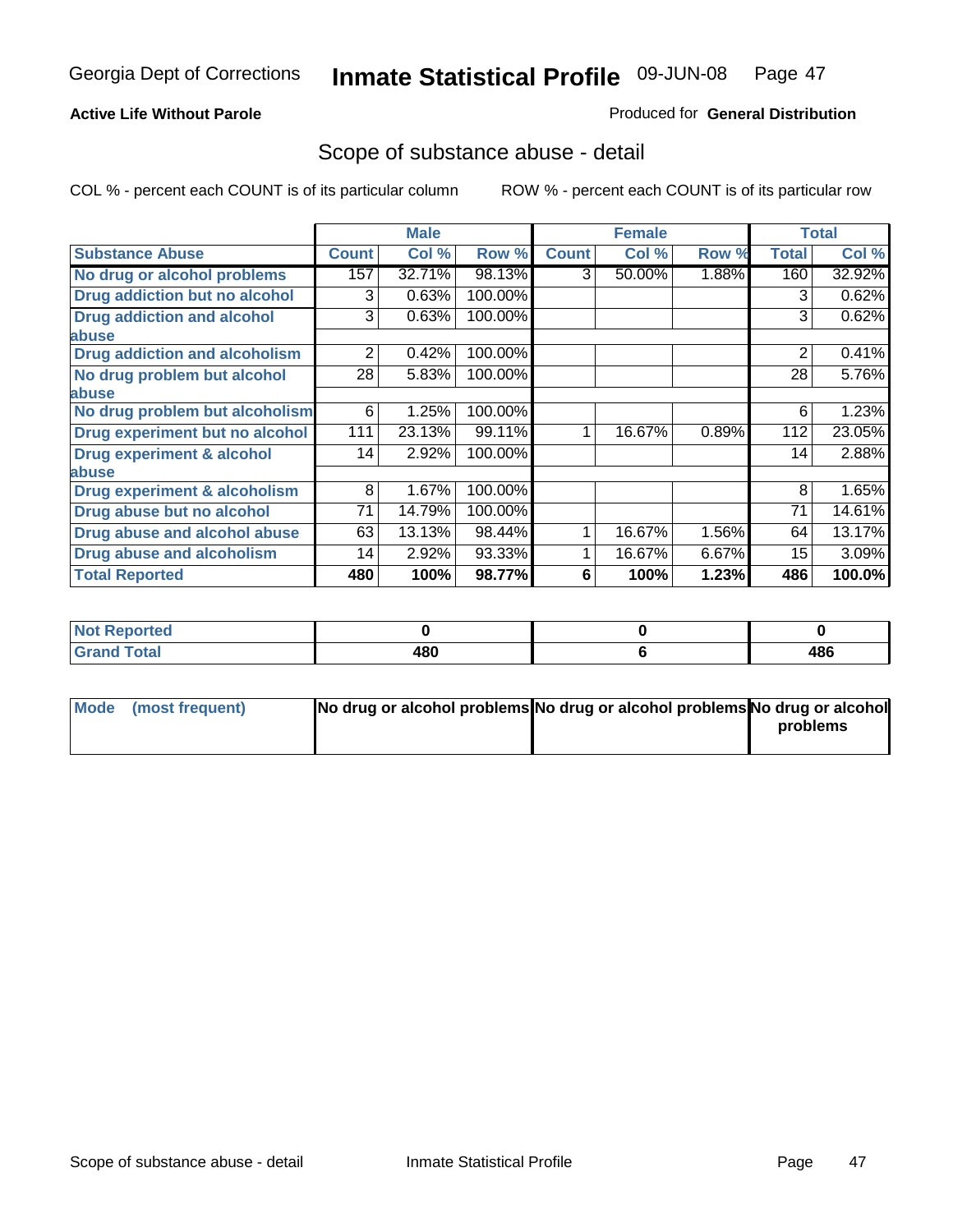Georgia Dept of Corrections **Inmate Statistical Profile** 09-JUN-08

**Active Life Without Parole**

Produced for **General Distribution**

## Scope of substance abuse - detail

COL % - percent each COUNT is of its particular column ROW % - percent each COUNT is of its particular row

| | Male | | | Female | | | Total | |
|---|---|---|---|---|---|---|---|---|
| **Substance Abuse** | **Count** | **Col %** | **Row %** | **Count** | **Col %** | **Row %** | **Total** | **Col %** |
| **No drug or alcohol problems** | 157 | 32.71% | 98.13% | 3 | 50.00% | 1.88% | 160 | 32.92% |
| **Drug addiction but no alcohol** | 3 | 0.63% | 100.00% | | | | 3 | 0.62% |
| **Drug addiction and alcohol abuse** | 3 | 0.63% | 100.00% | | | | 3 | 0.62% |
| **Drug addiction and alcoholism** | 2 | 0.42% | 100.00% | | | | 2 | 0.41% |
| **No drug problem but alcohol abuse** | 28 | 5.83% | 100.00% | | | | 28 | 5.76% |
| **No drug problem but alcoholism** | 6 | 1.25% | 100.00% | | | | 6 | 1.23% |
| **Drug experiment but no alcohol** | 111 | 23.13% | 99.11% | 1 | 16.67% | 0.89% | 112 | 23.05% |
| **Drug experiment & alcohol abuse** | 14 | 2.92% | 100.00% | | | | 14 | 2.88% |
| **Drug experiment & alcoholism** | 8 | 1.67% | 100.00% | | | | 8 | 1.65% |
| **Drug abuse but no alcohol** | 71 | 14.79% | 100.00% | | | | 71 | 14.61% |
| **Drug abuse and alcohol abuse** | 63 | 13.13% | 98.44% | 1 | 16.67% | 1.56% | 64 | 13.17% |
| **Drug abuse and alcoholism** | 14 | 2.92% | 93.33% | 1 | 16.67% | 6.67% | 15 | 3.09% |
| **Total Reported** | **480** | **100%** | **98.77%** | **6** | **100%** | **1.23%** | **486** | **100.0%** |

| | Male | Female | Total |
|---|---|---|---|
| **Not Reported** | **0** | **0** | **0** |
| **Grand Total** | **480** | **6** | **486** |

| | Male | Female | Total |
|---|---|---|---|
| **Mode (most frequent)** | **No drug or alcohol problems** | **No drug or alcohol problems** | **No drug or alcohol problems** |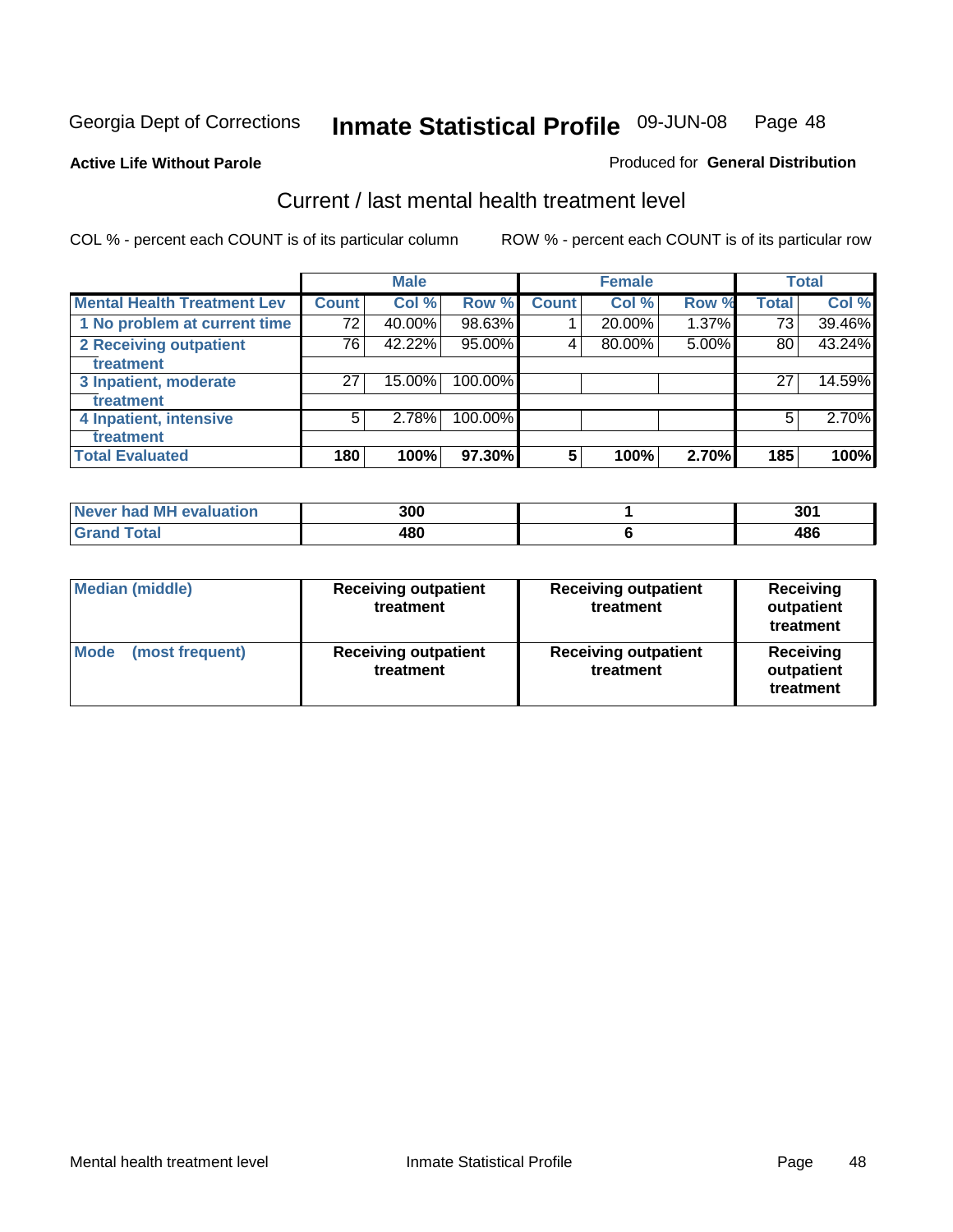Georgia Dept of Corrections **Inmate Statistical Profile** 09-JUN-08

**Active Life Without Parole**

Produced for **General Distribution**

## Current / last mental health treatment level

COL % - percent each COUNT is of its particular column    ROW % - percent each COUNT is of its particular row

| | Male | | | Female | | | Total | |
|---|---|---|---|---|---|---|---|---|
| **Mental Health Treatment Lev** | **Count** | **Col %** | **Row %** | **Count** | **Col %** | **Row %** | **Total** | **Col %** |
| 1 No problem at current time | 72 | 40.00% | 98.63% | 1 | 20.00% | 1.37% | 73 | 39.46% |
| 2 Receiving outpatient treatment | 76 | 42.22% | 95.00% | 4 | 80.00% | 5.00% | 80 | 43.24% |
| 3 Inpatient, moderate treatment | 27 | 15.00% | 100.00% | | | | 27 | 14.59% |
| 4 Inpatient, intensive treatment | 5 | 2.78% | 100.00% | | | | 5 | 2.70% |
| **Total Evaluated** | **180** | **100%** | **97.30%** | **5** | **100%** | **2.70%** | **185** | **100%** |

| | Male | Female | Total |
|---|---|---|---|
| Never had MH evaluation | 300 | 1 | 301 |
| Grand Total | 480 | 6 | 486 |

| | Male | Female | Total |
|---|---|---|---|
| Median (middle) | Receiving outpatient treatment | Receiving outpatient treatment | Receiving outpatient treatment |
| Mode (most frequent) | Receiving outpatient treatment | Receiving outpatient treatment | Receiving outpatient treatment |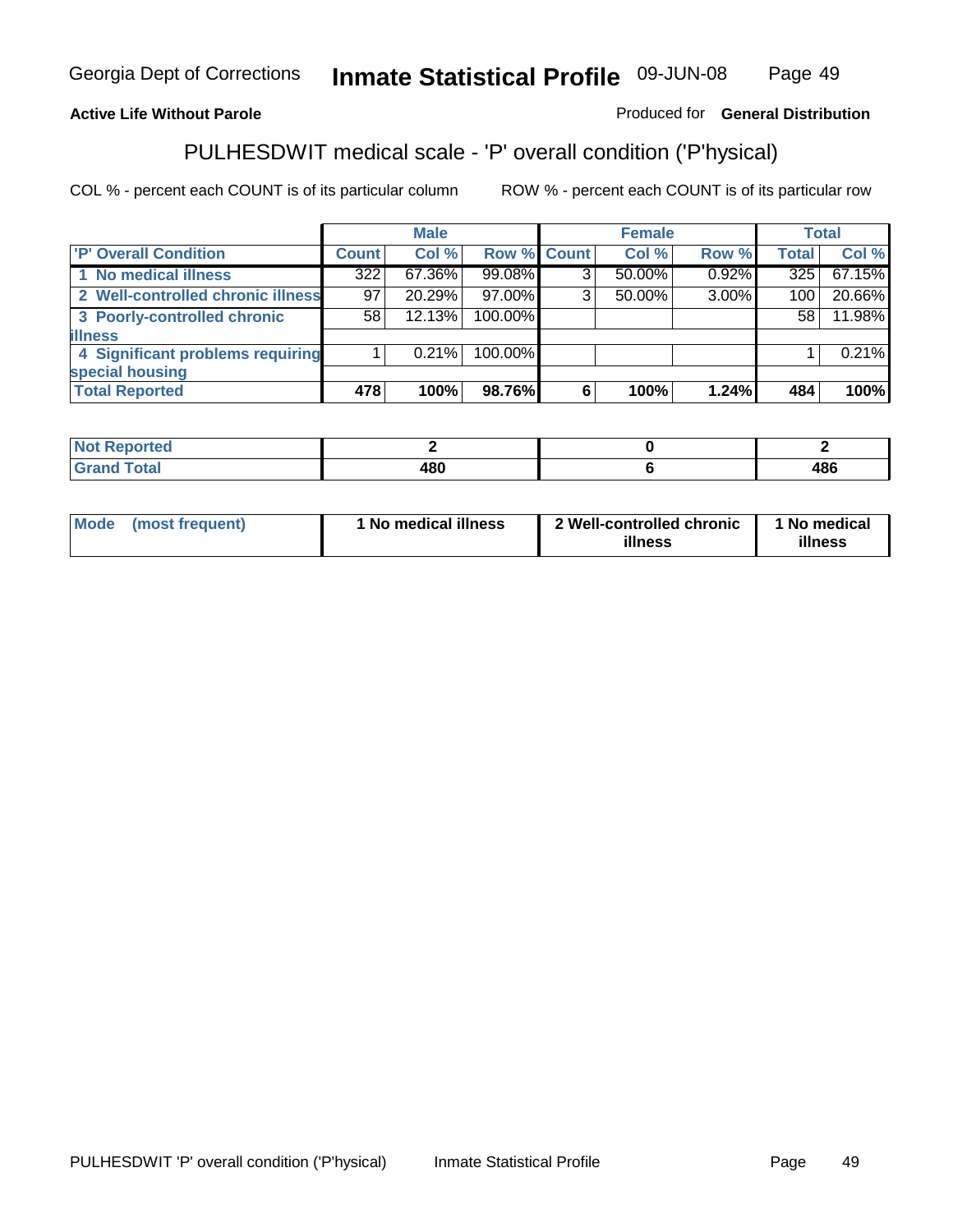Georgia Dept of Corrections **Inmate Statistical Profile** 09-JUN-08

**Active Life Without Parole**

Produced for **General Distribution**

## PULHESDWIT medical scale - 'P' overall condition ('P'hysical)

COL % - percent each COUNT is of its particular column    ROW % - percent each COUNT is of its particular row

| | Male | | | Female | | | Total | |
|---|---|---|---|---|---|---|---|---|
| 'P' Overall Condition | Count | Col % | Row % | Count | Col % | Row % | Total | Col % |
| 1 No medical illness | 322 | 67.36% | 99.08% | 3 | 50.00% | 0.92% | 325 | 67.15% |
| 2 Well-controlled chronic illness | 97 | 20.29% | 97.00% | 3 | 50.00% | 3.00% | 100 | 20.66% |
| 3 Poorly-controlled chronic illness | 58 | 12.13% | 100.00% | | | | 58 | 11.98% |
| 4 Significant problems requiring special housing | 1 | 0.21% | 100.00% | | | | 1 | 0.21% |
| **Total Reported** | **478** | **100%** | **98.76%** | **6** | **100%** | **1.24%** | **484** | **100%** |

| | Male | Female | Total |
|---|---|---|---|
| Not Reported | 2 | 0 | 2 |
| Grand Total | 480 | 6 | 486 |

| | Male | Female | Total |
|---|---|---|---|
| Mode (most frequent) | 1 No medical illness | 2 Well-controlled chronic illness | 1 No medical illness |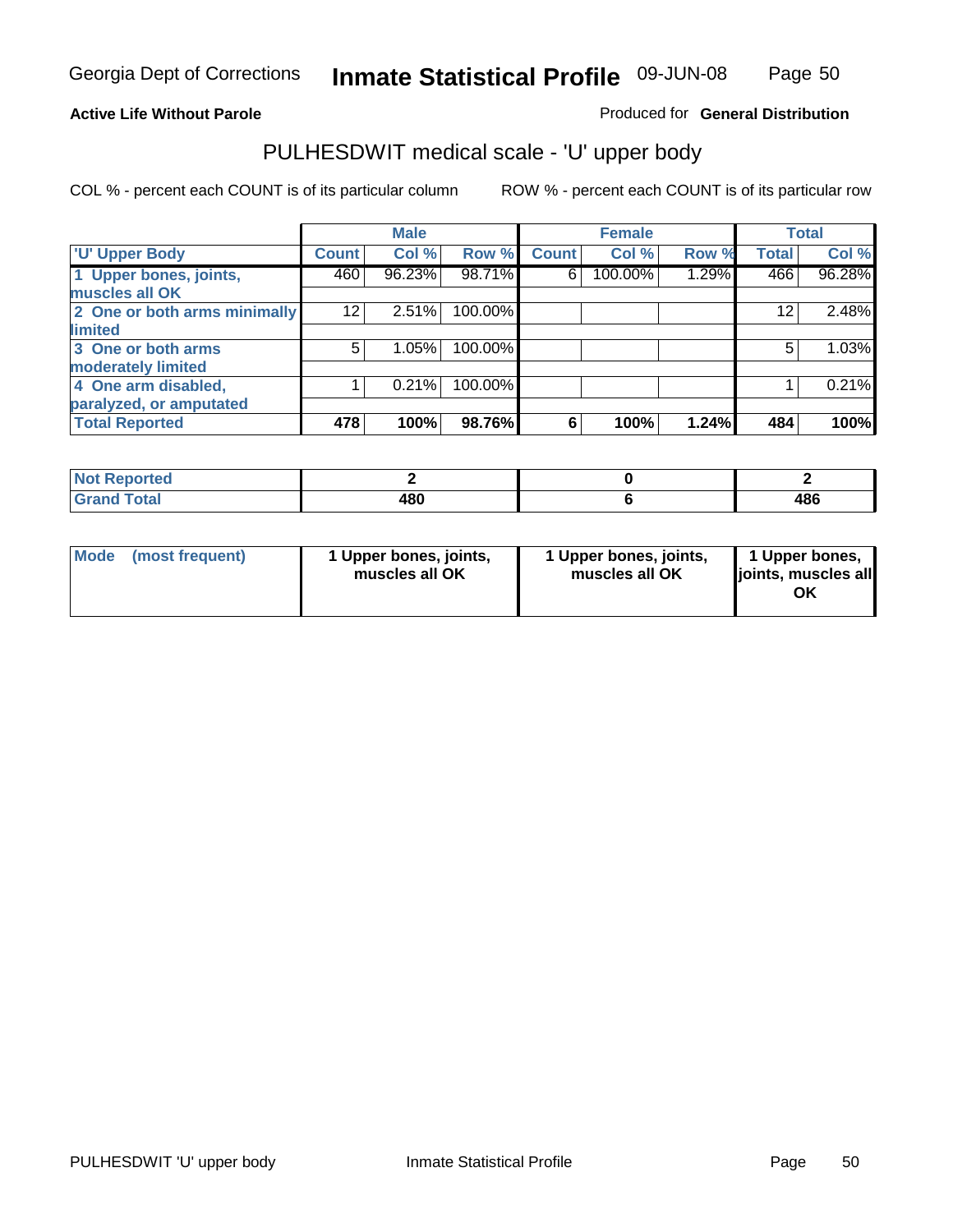**Active Life Without Parole**

Produced for **General Distribution**

## PULHESDWIT medical scale - 'U' upper body

COL % - percent each COUNT is of its particular column

ROW % - percent each COUNT is of its particular row

| | Male | | | Female | | | Total | |
|---|---|---|---|---|---|---|---|---|
| 'U' Upper Body | Count | Col % | Row % | Count | Col % | Row % | Total | Col % |
| 1 Upper bones, joints, muscles all OK | 460 | 96.23% | 98.71% | 6 | 100.00% | 1.29% | 466 | 96.28% |
| 2 One or both arms minimally limited | 12 | 2.51% | 100.00% | | | | 12 | 2.48% |
| 3 One or both arms moderately limited | 5 | 1.05% | 100.00% | | | | 5 | 1.03% |
| 4 One arm disabled, paralyzed, or amputated | 1 | 0.21% | 100.00% | | | | 1 | 0.21% |
| **Total Reported** | **478** | **100%** | **98.76%** | **6** | **100%** | **1.24%** | **484** | **100%** |

| | Male | Female | Total |
|---|---|---|---|
| Not Reported | 2 | 0 | 2 |
| Grand Total | 480 | 6 | 486 |

| | Male | Female | Total |
|---|---|---|---|
| Mode (most frequent) | 1 Upper bones, joints, muscles all OK | 1 Upper bones, joints, muscles all OK | 1 Upper bones, joints, muscles all OK |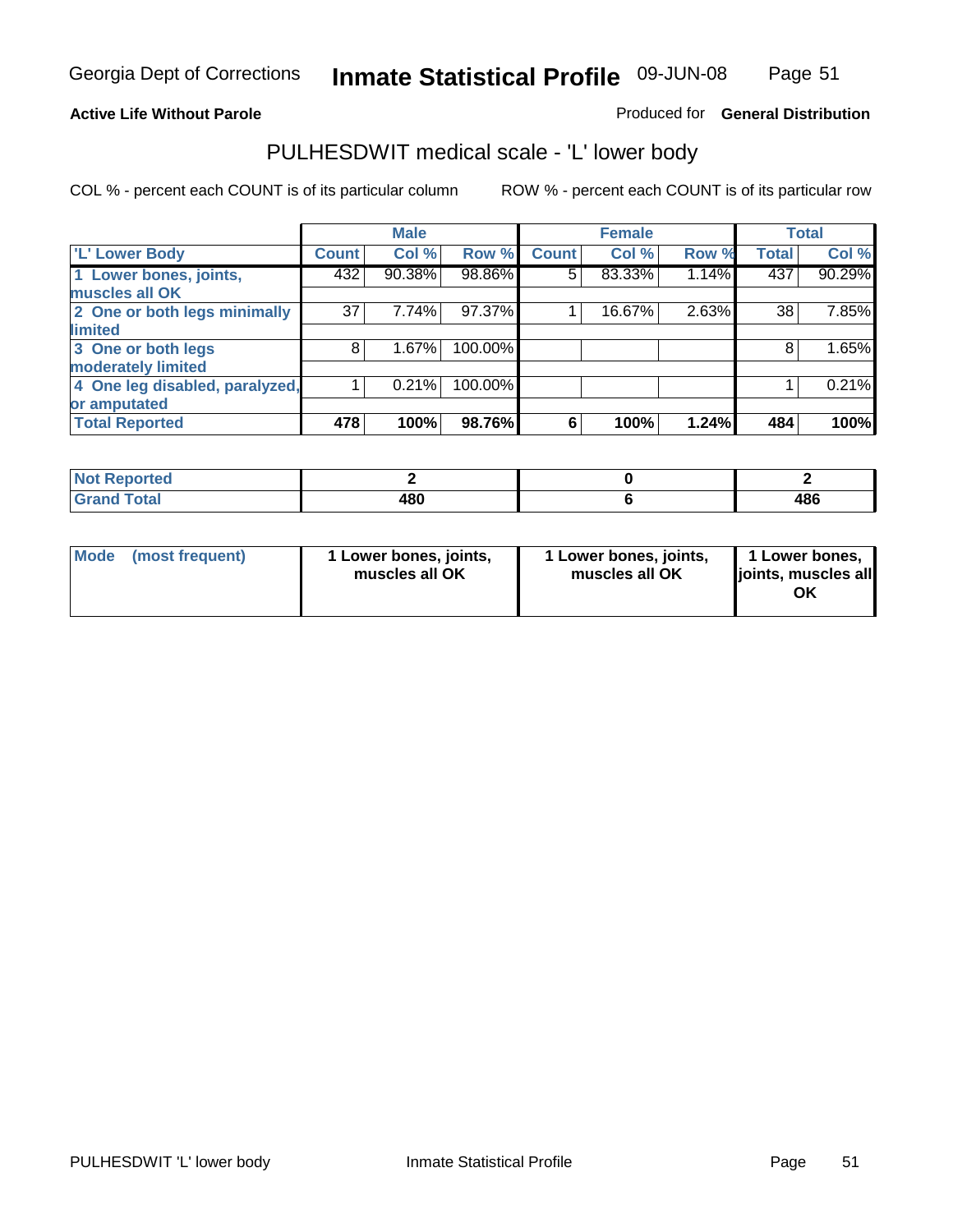Georgia Dept of Corrections **Inmate Statistical Profile** 09-JUN-08

**Active Life Without Parole**

Produced for **General Distribution**

## PULHESDWIT medical scale - 'L' lower body

COL % - percent each COUNT is of its particular column

ROW % - percent each COUNT is of its particular row

| | Male | | | Female | | | Total | |
|---|---|---|---|---|---|---|---|---|
| 'L' Lower Body | Count | Col % | Row % | Count | Col % | Row % | Total | Col % |
| 1 Lower bones, joints, muscles all OK | 432 | 90.38% | 98.86% | 5 | 83.33% | 1.14% | 437 | 90.29% |
| 2 One or both legs minimally limited | 37 | 7.74% | 97.37% | 1 | 16.67% | 2.63% | 38 | 7.85% |
| 3 One or both legs moderately limited | 8 | 1.67% | 100.00% | | | | 8 | 1.65% |
| 4 One leg disabled, paralyzed, or amputated | 1 | 0.21% | 100.00% | | | | 1 | 0.21% |
| **Total Reported** | **478** | **100%** | **98.76%** | **6** | **100%** | **1.24%** | **484** | **100%** |

| | Male | Female | Total |
|---|---|---|---|
| Not Reported | 2 | 0 | 2 |
| Grand Total | 480 | 6 | 486 |

| | Male | Female | Total |
|---|---|---|---|
| Mode (most frequent) | 1 Lower bones, joints, muscles all OK | 1 Lower bones, joints, muscles all OK | 1 Lower bones, joints, muscles all OK |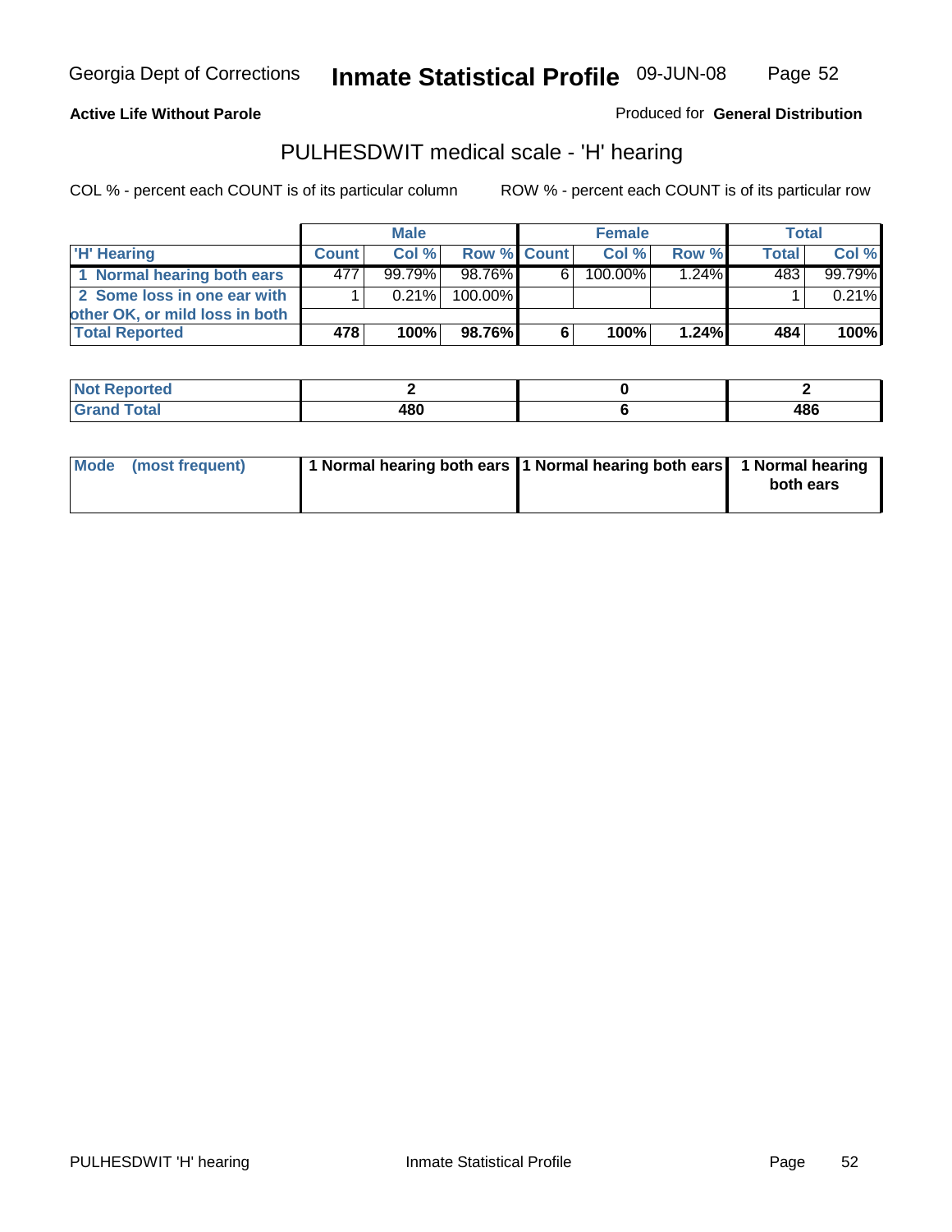Georgia Dept of Corrections **Inmate Statistical Profile** 09-JUN-08

**Active Life Without Parole**

Produced for **General Distribution**

## PULHESDWIT medical scale - 'H' hearing

COL % - percent each COUNT is of its particular column

ROW % - percent each COUNT is of its particular row

| | Male | | | Female | | | Total | |
|---|---|---|---|---|---|---|---|---|
| 'H' Hearing | Count | Col % | Row % | Count | Col % | Row % | Total | Col % |
| 1 Normal hearing both ears | 477 | 99.79% | 98.76% | 6 | 100.00% | 1.24% | 483 | 99.79% |
| 2 Some loss in one ear with other OK, or mild loss in both | 1 | 0.21% | 100.00% | | | | 1 | 0.21% |
| **Total Reported** | **478** | **100%** | **98.76%** | **6** | **100%** | **1.24%** | **484** | **100%** |

| | Male | Female | Total |
|---|---|---|---|
| Not Reported | 2 | 0 | 2 |
| Grand Total | 480 | 6 | 486 |

| | Male | Female | Total |
|---|---|---|---|
| Mode (most frequent) | 1 Normal hearing both ears | 1 Normal hearing both ears | 1 Normal hearing both ears |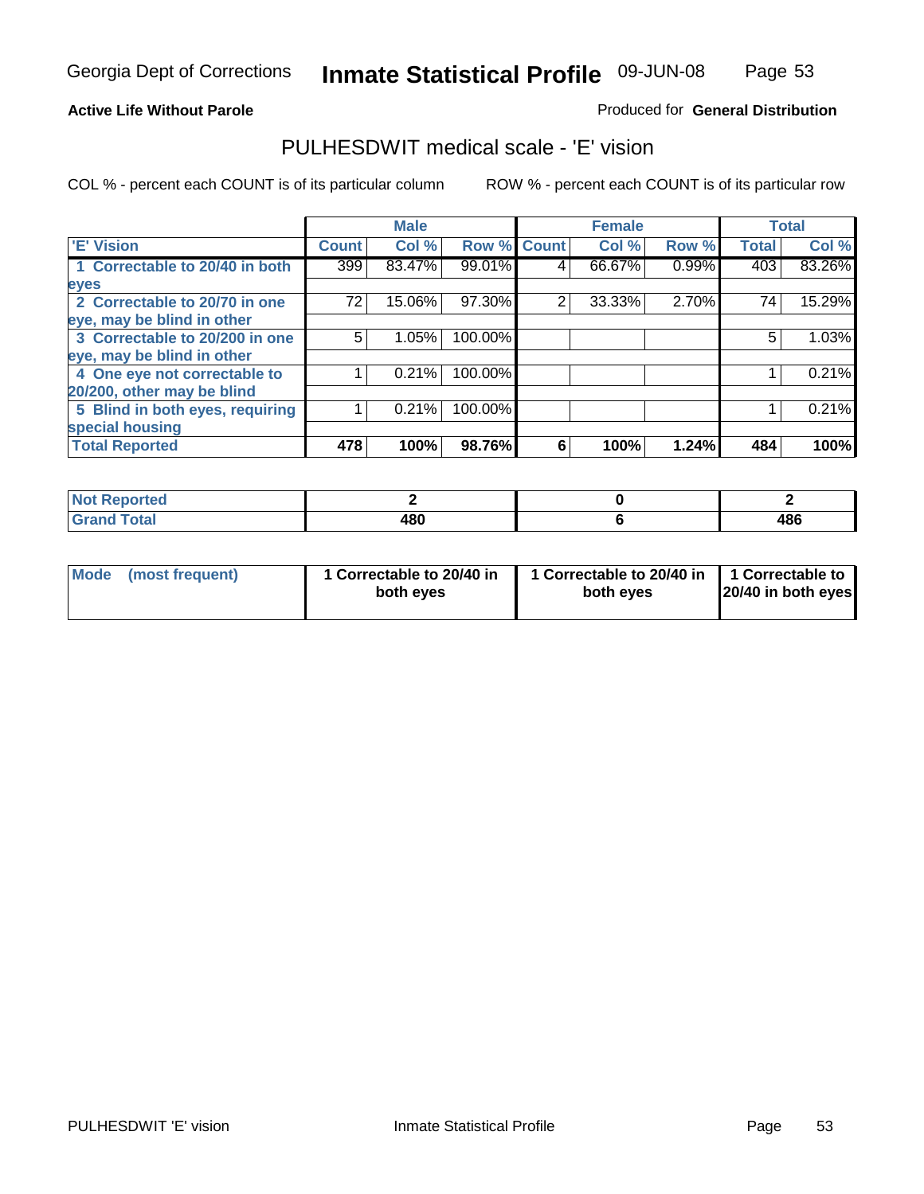Georgia Dept of Corrections **Inmate Statistical Profile** 09-JUN-08

**Active Life Without Parole**

Produced for **General Distribution**

## PULHESDWIT medical scale - 'E' vision

COL % - percent each COUNT is of its particular column

ROW % - percent each COUNT is of its particular row

| | Male | | | Female | | | Total | |
|---|---|---|---|---|---|---|---|---|
| 'E' Vision | Count | Col % | Row % | Count | Col % | Row % | Total | Col % |
| 1 Correctable to 20/40 in both eyes | 399 | 83.47% | 99.01% | 4 | 66.67% | 0.99% | 403 | 83.26% |
| 2 Correctable to 20/70 in one eye, may be blind in other | 72 | 15.06% | 97.30% | 2 | 33.33% | 2.70% | 74 | 15.29% |
| 3 Correctable to 20/200 in one eye, may be blind in other | 5 | 1.05% | 100.00% | | | | 5 | 1.03% |
| 4 One eye not correctable to 20/200, other may be blind | 1 | 0.21% | 100.00% | | | | 1 | 0.21% |
| 5 Blind in both eyes, requiring special housing | 1 | 0.21% | 100.00% | | | | 1 | 0.21% |
| **Total Reported** | **478** | **100%** | **98.76%** | **6** | **100%** | **1.24%** | **484** | **100%** |

| | Male | Female | Total |
|---|---|---|---|
| Not Reported | 2 | 0 | 2 |
| Grand Total | 480 | 6 | 486 |

| | Male | Female | Total |
|---|---|---|---|
| Mode (most frequent) | 1 Correctable to 20/40 in both eyes | 1 Correctable to 20/40 in both eyes | 1 Correctable to 20/40 in both eyes |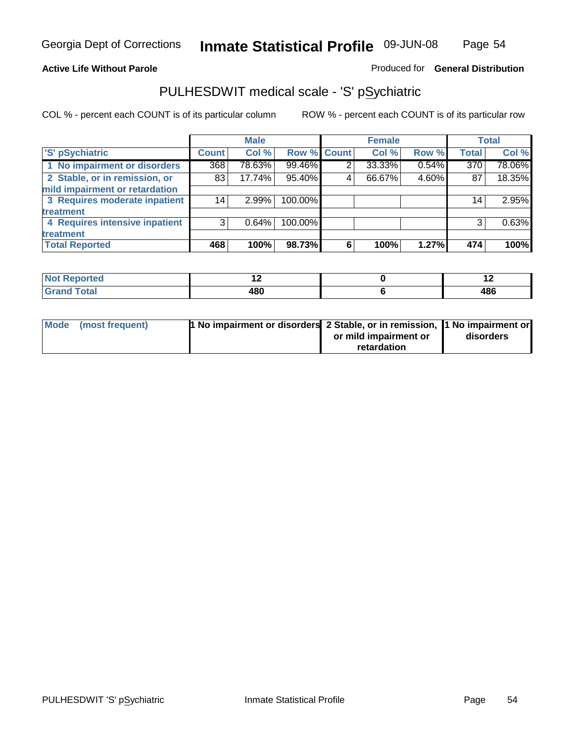**Active Life Without Parole**

Produced for **General Distribution**

## PULHESDWIT medical scale - 'S' pSychiatric

COL % - percent each COUNT is of its particular column

ROW % - percent each COUNT is of its particular row

| 'S' pSychiatric | Male | | | Female | | | Total | |
|---|---|---|---|---|---|---|---|---|
| | Count | Col % | Row % | Count | Col % | Row % | Total | Col % |
| 1 No impairment or disorders | 368 | 78.63% | 99.46% | 2 | 33.33% | 0.54% | 370 | 78.06% |
| 2 Stable, or in remission, or mild impairment or retardation | 83 | 17.74% | 95.40% | 4 | 66.67% | 4.60% | 87 | 18.35% |
| 3 Requires moderate inpatient treatment | 14 | 2.99% | 100.00% | | | | 14 | 2.95% |
| 4 Requires intensive inpatient treatment | 3 | 0.64% | 100.00% | | | | 3 | 0.63% |
| **Total Reported** | **468** | **100%** | **98.73%** | **6** | **100%** | **1.27%** | **474** | **100%** |

| | Male | Female | Total |
|---|---|---|---|
| Not Reported | 12 | 0 | 12 |
| Grand Total | 480 | 6 | 486 |

| | Male | Female | Total |
|---|---|---|---|
| Mode (most frequent) | 1 No impairment or disorders | 2 Stable, or in remission, or mild impairment or retardation | 1 No impairment or disorders |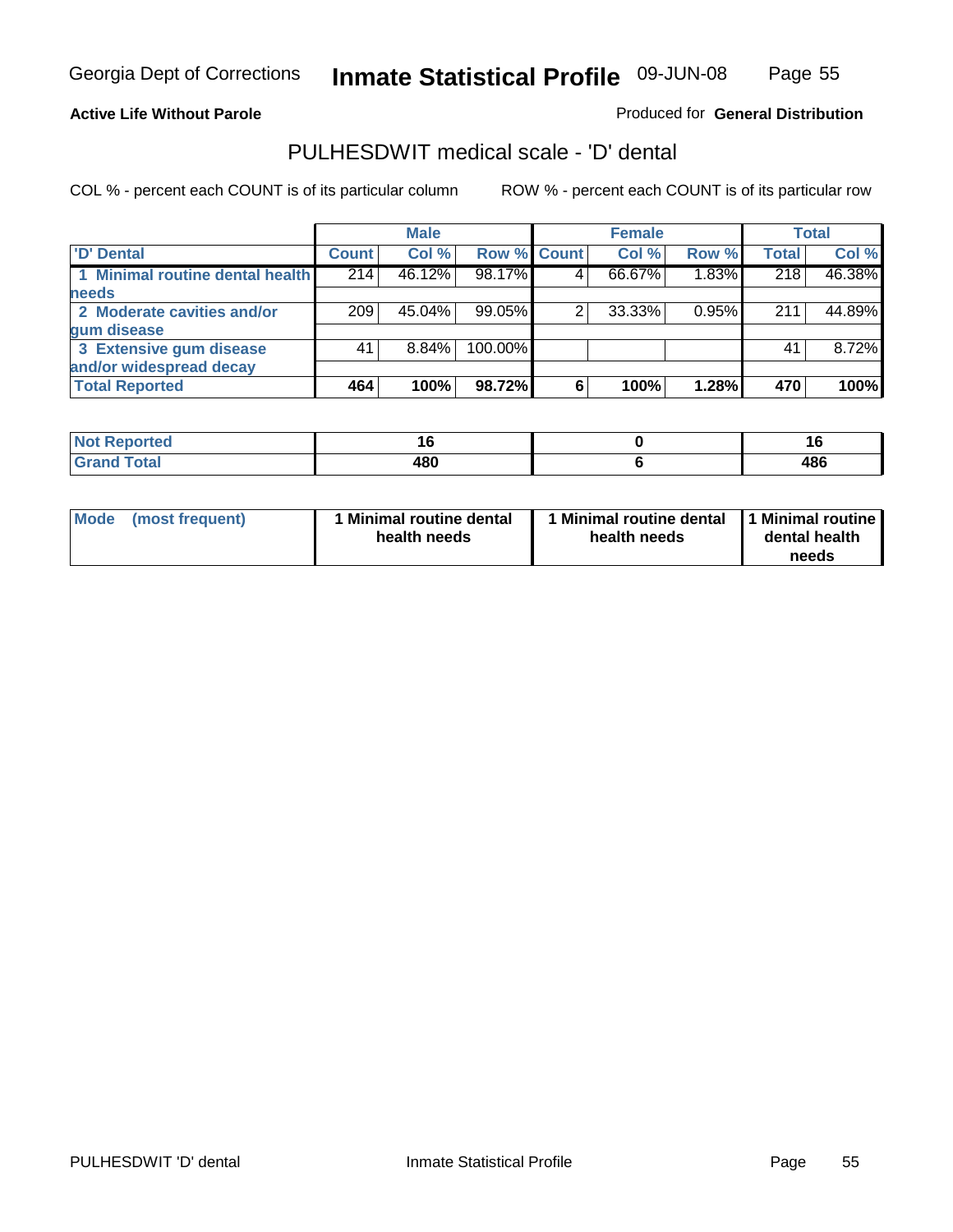Georgia Dept of Corrections **Inmate Statistical Profile** 09-JUN-08

**Active Life Without Parole**

Produced for **General Distribution**

## PULHESDWIT medical scale - 'D' dental

COL % - percent each COUNT is of its particular column

ROW % - percent each COUNT is of its particular row

| | Male | | | Female | | | Total | |
|---|---|---|---|---|---|---|---|---|
| 'D' Dental | Count | Col % | Row % | Count | Col % | Row % | Total | Col % |
| 1 Minimal routine dental health needs | 214 | 46.12% | 98.17% | 4 | 66.67% | 1.83% | 218 | 46.38% |
| 2 Moderate cavities and/or gum disease | 209 | 45.04% | 99.05% | 2 | 33.33% | 0.95% | 211 | 44.89% |
| 3 Extensive gum disease and/or widespread decay | 41 | 8.84% | 100.00% | | | | 41 | 8.72% |
| **Total Reported** | **464** | **100%** | **98.72%** | **6** | **100%** | **1.28%** | **470** | **100%** |

| | Male | Female | Total |
|---|---|---|---|
| Not Reported | **16** | **0** | **16** |
| Grand Total | **480** | **6** | **486** |

| | Male | Female | Total |
|---|---|---|---|
| Mode (most frequent) | **1 Minimal routine dental health needs** | **1 Minimal routine dental health needs** | **1 Minimal routine dental health needs** |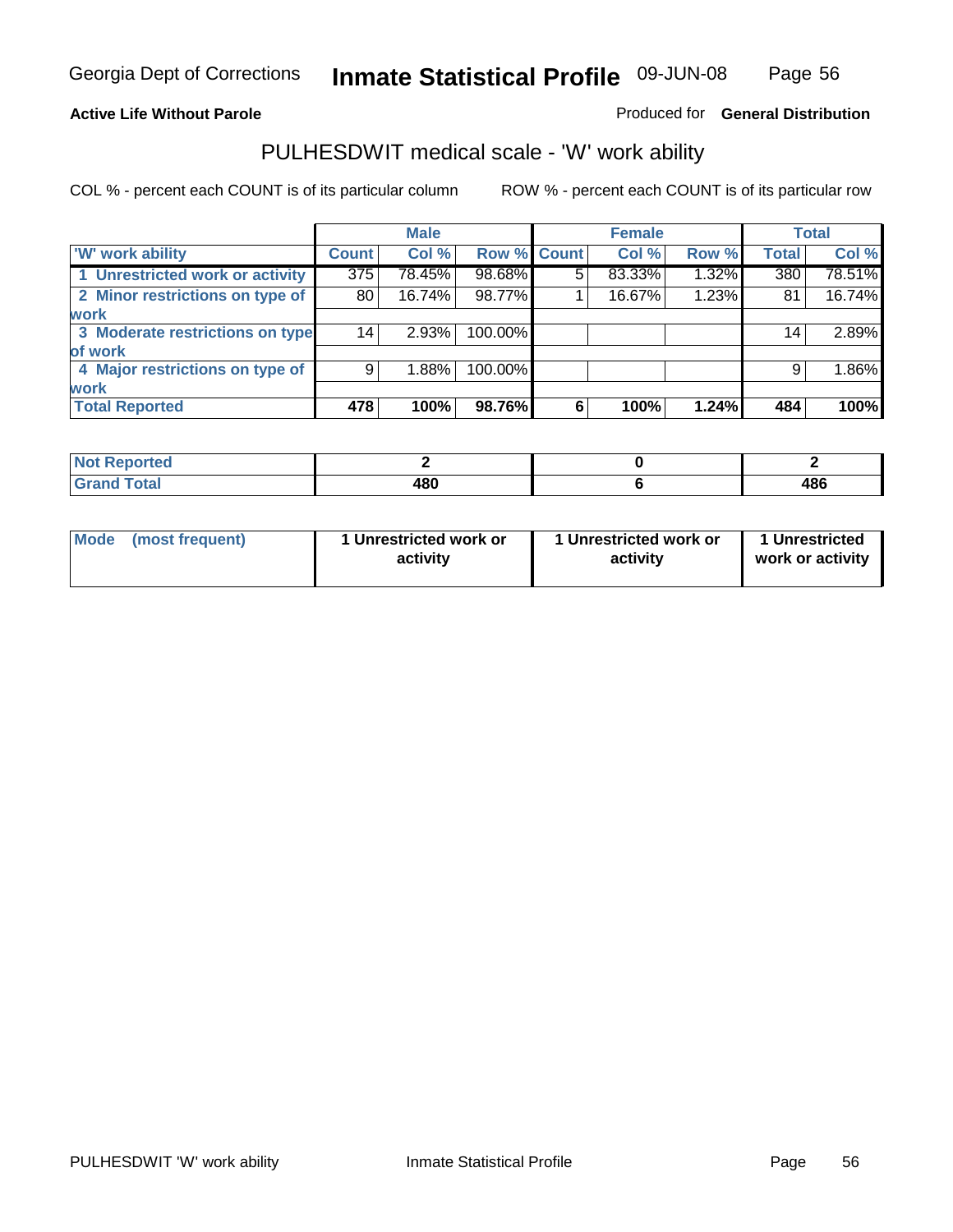Georgia Dept of Corrections **Inmate Statistical Profile** 09-JUN-08

**Active Life Without Parole**

Produced for **General Distribution**

## PULHESDWIT medical scale - 'W' work ability

COL % - percent each COUNT is of its particular column

ROW % - percent each COUNT is of its particular row

| | Male | | | Female | | | Total | |
|---|---|---|---|---|---|---|---|---|
| 'W' work ability | Count | Col % | Row % | Count | Col % | Row % | Total | Col % |
| 1 Unrestricted work or activity | 375 | 78.45% | 98.68% | 5 | 83.33% | 1.32% | 380 | 78.51% |
| 2 Minor restrictions on type of work | 80 | 16.74% | 98.77% | 1 | 16.67% | 1.23% | 81 | 16.74% |
| 3 Moderate restrictions on type of work | 14 | 2.93% | 100.00% | | | | 14 | 2.89% |
| 4 Major restrictions on type of work | 9 | 1.88% | 100.00% | | | | 9 | 1.86% |
| **Total Reported** | **478** | **100%** | **98.76%** | **6** | **100%** | **1.24%** | **484** | **100%** |

| | Male | Female | Total |
|---|---|---|---|
| Not Reported | 2 | 0 | 2 |
| Grand Total | 480 | 6 | 486 |

| | Male | Female | Total |
|---|---|---|---|
| Mode (most frequent) | 1 Unrestricted work or activity | 1 Unrestricted work or activity | 1 Unrestricted work or activity |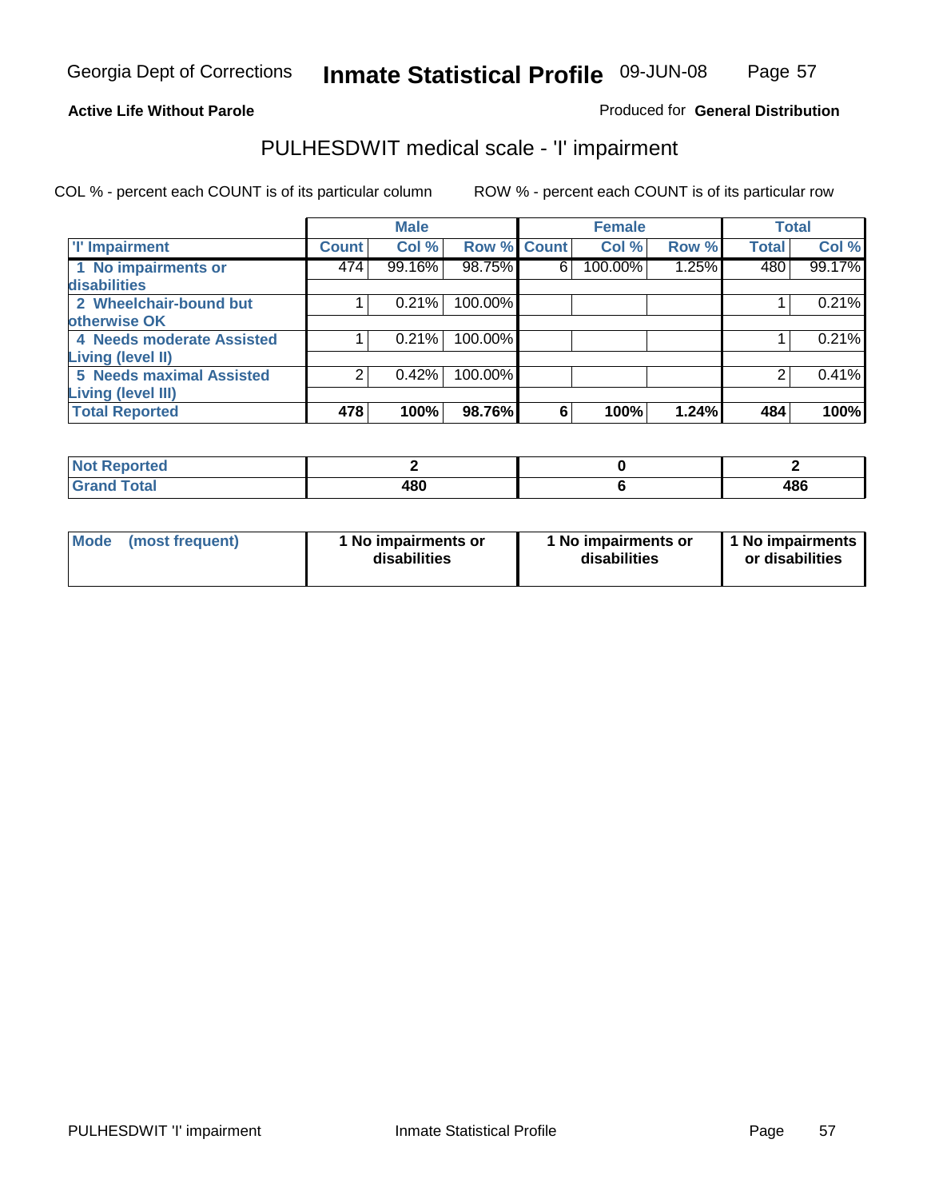Georgia Dept of Corrections **Inmate Statistical Profile** 09-JUN-08

**Active Life Without Parole**

Produced for **General Distribution**

## PULHESDWIT medical scale - 'I' impairment

COL % - percent each COUNT is of its particular column ROW % - percent each COUNT is of its particular row

| | Male | | | Female | | | Total | |
|---|---|---|---|---|---|---|---|---|
| 'I' Impairment | Count | Col % | Row % | Count | Col % | Row % | Total | Col % |
| 1 No impairments or disabilities | 474 | 99.16% | 98.75% | 6 | 100.00% | 1.25% | 480 | 99.17% |
| 2 Wheelchair-bound but otherwise OK | 1 | 0.21% | 100.00% | | | | 1 | 0.21% |
| 4 Needs moderate Assisted Living (level II) | 1 | 0.21% | 100.00% | | | | 1 | 0.21% |
| 5 Needs maximal Assisted Living (level III) | 2 | 0.42% | 100.00% | | | | 2 | 0.41% |
| **Total Reported** | **478** | **100%** | **98.76%** | **6** | **100%** | **1.24%** | **484** | **100%** |

| | Male | Female | Total |
|---|---|---|---|
| Not Reported | 2 | 0 | 2 |
| Grand Total | 480 | 6 | 486 |

| | Male | Female | Total |
|---|---|---|---|
| Mode (most frequent) | 1 No impairments or disabilities | 1 No impairments or disabilities | 1 No impairments or disabilities |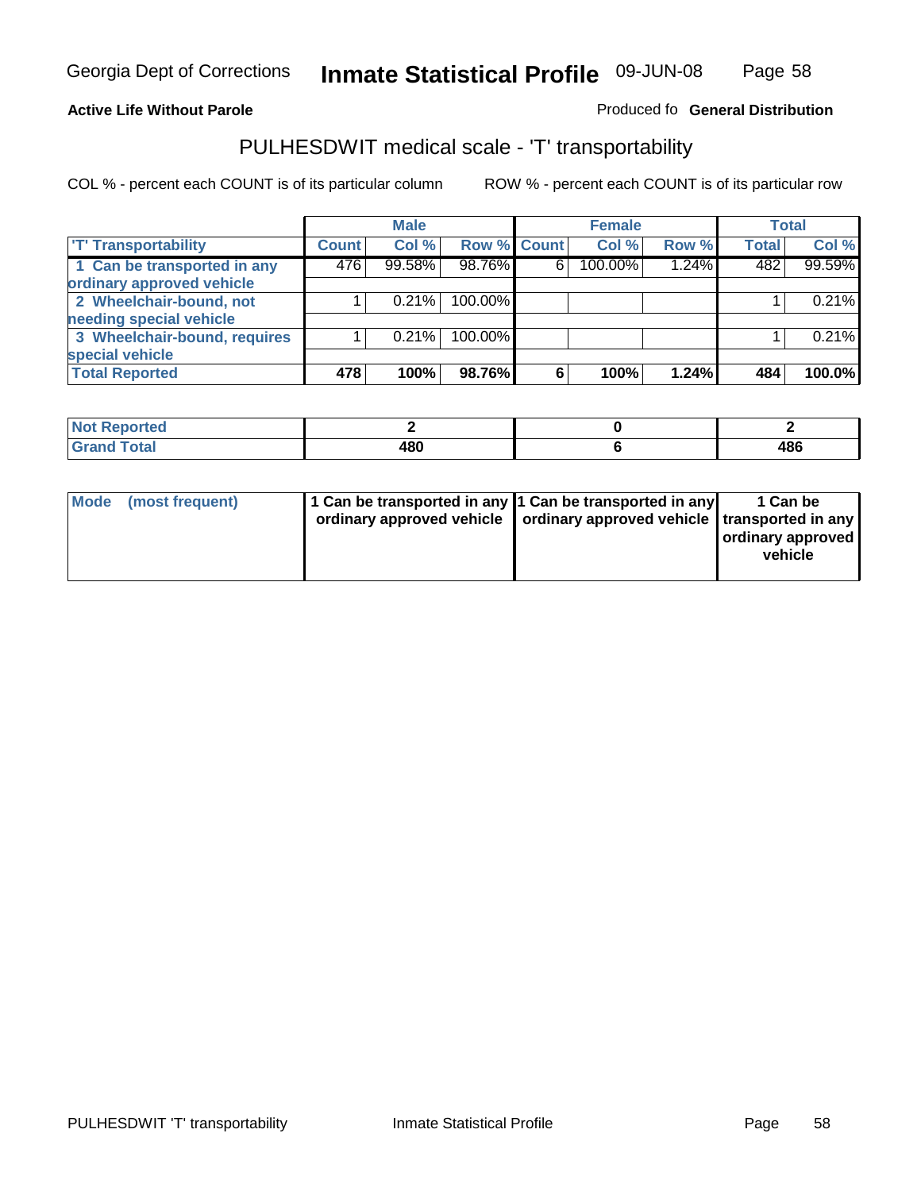Georgia Dept of Corrections **Inmate Statistical Profile** 09-JUN-08

**Active Life Without Parole**

Produced fo **General Distribution**

## PULHESDWIT medical scale - 'T' transportability

COL % - percent each COUNT is of its particular column    ROW % - percent each COUNT is of its particular row

| | Male | | | Female | | | Total | |
|---|---|---|---|---|---|---|---|---|
| 'T' Transportability | Count | Col % | Row % | Count | Col % | Row % | Total | Col % |
| 1 Can be transported in any ordinary approved vehicle | 476 | 99.58% | 98.76% | 6 | 100.00% | 1.24% | 482 | 99.59% |
| 2 Wheelchair-bound, not needing special vehicle | 1 | 0.21% | 100.00% | | | | 1 | 0.21% |
| 3 Wheelchair-bound, requires special vehicle | 1 | 0.21% | 100.00% | | | | 1 | 0.21% |
| **Total Reported** | **478** | **100%** | **98.76%** | **6** | **100%** | **1.24%** | **484** | **100.0%** |

| | Male | Female | Total |
|---|---|---|---|
| Not Reported | 2 | 0 | 2 |
| Grand Total | 480 | 6 | 486 |

| | Male | Female | Total |
|---|---|---|---|
| Mode (most frequent) | 1 Can be transported in any ordinary approved vehicle | 1 Can be transported in any ordinary approved vehicle | 1 Can be transported in any ordinary approved vehicle |

PULHESDWIT 'T' transportability    Inmate Statistical Profile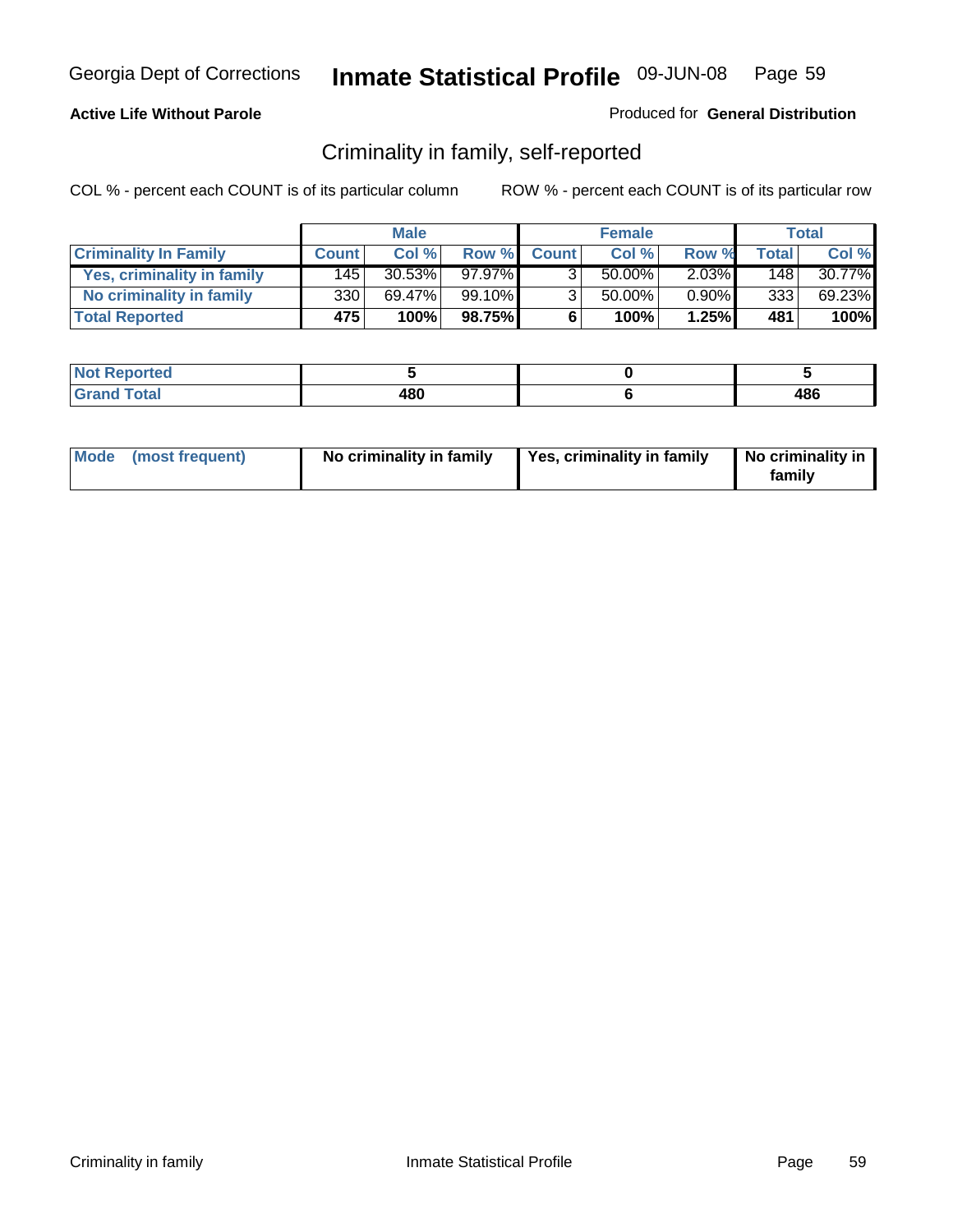**Active Life Without Parole**

Produced for **General Distribution**

## Criminality in family, self-reported

COL % - percent each COUNT is of its particular column

ROW % - percent each COUNT is of its particular row

| | Male | | | Female | | | Total | |
|---|---|---|---|---|---|---|---|---|
| **Criminality In Family** | **Count** | **Col %** | **Row %** | **Count** | **Col %** | **Row %** | **Total** | **Col %** |
| **Yes, criminality in family** | 145 | 30.53% | 97.97% | 3 | 50.00% | 2.03% | 148 | 30.77% |
| **No criminality in family** | 330 | 69.47% | 99.10% | 3 | 50.00% | 0.90% | 333 | 69.23% |
| **Total Reported** | **475** | **100%** | **98.75%** | **6** | **100%** | **1.25%** | **481** | **100%** |

| | Male | Female | Total |
|---|---|---|---|
| **Not Reported** | **5** | **0** | **5** |
| **Grand Total** | **480** | **6** | **486** |

| | Male | Female | Total |
|---|---|---|---|
| **Mode (most frequent)** | **No criminality in family** | **Yes, criminality in family** | **No criminality in family** |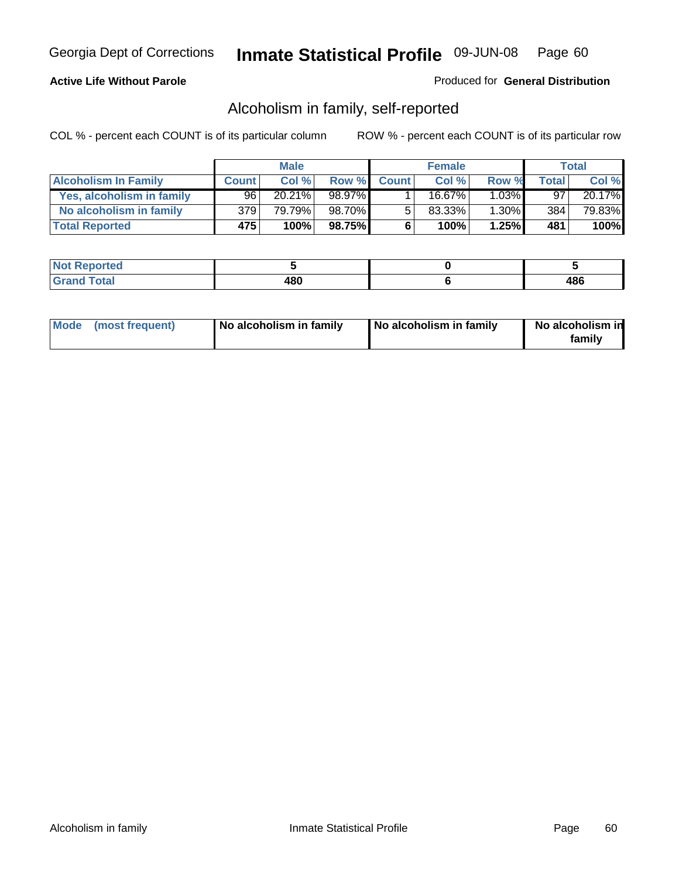Georgia Dept of Corrections **Inmate Statistical Profile** 09-JUN-08

**Active Life Without Parole**

Produced for **General Distribution**

## Alcoholism in family, self-reported

COL % - percent each COUNT is of its particular column    ROW % - percent each COUNT is of its particular row

| | Male | | | Female | | | Total | |
|---|---|---|---|---|---|---|---|---|
| **Alcoholism In Family** | **Count** | **Col %** | **Row %** | **Count** | **Col %** | **Row %** | **Total** | **Col %** |
| **Yes, alcoholism in family** | 96 | 20.21% | 98.97% | 1 | 16.67% | 1.03% | 97 | 20.17% |
| **No alcoholism in family** | 379 | 79.79% | 98.70% | 5 | 83.33% | 1.30% | 384 | 79.83% |
| **Total Reported** | **475** | **100%** | **98.75%** | **6** | **100%** | **1.25%** | **481** | **100%** |

| | Male | Female | Total |
|---|---|---|---|
| **Not Reported** | **5** | **0** | **5** |
| **Grand Total** | **480** | **6** | **486** |

| | Male | Female | Total |
|---|---|---|---|
| **Mode (most frequent)** | **No alcoholism in family** | **No alcoholism in family** | **No alcoholism in family** |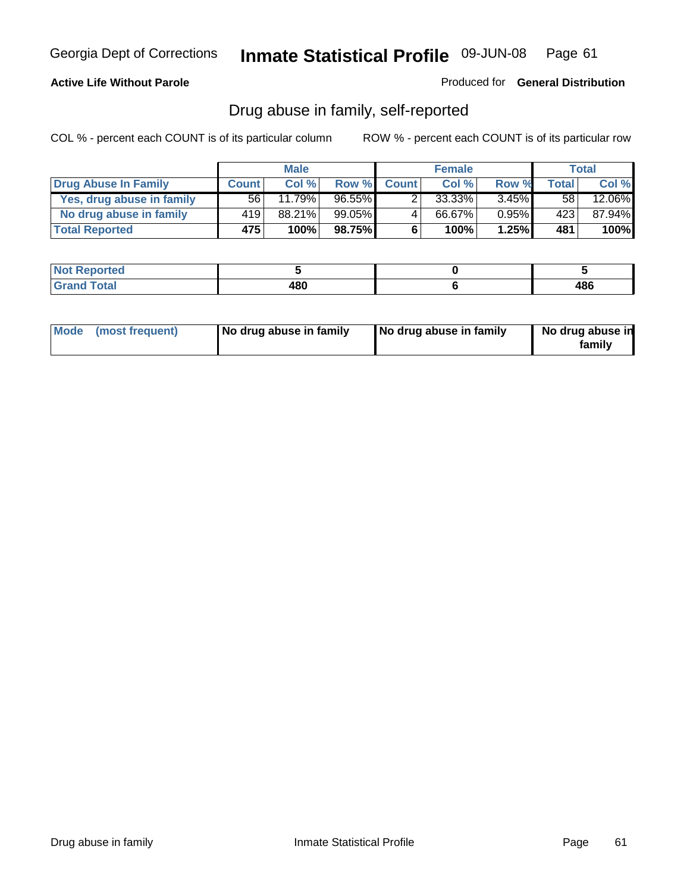Georgia Dept of Corrections **Inmate Statistical Profile** 09-JUN-08

**Active Life Without Parole**

Produced for **General Distribution**

## Drug abuse in family, self-reported

COL % - percent each COUNT is of its particular column ROW % - percent each COUNT is of its particular row

| | Male | | | Female | | | Total | |
|---|---|---|---|---|---|---|---|---|
| **Drug Abuse In Family** | **Count** | **Col %** | **Row %** | **Count** | **Col %** | **Row %** | **Total** | **Col %** |
| **Yes, drug abuse in family** | 56 | 11.79% | 96.55% | 2 | 33.33% | 3.45% | 58 | 12.06% |
| **No drug abuse in family** | 419 | 88.21% | 99.05% | 4 | 66.67% | 0.95% | 423 | 87.94% |
| **Total Reported** | **475** | **100%** | **98.75%** | **6** | **100%** | **1.25%** | **481** | **100%** |

| | Male | Female | Total |
|---|---|---|---|
| **Not Reported** | **5** | **0** | **5** |
| **Grand Total** | **480** | **6** | **486** |

| | Male | Female | Total |
|---|---|---|---|
| **Mode (most frequent)** | **No drug abuse in family** | **No drug abuse in family** | **No drug abuse in family** |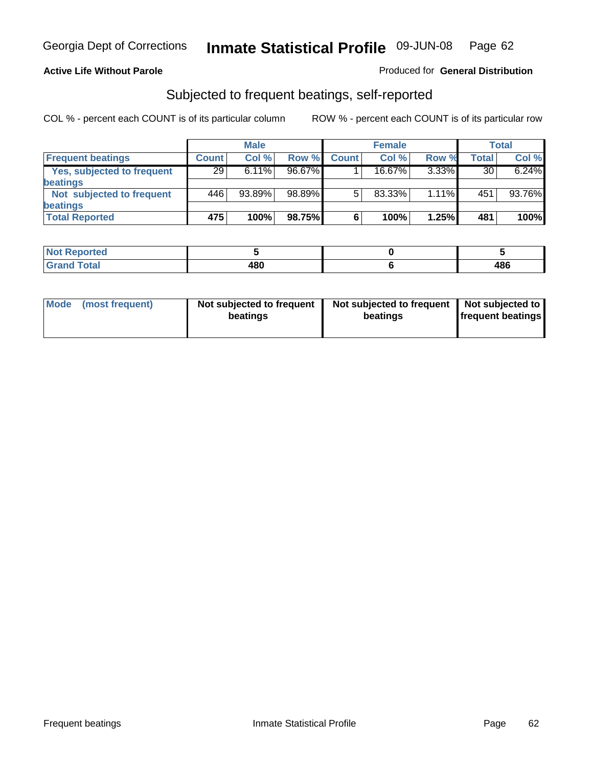Georgia Dept of Corrections **Inmate Statistical Profile** 09-JUN-08

**Active Life Without Parole**

Produced for **General Distribution**

## Subjected to frequent beatings, self-reported

COL % - percent each COUNT is of its particular column

ROW % - percent each COUNT is of its particular row

| | Male | | | Female | | | Total | |
|---|---|---|---|---|---|---|---|---|
| **Frequent beatings** | **Count** | **Col %** | **Row %** | **Count** | **Col %** | **Row %** | **Total** | **Col %** |
| **Yes, subjected to frequent beatings** | 29 | 6.11% | 96.67% | 1 | 16.67% | 3.33% | 30 | 6.24% |
| **Not subjected to frequent beatings** | 446 | 93.89% | 98.89% | 5 | 83.33% | 1.11% | 451 | 93.76% |
| **Total Reported** | **475** | **100%** | **98.75%** | **6** | **100%** | **1.25%** | **481** | **100%** |

| | Male | Female | Total |
|---|---|---|---|
| **Not Reported** | **5** | **0** | **5** |
| **Grand Total** | **480** | **6** | **486** |

| | Male | Female | Total |
|---|---|---|---|
| **Mode (most frequent)** | **Not subjected to frequent beatings** | **Not subjected to frequent beatings** | **Not subjected to frequent beatings** |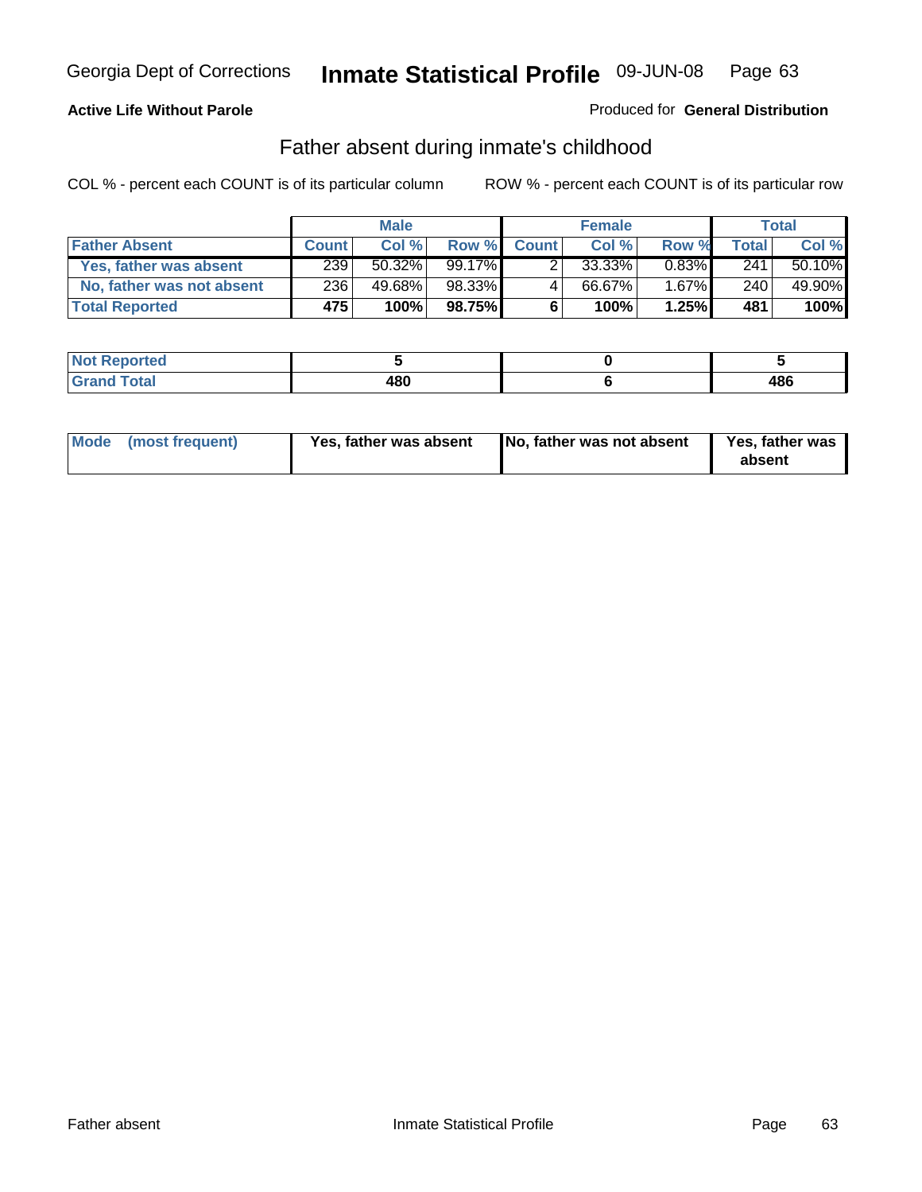Georgia Dept of Corrections **Inmate Statistical Profile** 09-JUN-08

**Active Life Without Parole**

Produced for **General Distribution**

## Father absent during inmate's childhood

COL % - percent each COUNT is of its particular column ROW % - percent each COUNT is of its particular row

| | Male | | | Female | | | Total | |
|---|---|---|---|---|---|---|---|---|
| **Father Absent** | **Count** | **Col %** | **Row %** | **Count** | **Col %** | **Row %** | **Total** | **Col %** |
| **Yes, father was absent** | 239 | 50.32% | 99.17% | 2 | 33.33% | 0.83% | 241 | 50.10% |
| **No, father was not absent** | 236 | 49.68% | 98.33% | 4 | 66.67% | 1.67% | 240 | 49.90% |
| **Total Reported** | **475** | **100%** | **98.75%** | **6** | **100%** | **1.25%** | **481** | **100%** |

| | Male | Female | Total |
|---|---|---|---|
| **Not Reported** | **5** | **0** | **5** |
| **Grand Total** | **480** | **6** | **486** |

| | Male | Female | Total |
|---|---|---|---|
| **Mode (most frequent)** | **Yes, father was absent** | **No, father was not absent** | **Yes, father was absent** |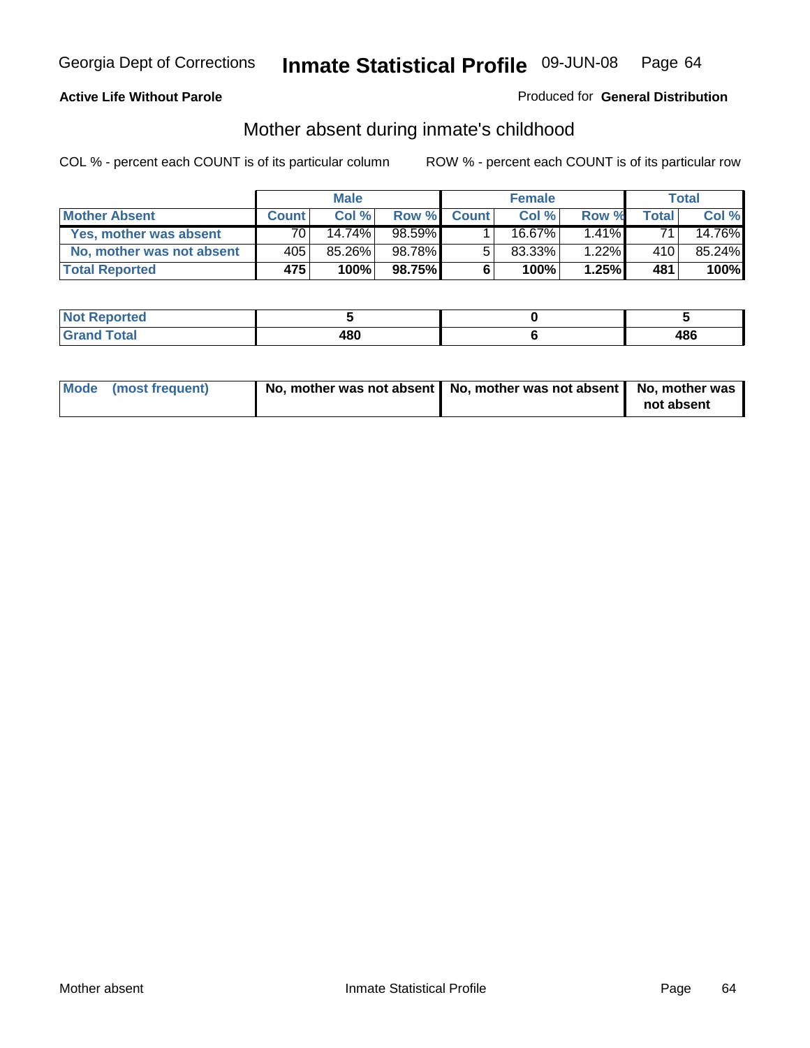**Active Life Without Parole**

Produced for **General Distribution**

## Mother absent during inmate's childhood

COL % - percent each COUNT is of its particular column

ROW % - percent each COUNT is of its particular row

| | Male | | | Female | | | Total | |
|---|---|---|---|---|---|---|---|---|
| **Mother Absent** | **Count** | **Col %** | **Row %** | **Count** | **Col %** | **Row %** | **Total** | **Col %** |
| **Yes, mother was absent** | 70 | 14.74% | 98.59% | 1 | 16.67% | 1.41% | 71 | 14.76% |
| **No, mother was not absent** | 405 | 85.26% | 98.78% | 5 | 83.33% | 1.22% | 410 | 85.24% |
| **Total Reported** | **475** | **100%** | **98.75%** | **6** | **100%** | **1.25%** | **481** | **100%** |

| | Male | Female | Total |
|---|---|---|---|
| **Not Reported** | **5** | **0** | **5** |
| **Grand Total** | **480** | **6** | **486** |

| | Male | Female | Total |
|---|---|---|---|
| **Mode (most frequent)** | **No, mother was not absent** | **No, mother was not absent** | **No, mother was not absent** |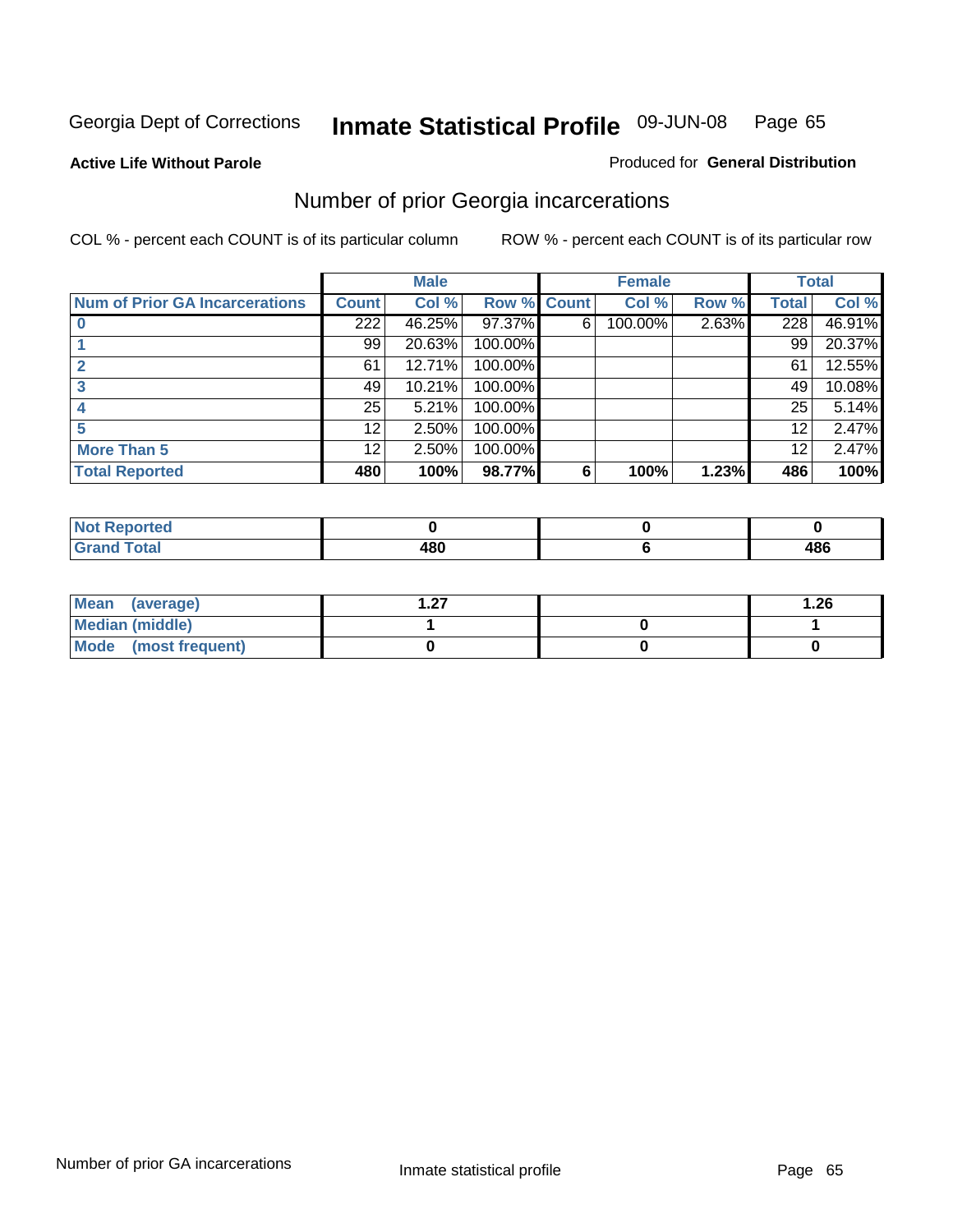Georgia Dept of Corrections **Inmate Statistical Profile** 09-JUN-08

**Active Life Without Parole**

Produced for **General Distribution**

## Number of prior Georgia incarcerations

COL % - percent each COUNT is of its particular column

ROW % - percent each COUNT is of its particular row

| | Male | | | Female | | | Total | |
|---|---|---|---|---|---|---|---|---|
| **Num of Prior GA Incarcerations** | **Count** | **Col %** | **Row %** | **Count** | **Col %** | **Row %** | **Total** | **Col %** |
| **0** | 222 | 46.25% | 97.37% | 6 | 100.00% | 2.63% | 228 | 46.91% |
| **1** | 99 | 20.63% | 100.00% | | | | 99 | 20.37% |
| **2** | 61 | 12.71% | 100.00% | | | | 61 | 12.55% |
| **3** | 49 | 10.21% | 100.00% | | | | 49 | 10.08% |
| **4** | 25 | 5.21% | 100.00% | | | | 25 | 5.14% |
| **5** | 12 | 2.50% | 100.00% | | | | 12 | 2.47% |
| **More Than 5** | 12 | 2.50% | 100.00% | | | | 12 | 2.47% |
| **Total Reported** | **480** | **100%** | **98.77%** | **6** | **100%** | **1.23%** | **486** | **100%** |

| | Male | Female | Total |
|---|---|---|---|
| **Not Reported** | **0** | **0** | **0** |
| **Grand Total** | **480** | **6** | **486** |

| | Male | Female | Total |
|---|---|---|---|
| **Mean (average)** | **1.27** | | **1.26** |
| **Median (middle)** | **1** | **0** | **1** |
| **Mode (most frequent)** | **0** | **0** | **0** |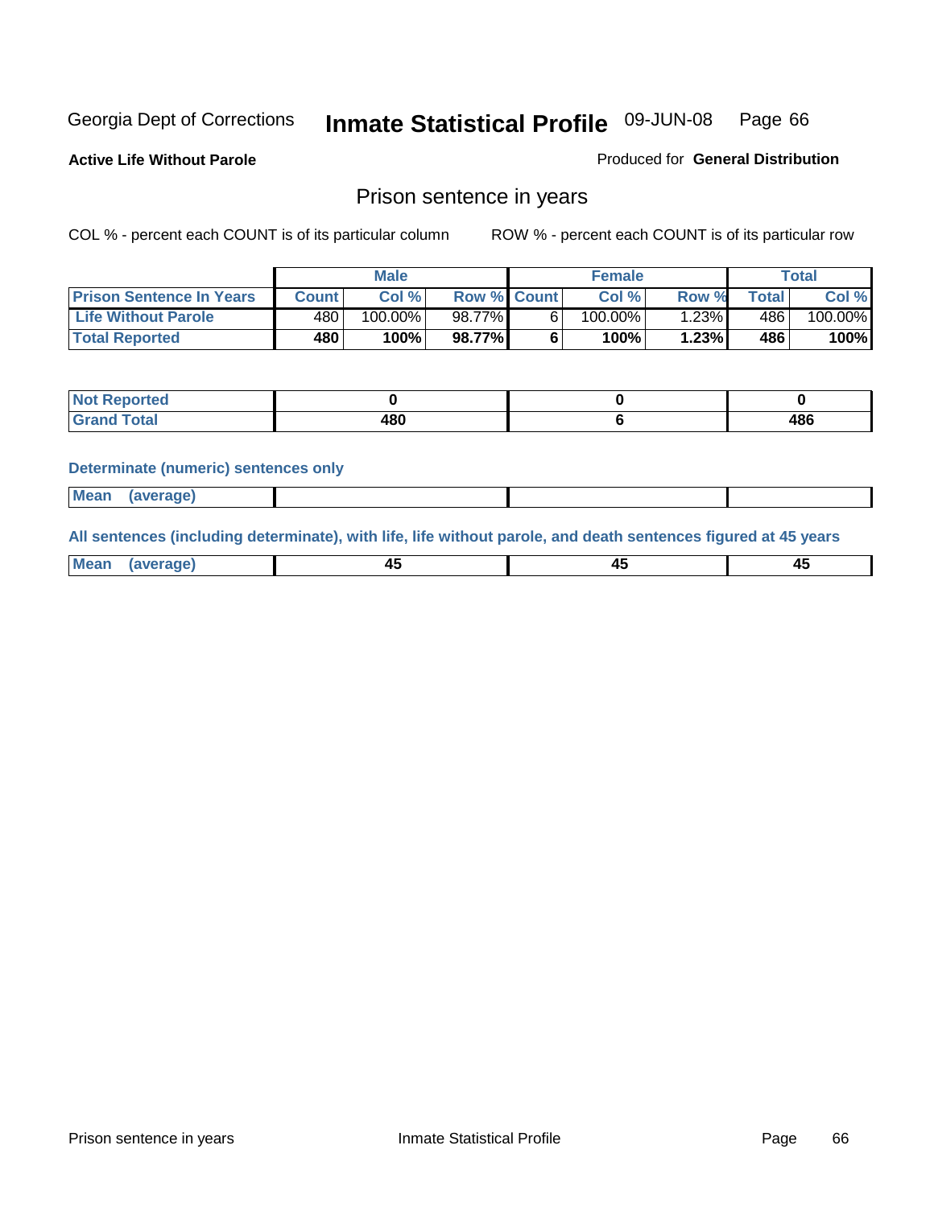Georgia Dept of Corrections **Inmate Statistical Profile** 09-JUN-08

**Active Life Without Parole** Produced for **General Distribution**

## Prison sentence in years

COL % - percent each COUNT is of its particular column    ROW % - percent each COUNT is of its particular row

| | Male | | | Female | | | Total | |
|---|---|---|---|---|---|---|---|---|
| **Prison Sentence In Years** | **Count** | **Col %** | **Row %** | **Count** | **Col %** | **Row %** | **Total** | **Col %** |
| **Life Without Parole** | 480 | 100.00% | 98.77% | 6 | 100.00% | 1.23% | 486 | 100.00% |
| **Total Reported** | **480** | **100%** | **98.77%** | **6** | **100%** | **1.23%** | **486** | **100%** |

| | Male | Female | Total |
|---|---|---|---|
| **Not Reported** | **0** | **0** | **0** |
| **Grand Total** | **480** | **6** | **486** |

**Determinate (numeric) sentences only**

| | | | |
|---|---|---|---|
| **Mean (average)** | | | |

**All sentences (including determinate), with life, life without parole, and death sentences figured at 45 years**

| | | | |
|---|---|---|---|
| **Mean (average)** | **45** | **45** | **45** |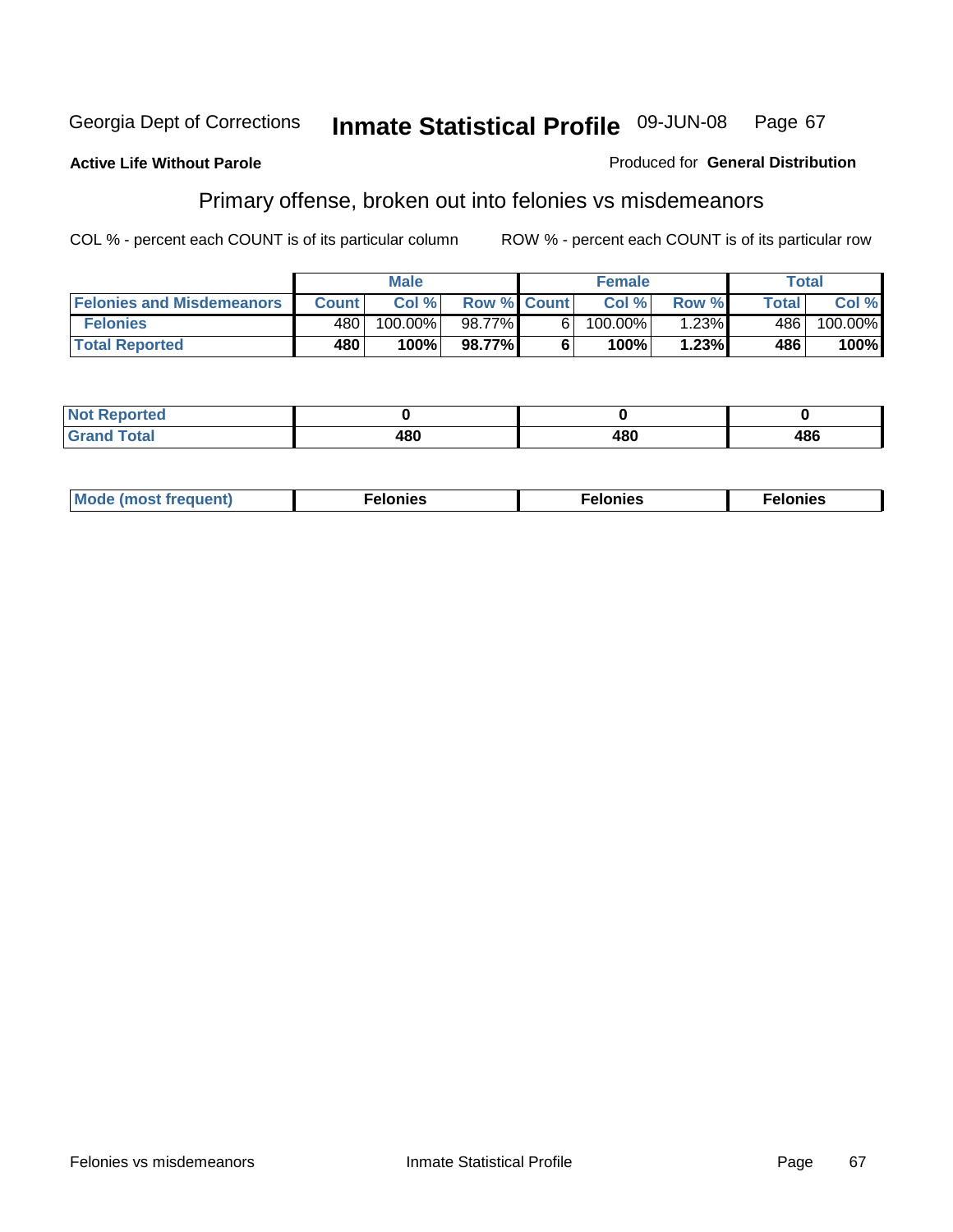Georgia Dept of Corrections **Inmate Statistical Profile** 09-JUN-08

**Active Life Without Parole**

Produced for **General Distribution**

## Primary offense, broken out into felonies vs misdemeanors

COL % - percent each COUNT is of its particular column

ROW % - percent each COUNT is of its particular row

| | Male | | | Female | | | Total | |
|---|---|---|---|---|---|---|---|---|
| **Felonies and Misdemeanors** | **Count** | **Col %** | **Row %** | **Count** | **Col %** | **Row %** | **Total** | **Col %** |
| **Felonies** | 480 | 100.00% | 98.77% | 6 | 100.00% | 1.23% | 486 | 100.00% |
| **Total Reported** | **480** | **100%** | **98.77%** | **6** | **100%** | **1.23%** | **486** | **100%** |

| | | | |
|---|---|---|---|
| **Not Reported** | **0** | **0** | **0** |
| **Grand Total** | **480** | **480** | **486** |

| | | | |
|---|---|---|---|
| **Mode (most frequent)** | **Felonies** | **Felonies** | **Felonies** |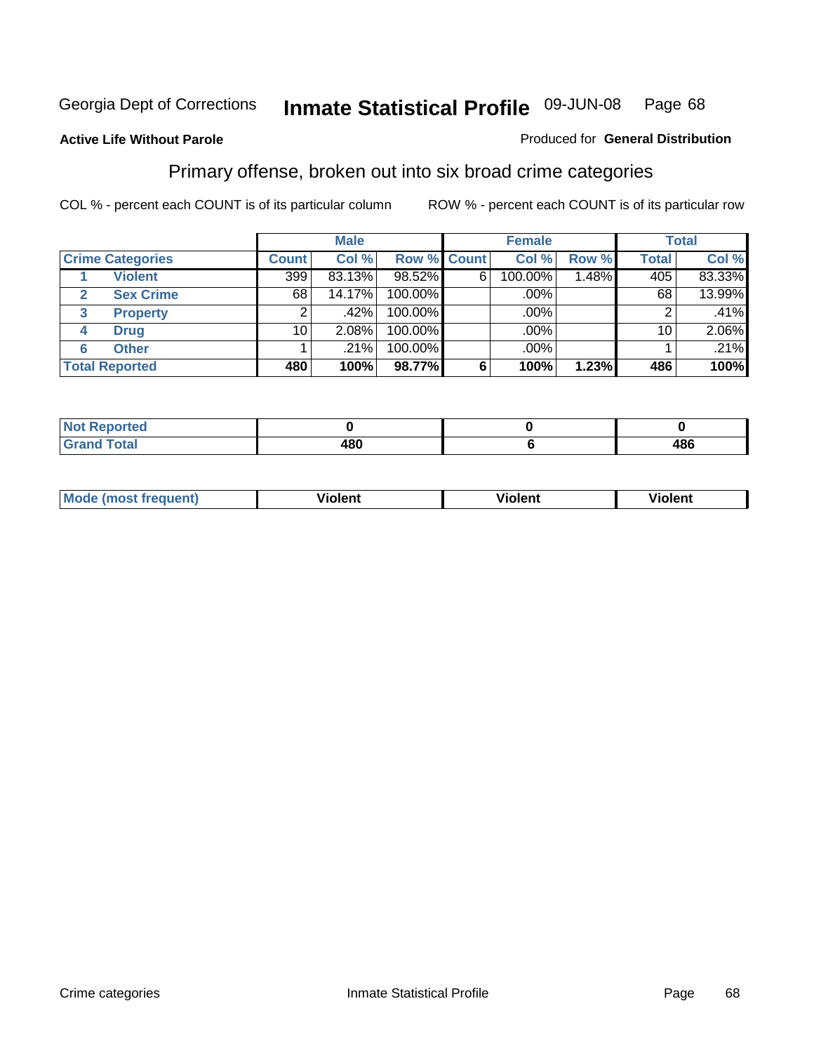Georgia Dept of Corrections **Inmate Statistical Profile** 09-JUN-08 Page 68

**Active Life Without Parole**

Produced for **General Distribution**

## Primary offense, broken out into six broad crime categories

COL % - percent each COUNT is of its particular column

ROW % - percent each COUNT is of its particular row

| | | Male | | | Female | | | Total | |
|---|---|---|---|---|---|---|---|---|---|
| **Crime Categories** | | **Count** | **Col %** | **Row %** | **Count** | **Col %** | **Row %** | **Total** | **Col %** |
| 1 | **Violent** | 399 | 83.13% | 98.52% | 6 | 100.00% | 1.48% | 405 | 83.33% |
| 2 | **Sex Crime** | 68 | 14.17% | 100.00% | | .00% | | 68 | 13.99% |
| 3 | **Property** | 2 | .42% | 100.00% | | .00% | | 2 | .41% |
| 4 | **Drug** | 10 | 2.08% | 100.00% | | .00% | | 10 | 2.06% |
| 6 | **Other** | 1 | .21% | 100.00% | | .00% | | 1 | .21% |
| **Total Reported** | | **480** | **100%** | **98.77%** | **6** | **100%** | **1.23%** | **486** | **100%** |

| | Male | Female | Total |
|---|---|---|---|
| **Not Reported** | **0** | **0** | **0** |
| **Grand Total** | **480** | **6** | **486** |

| | Male | Female | Total |
|---|---|---|---|
| **Mode (most frequent)** | **Violent** | **Violent** | **Violent** |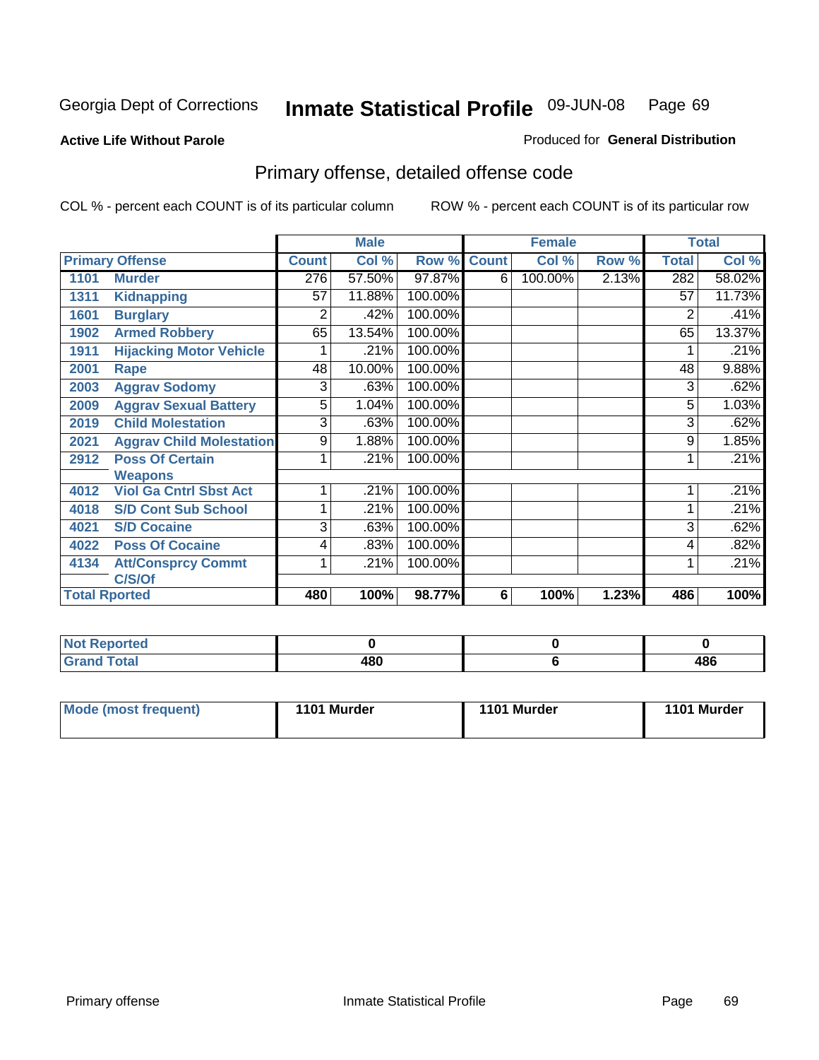Georgia Dept of Corrections **Inmate Statistical Profile** 09-JUN-08

**Active Life Without Parole**

Produced for **General Distribution**

## Primary offense, detailed offense code

COL % - percent each COUNT is of its particular column

ROW % - percent each COUNT is of its particular row

| Primary Offense | | Male | | | Female | | | Total | |
|---|---|---|---|---|---|---|---|---|---|
| | | Count | Col % | Row % | Count | Col % | Row % | Total | Col % |
| 1101 | Murder | 276 | 57.50% | 97.87% | 6 | 100.00% | 2.13% | 282 | 58.02% |
| 1311 | Kidnapping | 57 | 11.88% | 100.00% | | | | 57 | 11.73% |
| 1601 | Burglary | 2 | .42% | 100.00% | | | | 2 | .41% |
| 1902 | Armed Robbery | 65 | 13.54% | 100.00% | | | | 65 | 13.37% |
| 1911 | Hijacking Motor Vehicle | 1 | .21% | 100.00% | | | | 1 | .21% |
| 2001 | Rape | 48 | 10.00% | 100.00% | | | | 48 | 9.88% |
| 2003 | Aggrav Sodomy | 3 | .63% | 100.00% | | | | 3 | .62% |
| 2009 | Aggrav Sexual Battery | 5 | 1.04% | 100.00% | | | | 5 | 1.03% |
| 2019 | Child Molestation | 3 | .63% | 100.00% | | | | 3 | .62% |
| 2021 | Aggrav Child Molestation | 9 | 1.88% | 100.00% | | | | 9 | 1.85% |
| 2912 | Poss Of Certain Weapons | 1 | .21% | 100.00% | | | | 1 | .21% |
| 4012 | Viol Ga Cntrl Sbst Act | 1 | .21% | 100.00% | | | | 1 | .21% |
| 4018 | S/D Cont Sub School | 1 | .21% | 100.00% | | | | 1 | .21% |
| 4021 | S/D Cocaine | 3 | .63% | 100.00% | | | | 3 | .62% |
| 4022 | Poss Of Cocaine | 4 | .83% | 100.00% | | | | 4 | .82% |
| 4134 | Att/Consprcy Commt C/S/Of | 1 | .21% | 100.00% | | | | 1 | .21% |
| **Total Rported** | | **480** | **100%** | **98.77%** | **6** | **100%** | **1.23%** | **486** | **100%** |

| | Male | Female | Total |
|---|---|---|---|
| Not Reported | 0 | 0 | 0 |
| Grand Total | 480 | 6 | 486 |

| | Male | Female | Total |
|---|---|---|---|
| Mode (most frequent) | 1101 Murder | 1101 Murder | 1101 Murder |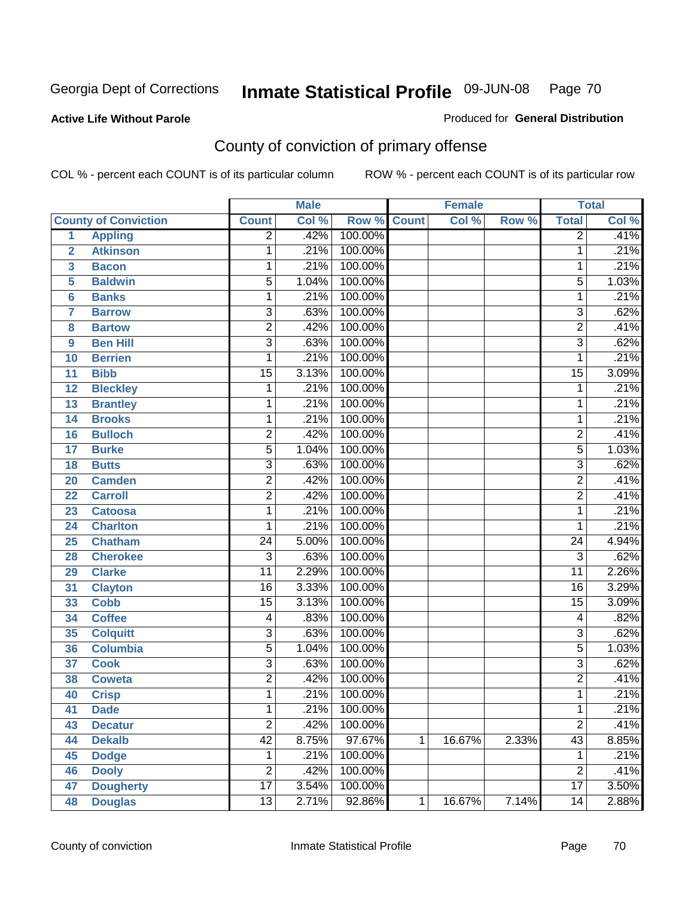Georgia Dept of Corrections **Inmate Statistical Profile** 09-JUN-08

**Active Life Without Parole**

Produced for **General Distribution**

## County of conviction of primary offense

COL % - percent each COUNT is of its particular column     ROW % - percent each COUNT is of its particular row

| | | Male | | | Female | | | Total | |
|---|---|---|---|---|---|---|---|---|---|
| **County of Conviction** | | **Count** | **Col %** | **Row %** | **Count** | **Col %** | **Row %** | **Total** | **Col %** |
| 1 | **Appling** | 2 | .42% | 100.00% | | | | 2 | .41% |
| 2 | **Atkinson** | 1 | .21% | 100.00% | | | | 1 | .21% |
| 3 | **Bacon** | 1 | .21% | 100.00% | | | | 1 | .21% |
| 5 | **Baldwin** | 5 | 1.04% | 100.00% | | | | 5 | 1.03% |
| 6 | **Banks** | 1 | .21% | 100.00% | | | | 1 | .21% |
| 7 | **Barrow** | 3 | .63% | 100.00% | | | | 3 | .62% |
| 8 | **Bartow** | 2 | .42% | 100.00% | | | | 2 | .41% |
| 9 | **Ben Hill** | 3 | .63% | 100.00% | | | | 3 | .62% |
| 10 | **Berrien** | 1 | .21% | 100.00% | | | | 1 | .21% |
| 11 | **Bibb** | 15 | 3.13% | 100.00% | | | | 15 | 3.09% |
| 12 | **Bleckley** | 1 | .21% | 100.00% | | | | 1 | .21% |
| 13 | **Brantley** | 1 | .21% | 100.00% | | | | 1 | .21% |
| 14 | **Brooks** | 1 | .21% | 100.00% | | | | 1 | .21% |
| 16 | **Bulloch** | 2 | .42% | 100.00% | | | | 2 | .41% |
| 17 | **Burke** | 5 | 1.04% | 100.00% | | | | 5 | 1.03% |
| 18 | **Butts** | 3 | .63% | 100.00% | | | | 3 | .62% |
| 20 | **Camden** | 2 | .42% | 100.00% | | | | 2 | .41% |
| 22 | **Carroll** | 2 | .42% | 100.00% | | | | 2 | .41% |
| 23 | **Catoosa** | 1 | .21% | 100.00% | | | | 1 | .21% |
| 24 | **Charlton** | 1 | .21% | 100.00% | | | | 1 | .21% |
| 25 | **Chatham** | 24 | 5.00% | 100.00% | | | | 24 | 4.94% |
| 28 | **Cherokee** | 3 | .63% | 100.00% | | | | 3 | .62% |
| 29 | **Clarke** | 11 | 2.29% | 100.00% | | | | 11 | 2.26% |
| 31 | **Clayton** | 16 | 3.33% | 100.00% | | | | 16 | 3.29% |
| 33 | **Cobb** | 15 | 3.13% | 100.00% | | | | 15 | 3.09% |
| 34 | **Coffee** | 4 | .83% | 100.00% | | | | 4 | .82% |
| 35 | **Colquitt** | 3 | .63% | 100.00% | | | | 3 | .62% |
| 36 | **Columbia** | 5 | 1.04% | 100.00% | | | | 5 | 1.03% |
| 37 | **Cook** | 3 | .63% | 100.00% | | | | 3 | .62% |
| 38 | **Coweta** | 2 | .42% | 100.00% | | | | 2 | .41% |
| 40 | **Crisp** | 1 | .21% | 100.00% | | | | 1 | .21% |
| 41 | **Dade** | 1 | .21% | 100.00% | | | | 1 | .21% |
| 43 | **Decatur** | 2 | .42% | 100.00% | | | | 2 | .41% |
| 44 | **Dekalb** | 42 | 8.75% | 97.67% | 1 | 16.67% | 2.33% | 43 | 8.85% |
| 45 | **Dodge** | 1 | .21% | 100.00% | | | | 1 | .21% |
| 46 | **Dooly** | 2 | .42% | 100.00% | | | | 2 | .41% |
| 47 | **Dougherty** | 17 | 3.54% | 100.00% | | | | 17 | 3.50% |
| 48 | **Douglas** | 13 | 2.71% | 92.86% | 1 | 16.67% | 7.14% | 14 | 2.88% |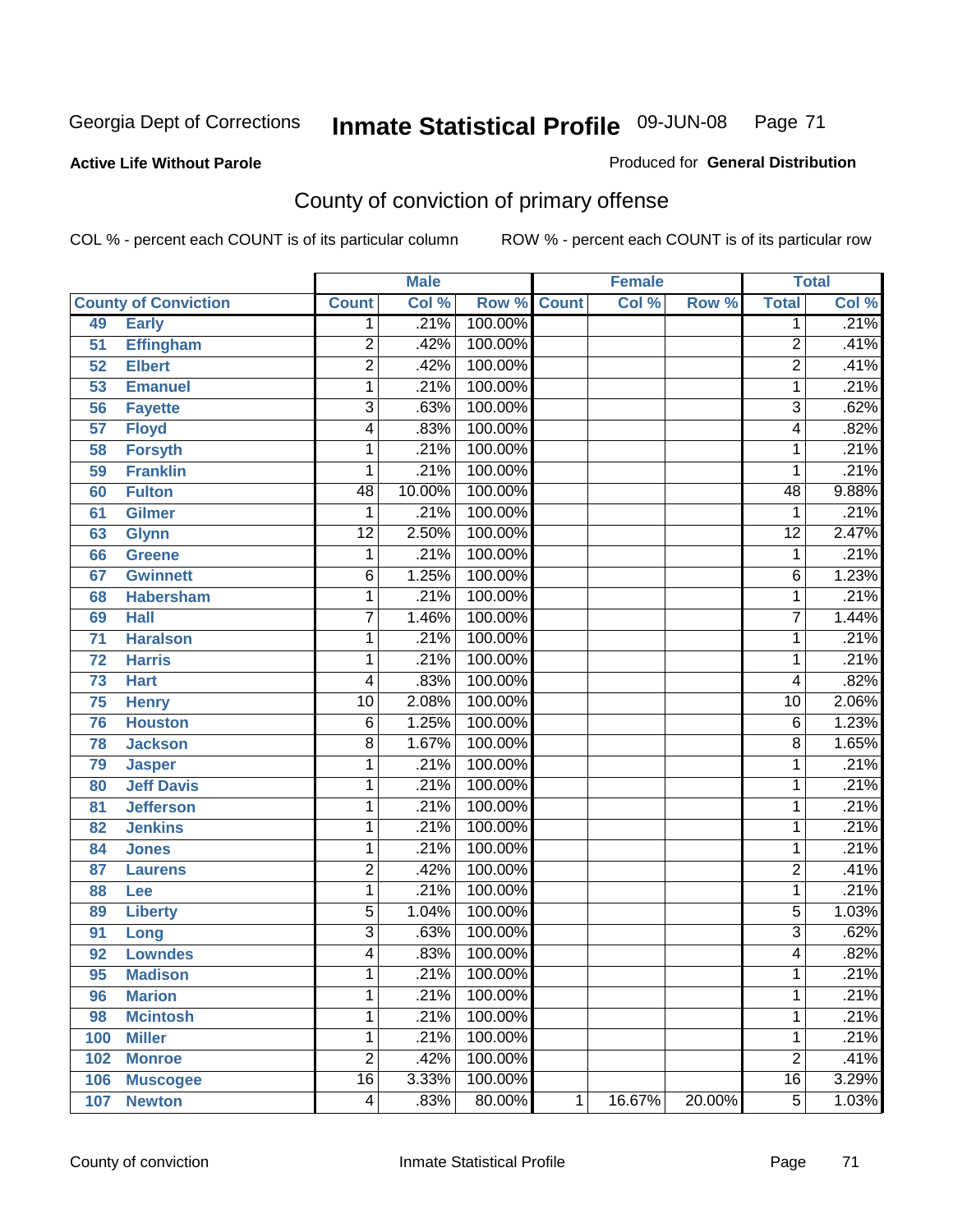Georgia Dept of Corrections **Inmate Statistical Profile** 09-JUN-08

**Active Life Without Parole**

Produced for **General Distribution**

# County of conviction of primary offense

COL % - percent each COUNT is of its particular column ROW % - percent each COUNT is of its particular row

| County of Conviction | | Male | | | Female | | | Total | |
|---|---|---|---|---|---|---|---|---|---|
| | | Count | Col % | Row % | Count | Col % | Row % | Total | Col % |
| 49 | Early | 1 | .21% | 100.00% | | | | 1 | .21% |
| 51 | Effingham | 2 | .42% | 100.00% | | | | 2 | .41% |
| 52 | Elbert | 2 | .42% | 100.00% | | | | 2 | .41% |
| 53 | Emanuel | 1 | .21% | 100.00% | | | | 1 | .21% |
| 56 | Fayette | 3 | .63% | 100.00% | | | | 3 | .62% |
| 57 | Floyd | 4 | .83% | 100.00% | | | | 4 | .82% |
| 58 | Forsyth | 1 | .21% | 100.00% | | | | 1 | .21% |
| 59 | Franklin | 1 | .21% | 100.00% | | | | 1 | .21% |
| 60 | Fulton | 48 | 10.00% | 100.00% | | | | 48 | 9.88% |
| 61 | Gilmer | 1 | .21% | 100.00% | | | | 1 | .21% |
| 63 | Glynn | 12 | 2.50% | 100.00% | | | | 12 | 2.47% |
| 66 | Greene | 1 | .21% | 100.00% | | | | 1 | .21% |
| 67 | Gwinnett | 6 | 1.25% | 100.00% | | | | 6 | 1.23% |
| 68 | Habersham | 1 | .21% | 100.00% | | | | 1 | .21% |
| 69 | Hall | 7 | 1.46% | 100.00% | | | | 7 | 1.44% |
| 71 | Haralson | 1 | .21% | 100.00% | | | | 1 | .21% |
| 72 | Harris | 1 | .21% | 100.00% | | | | 1 | .21% |
| 73 | Hart | 4 | .83% | 100.00% | | | | 4 | .82% |
| 75 | Henry | 10 | 2.08% | 100.00% | | | | 10 | 2.06% |
| 76 | Houston | 6 | 1.25% | 100.00% | | | | 6 | 1.23% |
| 78 | Jackson | 8 | 1.67% | 100.00% | | | | 8 | 1.65% |
| 79 | Jasper | 1 | .21% | 100.00% | | | | 1 | .21% |
| 80 | Jeff Davis | 1 | .21% | 100.00% | | | | 1 | .21% |
| 81 | Jefferson | 1 | .21% | 100.00% | | | | 1 | .21% |
| 82 | Jenkins | 1 | .21% | 100.00% | | | | 1 | .21% |
| 84 | Jones | 1 | .21% | 100.00% | | | | 1 | .21% |
| 87 | Laurens | 2 | .42% | 100.00% | | | | 2 | .41% |
| 88 | Lee | 1 | .21% | 100.00% | | | | 1 | .21% |
| 89 | Liberty | 5 | 1.04% | 100.00% | | | | 5 | 1.03% |
| 91 | Long | 3 | .63% | 100.00% | | | | 3 | .62% |
| 92 | Lowndes | 4 | .83% | 100.00% | | | | 4 | .82% |
| 95 | Madison | 1 | .21% | 100.00% | | | | 1 | .21% |
| 96 | Marion | 1 | .21% | 100.00% | | | | 1 | .21% |
| 98 | Mcintosh | 1 | .21% | 100.00% | | | | 1 | .21% |
| 100 | Miller | 1 | .21% | 100.00% | | | | 1 | .21% |
| 102 | Monroe | 2 | .42% | 100.00% | | | | 2 | .41% |
| 106 | Muscogee | 16 | 3.33% | 100.00% | | | | 16 | 3.29% |
| 107 | Newton | 4 | .83% | 80.00% | 1 | 16.67% | 20.00% | 5 | 1.03% |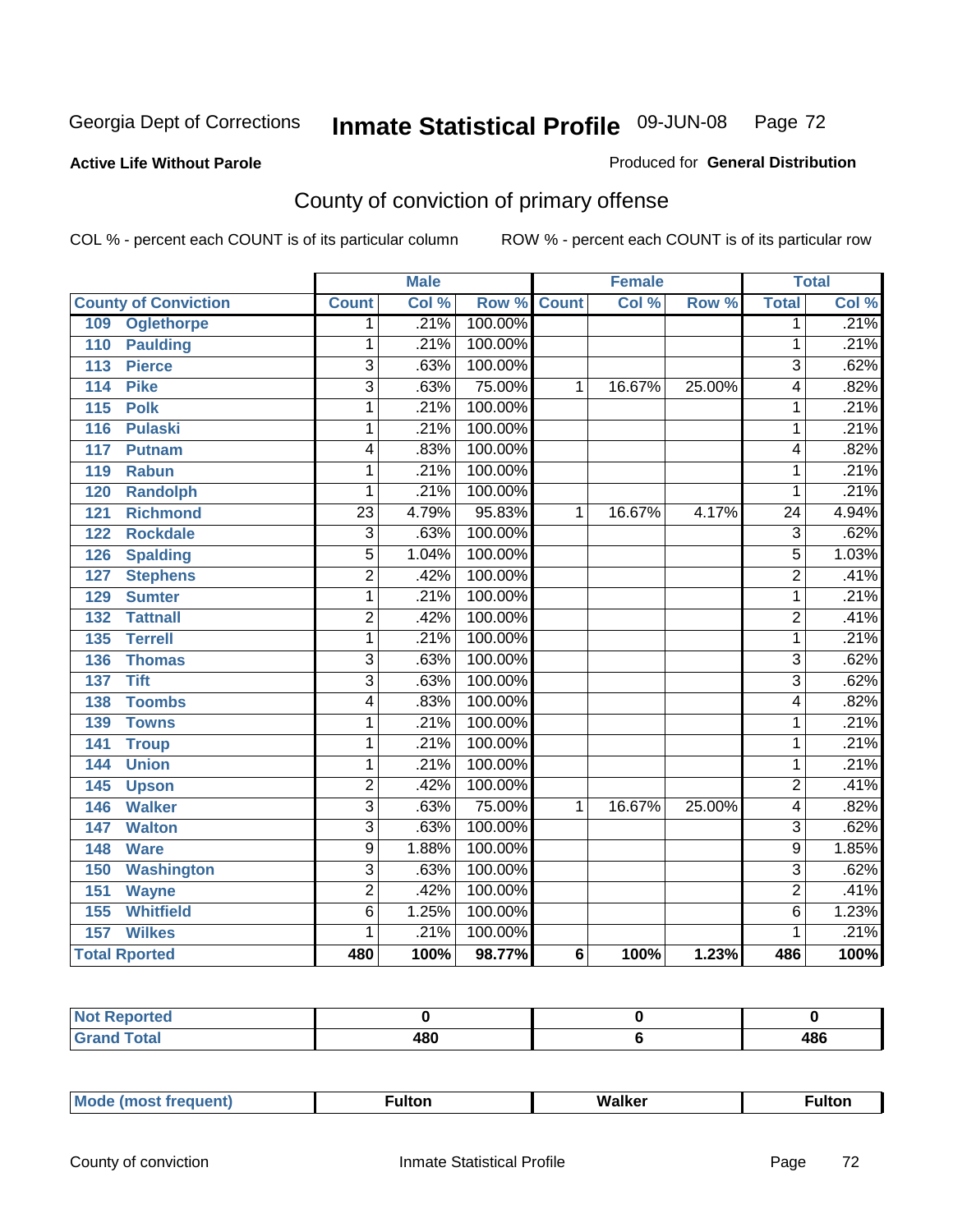Georgia Dept of Corrections **Inmate Statistical Profile** 09-JUN-08

**Active Life Without Parole**

Produced for **General Distribution**

## County of conviction of primary offense

COL % - percent each COUNT is of its particular column ROW % - percent each COUNT is of its particular row

| | Male | | | Female | | | Total | |
|---|---|---|---|---|---|---|---|---|
| County of Conviction | Count | Col % | Row % | Count | Col % | Row % | Total | Col % |
| 109 Oglethorpe | 1 | .21% | 100.00% | | | | 1 | .21% |
| 110 Paulding | 1 | .21% | 100.00% | | | | 1 | .21% |
| 113 Pierce | 3 | .63% | 100.00% | | | | 3 | .62% |
| 114 Pike | 3 | .63% | 75.00% | 1 | 16.67% | 25.00% | 4 | .82% |
| 115 Polk | 1 | .21% | 100.00% | | | | 1 | .21% |
| 116 Pulaski | 1 | .21% | 100.00% | | | | 1 | .21% |
| 117 Putnam | 4 | .83% | 100.00% | | | | 4 | .82% |
| 119 Rabun | 1 | .21% | 100.00% | | | | 1 | .21% |
| 120 Randolph | 1 | .21% | 100.00% | | | | 1 | .21% |
| 121 Richmond | 23 | 4.79% | 95.83% | 1 | 16.67% | 4.17% | 24 | 4.94% |
| 122 Rockdale | 3 | .63% | 100.00% | | | | 3 | .62% |
| 126 Spalding | 5 | 1.04% | 100.00% | | | | 5 | 1.03% |
| 127 Stephens | 2 | .42% | 100.00% | | | | 2 | .41% |
| 129 Sumter | 1 | .21% | 100.00% | | | | 1 | .21% |
| 132 Tattnall | 2 | .42% | 100.00% | | | | 2 | .41% |
| 135 Terrell | 1 | .21% | 100.00% | | | | 1 | .21% |
| 136 Thomas | 3 | .63% | 100.00% | | | | 3 | .62% |
| 137 Tift | 3 | .63% | 100.00% | | | | 3 | .62% |
| 138 Toombs | 4 | .83% | 100.00% | | | | 4 | .82% |
| 139 Towns | 1 | .21% | 100.00% | | | | 1 | .21% |
| 141 Troup | 1 | .21% | 100.00% | | | | 1 | .21% |
| 144 Union | 1 | .21% | 100.00% | | | | 1 | .21% |
| 145 Upson | 2 | .42% | 100.00% | | | | 2 | .41% |
| 146 Walker | 3 | .63% | 75.00% | 1 | 16.67% | 25.00% | 4 | .82% |
| 147 Walton | 3 | .63% | 100.00% | | | | 3 | .62% |
| 148 Ware | 9 | 1.88% | 100.00% | | | | 9 | 1.85% |
| 150 Washington | 3 | .63% | 100.00% | | | | 3 | .62% |
| 151 Wayne | 2 | .42% | 100.00% | | | | 2 | .41% |
| 155 Whitfield | 6 | 1.25% | 100.00% | | | | 6 | 1.23% |
| 157 Wilkes | 1 | .21% | 100.00% | | | | 1 | .21% |
| **Total Rported** | **480** | **100%** | **98.77%** | **6** | **100%** | **1.23%** | **486** | **100%** |

| | Male | Female | Total |
|---|---|---|---|
| Not Reported | 0 | 0 | 0 |
| Grand Total | 480 | 6 | 486 |

| | Male | Female | Total |
|---|---|---|---|
| Mode (most frequent) | Fulton | Walker | Fulton |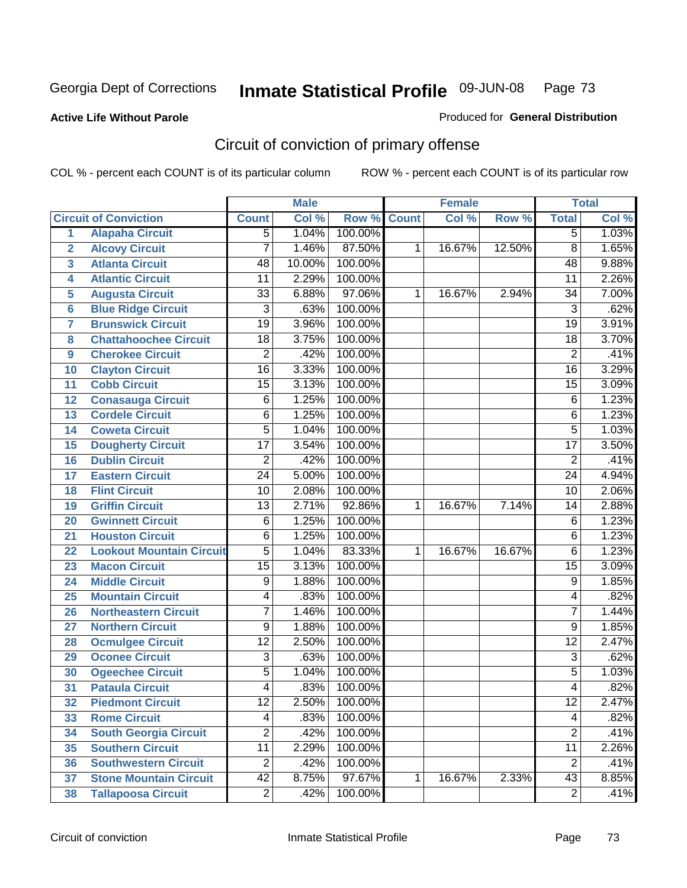Georgia Dept of Corrections **Inmate Statistical Profile** 09-JUN-08

**Active Life Without Parole**

Produced for **General Distribution**

## Circuit of conviction of primary offense

COL % - percent each COUNT is of its particular column

ROW % - percent each COUNT is of its particular row

| | | Male | | | Female | | | Total | |
|---|---|---|---|---|---|---|---|---|---|
| | **Circuit of Conviction** | **Count** | **Col %** | **Row %** | **Count** | **Col %** | **Row %** | **Total** | **Col %** |
| 1 | **Alapaha Circuit** | 5 | 1.04% | 100.00% | | | | 5 | 1.03% |
| 2 | **Alcovy Circuit** | 7 | 1.46% | 87.50% | 1 | 16.67% | 12.50% | 8 | 1.65% |
| 3 | **Atlanta Circuit** | 48 | 10.00% | 100.00% | | | | 48 | 9.88% |
| 4 | **Atlantic Circuit** | 11 | 2.29% | 100.00% | | | | 11 | 2.26% |
| 5 | **Augusta Circuit** | 33 | 6.88% | 97.06% | 1 | 16.67% | 2.94% | 34 | 7.00% |
| 6 | **Blue Ridge Circuit** | 3 | .63% | 100.00% | | | | 3 | .62% |
| 7 | **Brunswick Circuit** | 19 | 3.96% | 100.00% | | | | 19 | 3.91% |
| 8 | **Chattahoochee Circuit** | 18 | 3.75% | 100.00% | | | | 18 | 3.70% |
| 9 | **Cherokee Circuit** | 2 | .42% | 100.00% | | | | 2 | .41% |
| 10 | **Clayton Circuit** | 16 | 3.33% | 100.00% | | | | 16 | 3.29% |
| 11 | **Cobb Circuit** | 15 | 3.13% | 100.00% | | | | 15 | 3.09% |
| 12 | **Conasauga Circuit** | 6 | 1.25% | 100.00% | | | | 6 | 1.23% |
| 13 | **Cordele Circuit** | 6 | 1.25% | 100.00% | | | | 6 | 1.23% |
| 14 | **Coweta Circuit** | 5 | 1.04% | 100.00% | | | | 5 | 1.03% |
| 15 | **Dougherty Circuit** | 17 | 3.54% | 100.00% | | | | 17 | 3.50% |
| 16 | **Dublin Circuit** | 2 | .42% | 100.00% | | | | 2 | .41% |
| 17 | **Eastern Circuit** | 24 | 5.00% | 100.00% | | | | 24 | 4.94% |
| 18 | **Flint Circuit** | 10 | 2.08% | 100.00% | | | | 10 | 2.06% |
| 19 | **Griffin Circuit** | 13 | 2.71% | 92.86% | 1 | 16.67% | 7.14% | 14 | 2.88% |
| 20 | **Gwinnett Circuit** | 6 | 1.25% | 100.00% | | | | 6 | 1.23% |
| 21 | **Houston Circuit** | 6 | 1.25% | 100.00% | | | | 6 | 1.23% |
| 22 | **Lookout Mountain Circuit** | 5 | 1.04% | 83.33% | 1 | 16.67% | 16.67% | 6 | 1.23% |
| 23 | **Macon Circuit** | 15 | 3.13% | 100.00% | | | | 15 | 3.09% |
| 24 | **Middle Circuit** | 9 | 1.88% | 100.00% | | | | 9 | 1.85% |
| 25 | **Mountain Circuit** | 4 | .83% | 100.00% | | | | 4 | .82% |
| 26 | **Northeastern Circuit** | 7 | 1.46% | 100.00% | | | | 7 | 1.44% |
| 27 | **Northern Circuit** | 9 | 1.88% | 100.00% | | | | 9 | 1.85% |
| 28 | **Ocmulgee Circuit** | 12 | 2.50% | 100.00% | | | | 12 | 2.47% |
| 29 | **Oconee Circuit** | 3 | .63% | 100.00% | | | | 3 | .62% |
| 30 | **Ogeechee Circuit** | 5 | 1.04% | 100.00% | | | | 5 | 1.03% |
| 31 | **Pataula Circuit** | 4 | .83% | 100.00% | | | | 4 | .82% |
| 32 | **Piedmont Circuit** | 12 | 2.50% | 100.00% | | | | 12 | 2.47% |
| 33 | **Rome Circuit** | 4 | .83% | 100.00% | | | | 4 | .82% |
| 34 | **South Georgia Circuit** | 2 | .42% | 100.00% | | | | 2 | .41% |
| 35 | **Southern Circuit** | 11 | 2.29% | 100.00% | | | | 11 | 2.26% |
| 36 | **Southwestern Circuit** | 2 | .42% | 100.00% | | | | 2 | .41% |
| 37 | **Stone Mountain Circuit** | 42 | 8.75% | 97.67% | 1 | 16.67% | 2.33% | 43 | 8.85% |
| 38 | **Tallapoosa Circuit** | 2 | .42% | 100.00% | | | | 2 | .41% |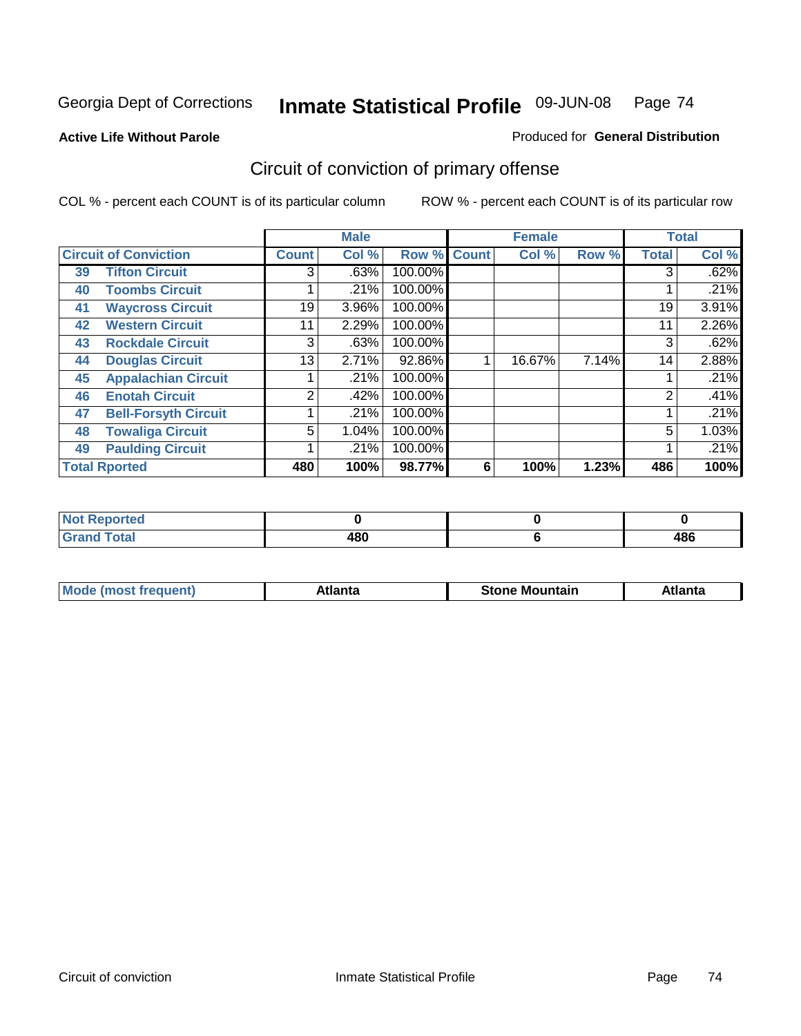Georgia Dept of Corrections **Inmate Statistical Profile** 09-JUN-08

**Active Life Without Parole**

Produced for **General Distribution**

## Circuit of conviction of primary offense

COL % - percent each COUNT is of its particular column ROW % - percent each COUNT is of its particular row

| | | Male | | | Female | | | Total | |
|---|---|---|---|---|---|---|---|---|---|
| **Circuit of Conviction** | | **Count** | **Col %** | **Row %** | **Count** | **Col %** | **Row %** | **Total** | **Col %** |
| 39 | **Tifton Circuit** | 3 | .63% | 100.00% | | | | 3 | .62% |
| 40 | **Toombs Circuit** | 1 | .21% | 100.00% | | | | 1 | .21% |
| 41 | **Waycross Circuit** | 19 | 3.96% | 100.00% | | | | 19 | 3.91% |
| 42 | **Western Circuit** | 11 | 2.29% | 100.00% | | | | 11 | 2.26% |
| 43 | **Rockdale Circuit** | 3 | .63% | 100.00% | | | | 3 | .62% |
| 44 | **Douglas Circuit** | 13 | 2.71% | 92.86% | 1 | 16.67% | 7.14% | 14 | 2.88% |
| 45 | **Appalachian Circuit** | 1 | .21% | 100.00% | | | | 1 | .21% |
| 46 | **Enotah Circuit** | 2 | .42% | 100.00% | | | | 2 | .41% |
| 47 | **Bell-Forsyth Circuit** | 1 | .21% | 100.00% | | | | 1 | .21% |
| 48 | **Towaliga Circuit** | 5 | 1.04% | 100.00% | | | | 5 | 1.03% |
| 49 | **Paulding Circuit** | 1 | .21% | 100.00% | | | | 1 | .21% |
| **Total Rported** | | **480** | **100%** | **98.77%** | **6** | **100%** | **1.23%** | **486** | **100%** |

| | Male | Female | Total |
|---|---|---|---|
| **Not Reported** | **0** | **0** | **0** |
| **Grand Total** | **480** | **6** | **486** |

| | Male | Female | Total |
|---|---|---|---|
| **Mode (most frequent)** | **Atlanta** | **Stone Mountain** | **Atlanta** |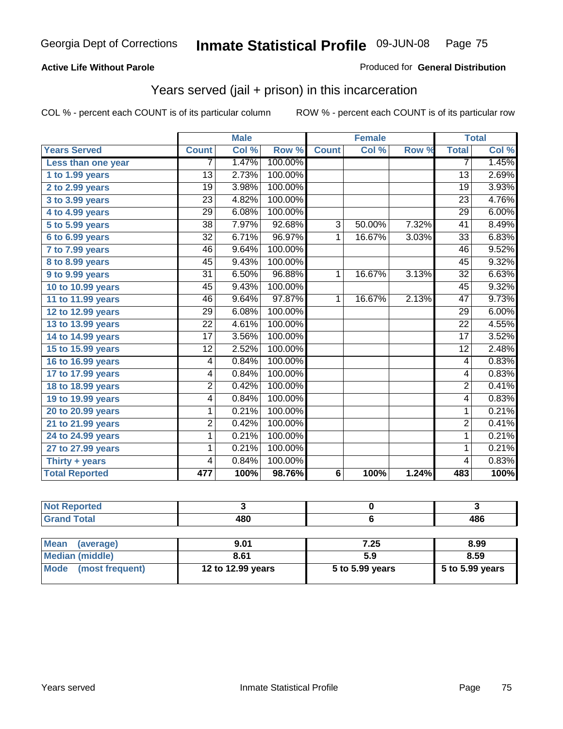Georgia Dept of Corrections **Inmate Statistical Profile** 09-JUN-08

**Active Life Without Parole**

Produced for **General Distribution**

## Years served (jail + prison) in this incarceration

COL % - percent each COUNT is of its particular column    ROW % - percent each COUNT is of its particular row

| | Male | | | Female | | | Total | |
|---|---|---|---|---|---|---|---|---|
| **Years Served** | **Count** | **Col %** | **Row %** | **Count** | **Col %** | **Row %** | **Total** | **Col %** |
| Less than one year | 7 | 1.47% | 100.00% | | | | 7 | 1.45% |
| 1 to 1.99 years | 13 | 2.73% | 100.00% | | | | 13 | 2.69% |
| 2 to 2.99 years | 19 | 3.98% | 100.00% | | | | 19 | 3.93% |
| 3 to 3.99 years | 23 | 4.82% | 100.00% | | | | 23 | 4.76% |
| 4 to 4.99 years | 29 | 6.08% | 100.00% | | | | 29 | 6.00% |
| 5 to 5.99 years | 38 | 7.97% | 92.68% | 3 | 50.00% | 7.32% | 41 | 8.49% |
| 6 to 6.99 years | 32 | 6.71% | 96.97% | 1 | 16.67% | 3.03% | 33 | 6.83% |
| 7 to 7.99 years | 46 | 9.64% | 100.00% | | | | 46 | 9.52% |
| 8 to 8.99 years | 45 | 9.43% | 100.00% | | | | 45 | 9.32% |
| 9 to 9.99 years | 31 | 6.50% | 96.88% | 1 | 16.67% | 3.13% | 32 | 6.63% |
| 10 to 10.99 years | 45 | 9.43% | 100.00% | | | | 45 | 9.32% |
| 11 to 11.99 years | 46 | 9.64% | 97.87% | 1 | 16.67% | 2.13% | 47 | 9.73% |
| 12 to 12.99 years | 29 | 6.08% | 100.00% | | | | 29 | 6.00% |
| 13 to 13.99 years | 22 | 4.61% | 100.00% | | | | 22 | 4.55% |
| 14 to 14.99 years | 17 | 3.56% | 100.00% | | | | 17 | 3.52% |
| 15 to 15.99 years | 12 | 2.52% | 100.00% | | | | 12 | 2.48% |
| 16 to 16.99 years | 4 | 0.84% | 100.00% | | | | 4 | 0.83% |
| 17 to 17.99 years | 4 | 0.84% | 100.00% | | | | 4 | 0.83% |
| 18 to 18.99 years | 2 | 0.42% | 100.00% | | | | 2 | 0.41% |
| 19 to 19.99 years | 4 | 0.84% | 100.00% | | | | 4 | 0.83% |
| 20 to 20.99 years | 1 | 0.21% | 100.00% | | | | 1 | 0.21% |
| 21 to 21.99 years | 2 | 0.42% | 100.00% | | | | 2 | 0.41% |
| 24 to 24.99 years | 1 | 0.21% | 100.00% | | | | 1 | 0.21% |
| 27 to 27.99 years | 1 | 0.21% | 100.00% | | | | 1 | 0.21% |
| Thirty + years | 4 | 0.84% | 100.00% | | | | 4 | 0.83% |
| **Total Reported** | **477** | **100%** | **98.76%** | **6** | **100%** | **1.24%** | **483** | **100%** |

| | Male | Female | Total |
|---|---|---|---|
| Not Reported | 3 | 0 | 3 |
| Grand Total | 480 | 6 | 486 |

| | Male | Female | Total |
|---|---|---|---|
| Mean (average) | 9.01 | 7.25 | 8.99 |
| Median (middle) | 8.61 | 5.9 | 8.59 |
| Mode (most frequent) | 12 to 12.99 years | 5 to 5.99 years | 5 to 5.99 years |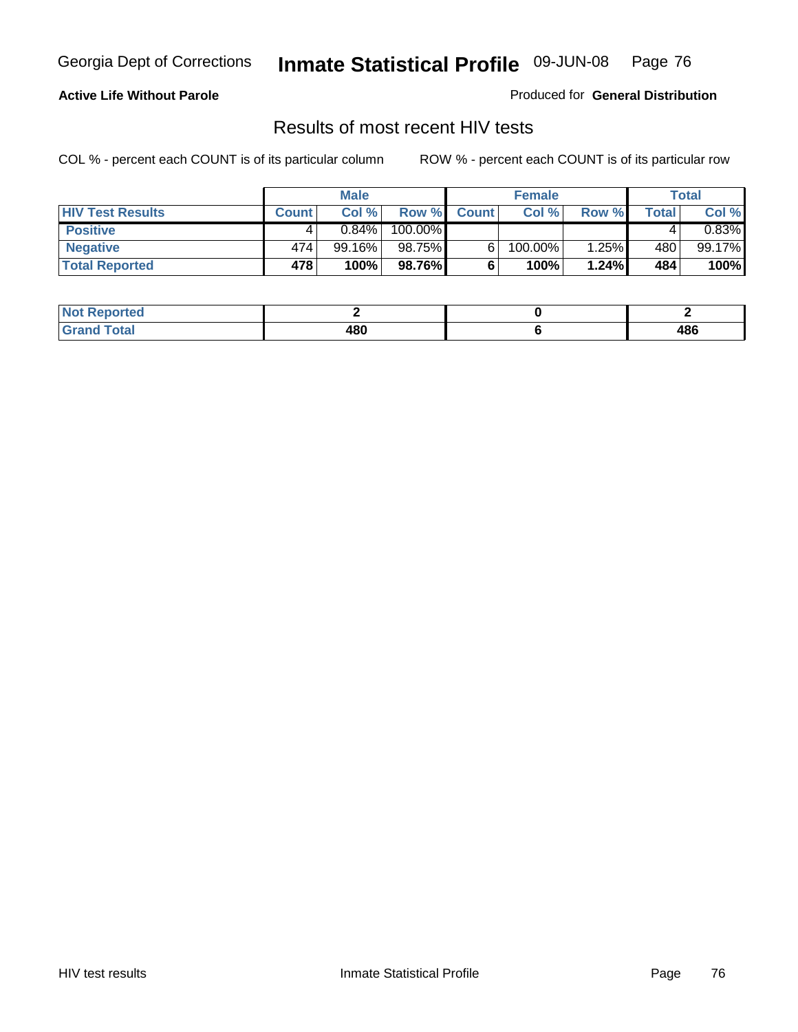**Active Life Without Parole**

Produced for **General Distribution**

## Results of most recent HIV tests

COL % - percent each COUNT is of its particular column

ROW % - percent each COUNT is of its particular row

| | Male | | | Female | | | Total | |
|---|---|---|---|---|---|---|---|---|
| **HIV Test Results** | **Count** | **Col %** | **Row %** | **Count** | **Col %** | **Row %** | **Total** | **Col %** |
| **Positive** | 4 | 0.84% | 100.00% | | | | 4 | 0.83% |
| **Negative** | 474 | 99.16% | 98.75% | 6 | 100.00% | 1.25% | 480 | 99.17% |
| **Total Reported** | **478** | **100%** | **98.76%** | **6** | **100%** | **1.24%** | **484** | **100%** |

| | Male | Female | Total |
|---|---|---|---|
| **Not Reported** | **2** | **0** | **2** |
| **Grand Total** | **480** | **6** | **486** |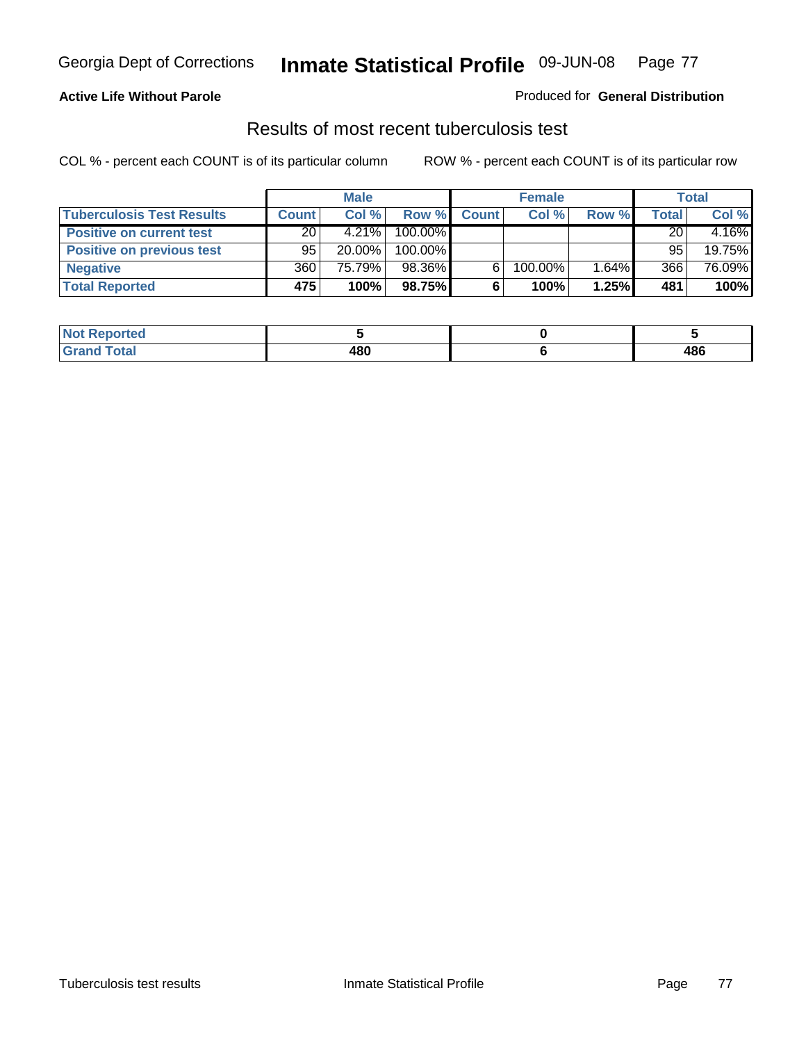Georgia Dept of Corrections **Inmate Statistical Profile** 09-JUN-08

**Active Life Without Parole**

Produced for **General Distribution**

## Results of most recent tuberculosis test

COL % - percent each COUNT is of its particular column

ROW % - percent each COUNT is of its particular row

| | Male | | | Female | | | Total | |
|---|---|---|---|---|---|---|---|---|
| **Tuberculosis Test Results** | **Count** | **Col %** | **Row %** | **Count** | **Col %** | **Row %** | **Total** | **Col %** |
| **Positive on current test** | 20 | 4.21% | 100.00% | | | | 20 | 4.16% |
| **Positive on previous test** | 95 | 20.00% | 100.00% | | | | 95 | 19.75% |
| **Negative** | 360 | 75.79% | 98.36% | 6 | 100.00% | 1.64% | 366 | 76.09% |
| **Total Reported** | **475** | **100%** | **98.75%** | **6** | **100%** | **1.25%** | **481** | **100%** |

| | Male | Female | Total |
|---|---|---|---|
| **Not Reported** | **5** | **0** | **5** |
| **Grand Total** | **480** | **6** | **486** |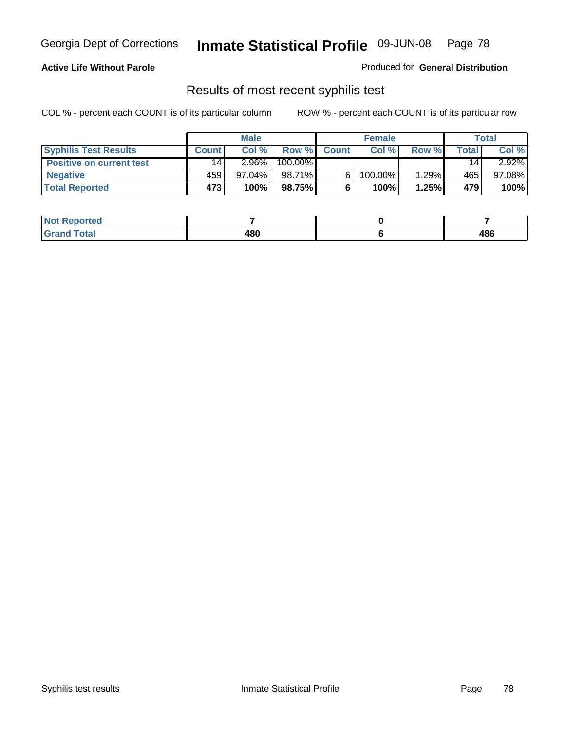**Active Life Without Parole**

Produced for **General Distribution**

## Results of most recent syphilis test

COL % - percent each COUNT is of its particular column

ROW % - percent each COUNT is of its particular row

| | Male | | | Female | | | Total | |
|---|---|---|---|---|---|---|---|---|
| **Syphilis Test Results** | **Count** | **Col %** | **Row %** | **Count** | **Col %** | **Row %** | **Total** | **Col %** |
| **Positive on current test** | 14 | 2.96% | 100.00% | | | | 14 | 2.92% |
| **Negative** | 459 | 97.04% | 98.71% | 6 | 100.00% | 1.29% | 465 | 97.08% |
| **Total Reported** | **473** | **100%** | **98.75%** | **6** | **100%** | **1.25%** | **479** | **100%** |

| | Male | Female | Total |
|---|---|---|---|
| **Not Reported** | **7** | **0** | **7** |
| **Grand Total** | **480** | **6** | **486** |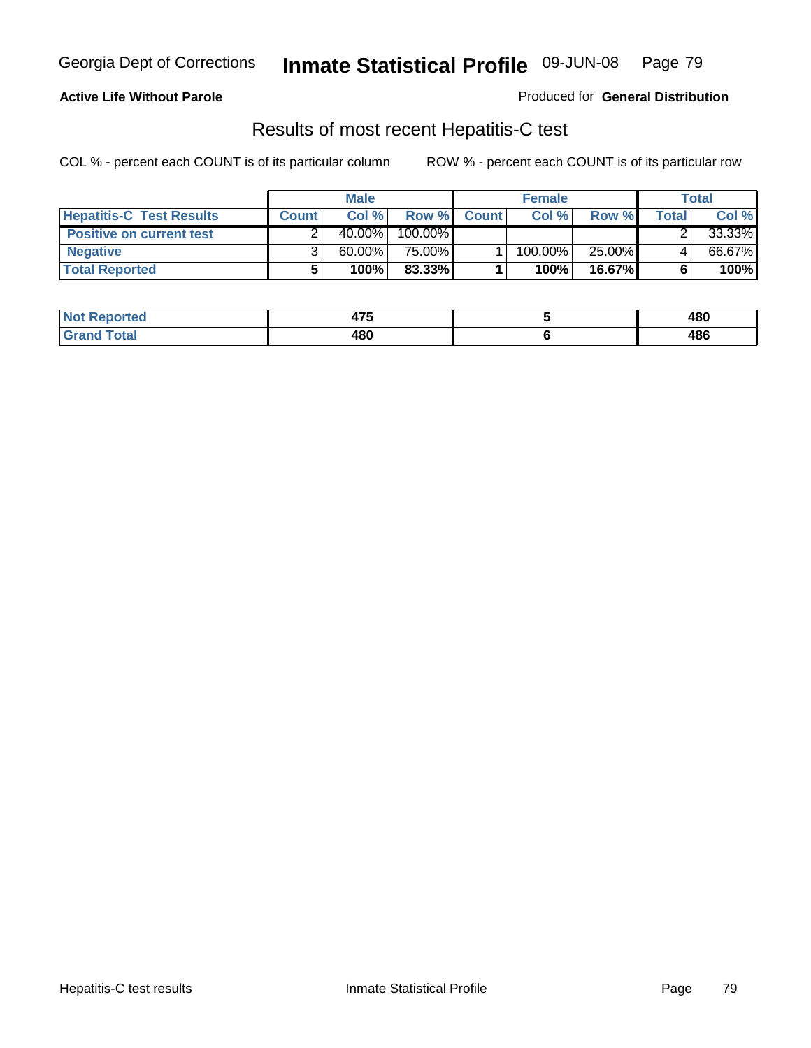**Active Life Without Parole**

Produced for **General Distribution**

## Results of most recent Hepatitis-C test

COL % - percent each COUNT is of its particular column

ROW % - percent each COUNT is of its particular row

| | Male | | | Female | | | Total | |
|---|---|---|---|---|---|---|---|---|
| **Hepatitis-C Test Results** | **Count** | **Col %** | **Row %** | **Count** | **Col %** | **Row %** | **Total** | **Col %** |
| **Positive on current test** | 2 | 40.00% | 100.00% | | | | 2 | 33.33% |
| **Negative** | 3 | 60.00% | 75.00% | 1 | 100.00% | 25.00% | 4 | 66.67% |
| **Total Reported** | **5** | **100%** | **83.33%** | **1** | **100%** | **16.67%** | **6** | **100%** |

| | Male | Female | Total |
|---|---|---|---|
| **Not Reported** | **475** | **5** | **480** |
| **Grand Total** | **480** | **6** | **486** |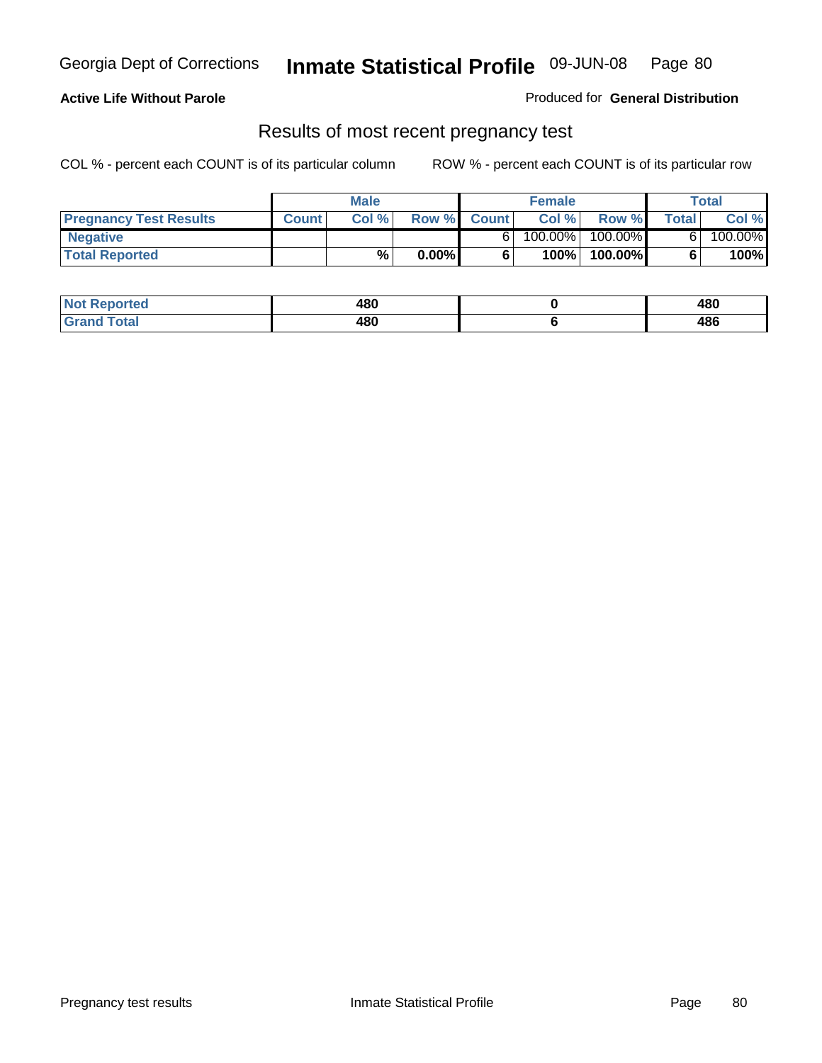Georgia Dept of Corrections **Inmate Statistical Profile** 09-JUN-08

**Active Life Without Parole**

Produced for **General Distribution**

## Results of most recent pregnancy test

COL % - percent each COUNT is of its particular column

ROW % - percent each COUNT is of its particular row

| | Male | | | Female | | | Total | |
|---|---|---|---|---|---|---|---|---|
| **Pregnancy Test Results** | **Count** | **Col %** | **Row %** | **Count** | **Col %** | **Row %** | **Total** | **Col %** |
| **Negative** | | | | 6 | 100.00% | 100.00% | 6 | 100.00% |
| **Total Reported** | | **%** | **0.00%** | **6** | **100%** | **100.00%** | **6** | **100%** |

| | Male | Female | Total |
|---|---|---|---|
| **Not Reported** | **480** | **0** | **480** |
| **Grand Total** | **480** | **6** | **486** |

Pregnancy test results — Inmate Statistical Profile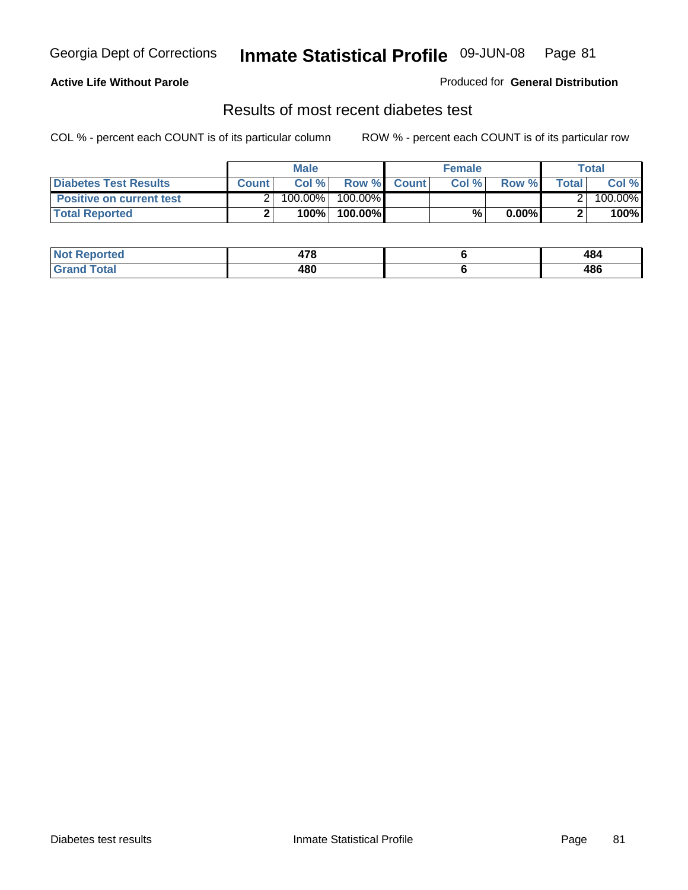Georgia Dept of Corrections **Inmate Statistical Profile** 09-JUN-08 Page 81

**Active Life Without Parole**

Produced for **General Distribution**

## Results of most recent diabetes test

COL % - percent each COUNT is of its particular column     ROW % - percent each COUNT is of its particular row

| | Male | | | Female | | | Total | |
|---|---|---|---|---|---|---|---|---|
| **Diabetes Test Results** | **Count** | **Col %** | **Row %** | **Count** | **Col %** | **Row %** | **Total** | **Col %** |
| **Positive on current test** | 2 | 100.00% | 100.00% | | | | 2 | 100.00% |
| **Total Reported** | **2** | **100%** | **100.00%** | | **%** | **0.00%** | **2** | **100%** |

| | Male | Female | Total |
|---|---|---|---|
| **Not Reported** | **478** | **6** | **484** |
| **Grand Total** | **480** | **6** | **486** |

Diabetes test results     Inmate Statistical Profile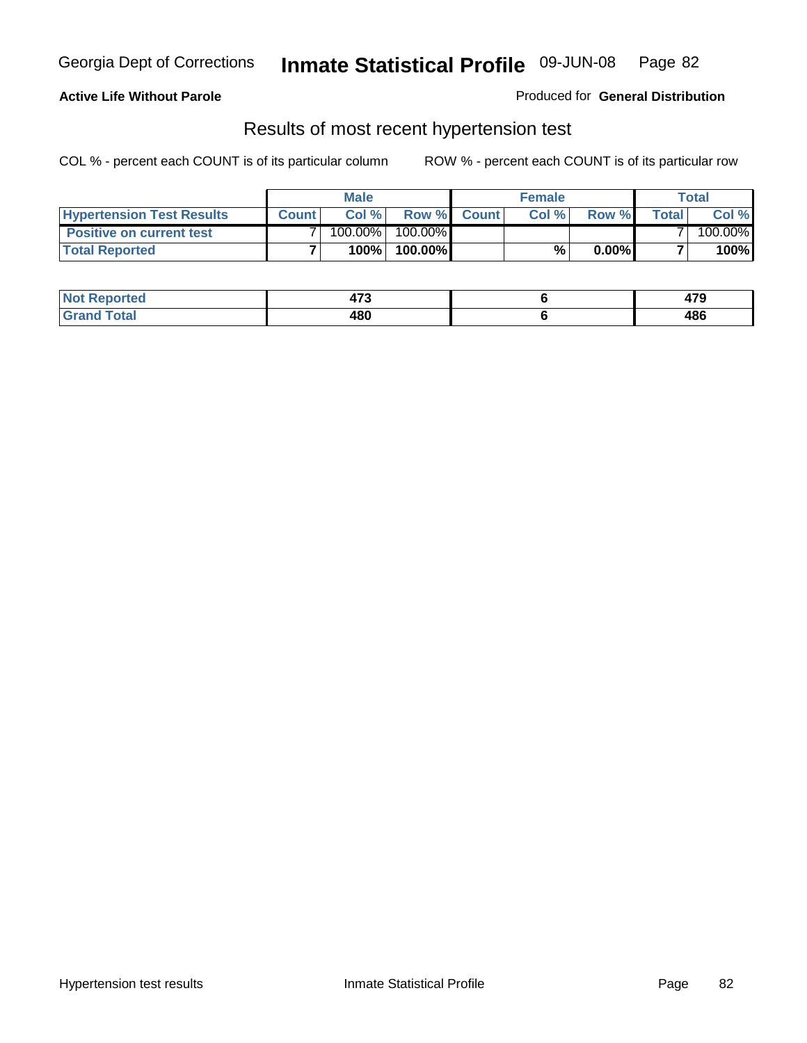# Inmate Statistical Profile

Georgia Dept of Corrections — 09-JUN-08

**Active Life Without Parole**

Produced for **General Distribution**

## Results of most recent hypertension test

COL % - percent each COUNT is of its particular column

ROW % - percent each COUNT is of its particular row

| | Male | | | Female | | | Total | |
|---|---|---|---|---|---|---|---|---|
| **Hypertension Test Results** | **Count** | **Col %** | **Row %** | **Count** | **Col %** | **Row %** | **Total** | **Col %** |
| **Positive on current test** | 7 | 100.00% | 100.00% | | | | 7 | 100.00% |
| **Total Reported** | **7** | **100%** | **100.00%** | | **%** | **0.00%** | **7** | **100%** |

| | Male | Female | Total |
|---|---|---|---|
| **Not Reported** | **473** | **6** | **479** |
| **Grand Total** | **480** | **6** | **486** |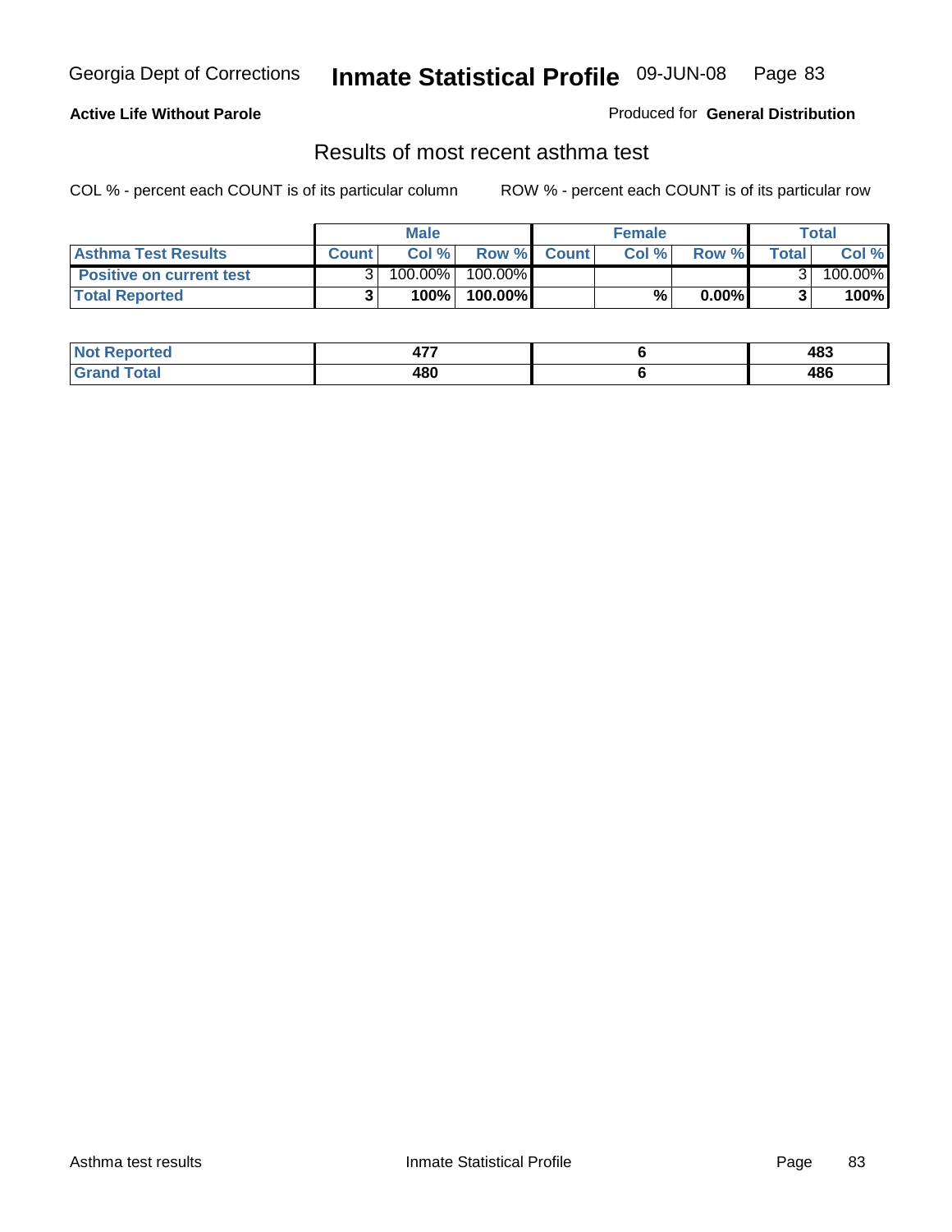Georgia Dept of Corrections **Inmate Statistical Profile** 09-JUN-08

**Active Life Without Parole**

Produced for **General Distribution**

## Results of most recent asthma test

COL % - percent each COUNT is of its particular column

ROW % - percent each COUNT is of its particular row

| | Male | | | Female | | | Total | |
|---|---|---|---|---|---|---|---|---|
| **Asthma Test Results** | **Count** | **Col %** | **Row %** | **Count** | **Col %** | **Row %** | **Total** | **Col %** |
| **Positive on current test** | 3 | 100.00% | 100.00% | | | | 3 | 100.00% |
| **Total Reported** | **3** | **100%** | **100.00%** | | **%** | **0.00%** | **3** | **100%** |

| | Male | Female | Total |
|---|---|---|---|
| **Not Reported** | **477** | **6** | **483** |
| **Grand Total** | **480** | **6** | **486** |

Asthma test results Inmate Statistical Profile